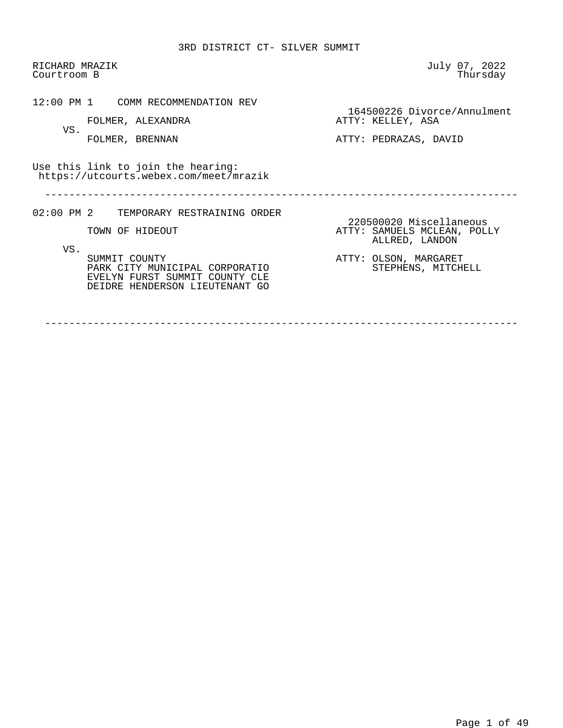# 3RD DISTRICT CT- SILVER SUMMIT

RICHARD MRAZIK
Courtroom B

July 07, 2022
Thursday

---

**12:00 PM 1 COMM RECOMMENDATION REV**

164500226 Divorce/Annulment

FOLMER, ALEXANDRA — ATTY: KELLEY, ASA

VS.

FOLMER, BRENNAN — ATTY: PEDRAZAS, DAVID

Use this link to join the hearing:
https://utcourts.webex.com/meet/mrazik

---

**02:00 PM 2 TEMPORARY RESTRAINING ORDER**

220500020 Miscellaneous

TOWN OF HIDEOUT — ATTY: SAMUELS MCLEAN, POLLY; ALLRED, LANDON

VS.

SUMMIT COUNTY — ATTY: OLSON, MARGARET; STEPHENS, MITCHELL
PARK CITY MUNICIPAL CORPORATIO
EVELYN FURST SUMMIT COUNTY CLE
DEIDRE HENDERSON LIEUTENANT GO

---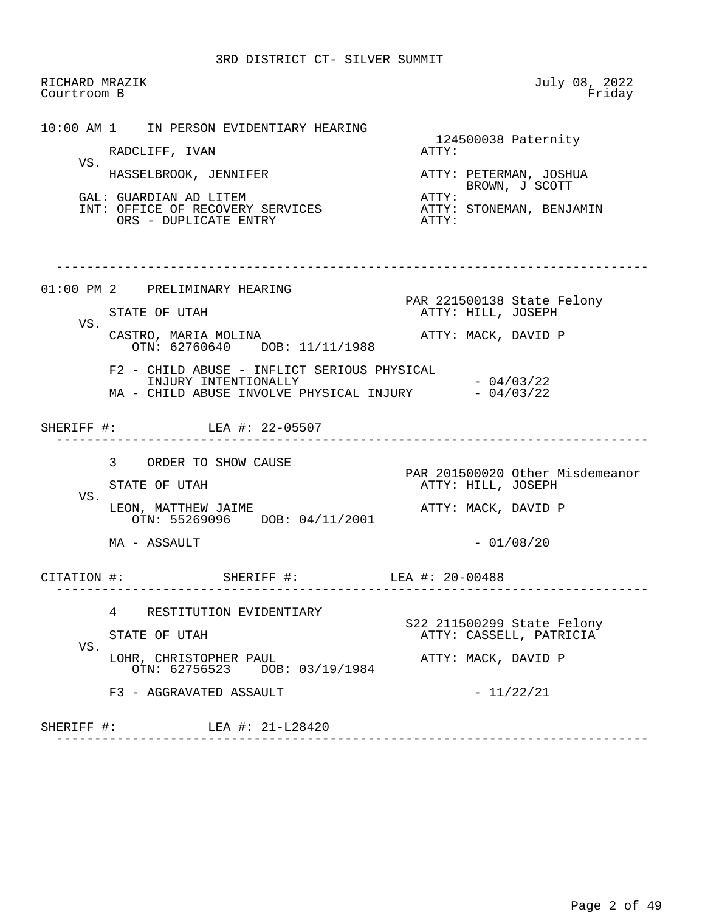# 3RD DISTRICT CT- SILVER SUMMIT

RICHARD MRAZIK
Courtroom B

July 08, 2022
Friday

---

**10:00 AM 1 IN PERSON EVIDENTIARY HEARING**

124500038 Paternity

RADCLIFF, IVAN — ATTY:

VS.

HASSELBROOK, JENNIFER — ATTY: PETERMAN, JOSHUA; BROWN, J SCOTT

GAL: GUARDIAN AD LITEM — ATTY:

INT: OFFICE OF RECOVERY SERVICES — ATTY: STONEMAN, BENJAMIN

ORS - DUPLICATE ENTRY — ATTY:

---

**01:00 PM 2 PRELIMINARY HEARING**

PAR 221500138 State Felony

STATE OF UTAH — ATTY: HILL, JOSEPH

VS.

CASTRO, MARIA MOLINA — ATTY: MACK, DAVID P
OTN: 62760640 DOB: 11/11/1988

F2 - CHILD ABUSE - INFLICT SERIOUS PHYSICAL INJURY INTENTIONALLY - 04/03/22
MA - CHILD ABUSE INVOLVE PHYSICAL INJURY - 04/03/22

SHERIFF #: LEA #: 22-05507

---

**3 ORDER TO SHOW CAUSE**

PAR 201500020 Other Misdemeanor

STATE OF UTAH — ATTY: HILL, JOSEPH

VS.

LEON, MATTHEW JAIME — ATTY: MACK, DAVID P
OTN: 55269096 DOB: 04/11/2001

MA - ASSAULT - 01/08/20

CITATION #: SHERIFF #: LEA #: 20-00488

---

**4 RESTITUTION EVIDENTIARY**

S22 211500299 State Felony

STATE OF UTAH — ATTY: CASSELL, PATRICIA

VS.

LOHR, CHRISTOPHER PAUL — ATTY: MACK, DAVID P
OTN: 62756523 DOB: 03/19/1984

F3 - AGGRAVATED ASSAULT - 11/22/21

SHERIFF #: LEA #: 21-L28420

---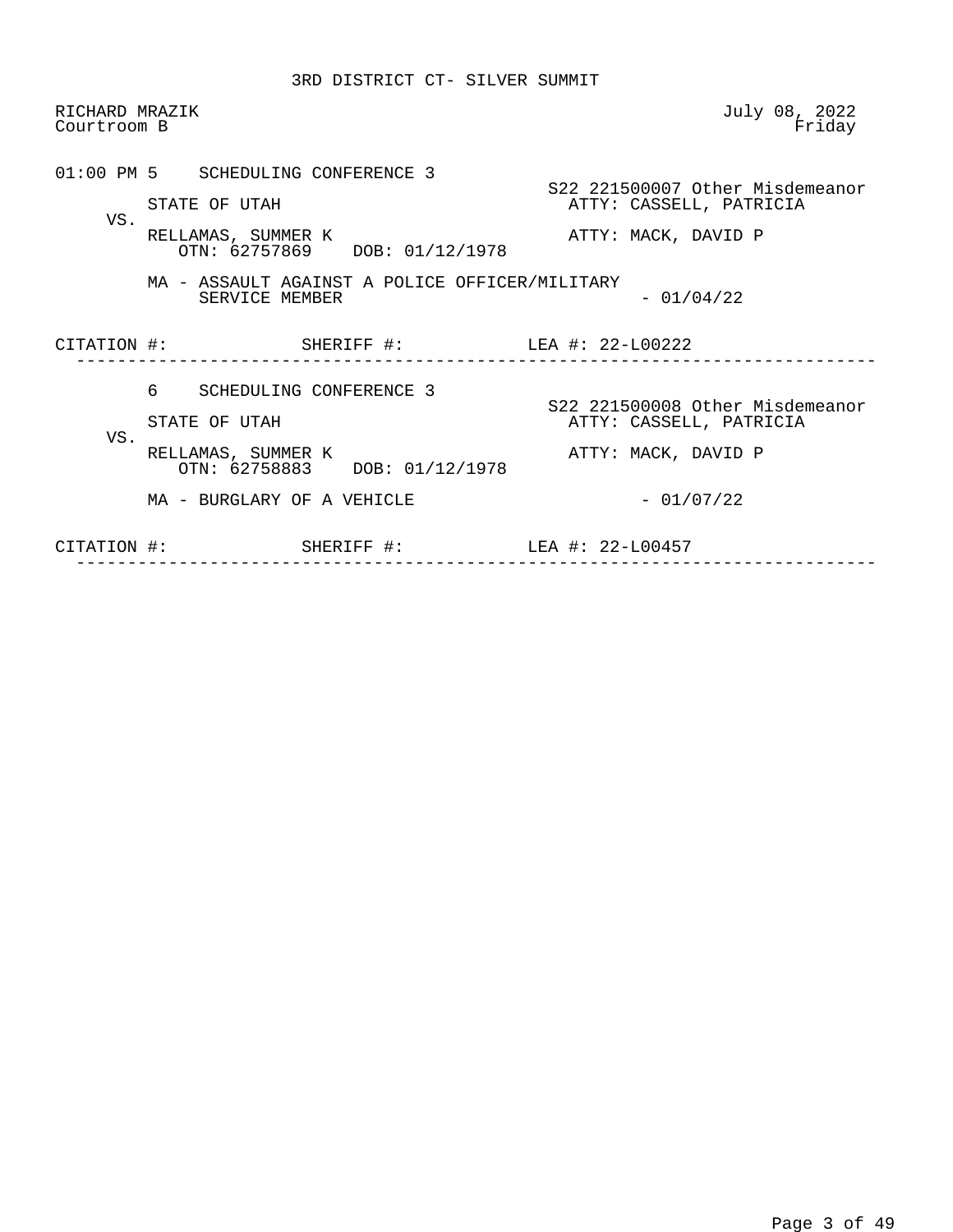3RD DISTRICT CT- SILVER SUMMIT

RICHARD MRAZIK
Courtroom B

July 08, 2022
Friday

01:00 PM 5 SCHEDULING CONFERENCE 3

S22 221500007 Other Misdemeanor

STATE OF UTAH — ATTY: CASSELL, PATRICIA

VS.

RELLAMAS, SUMMER K — ATTY: MACK, DAVID P
OTN: 62757869 DOB: 01/12/1978

MA - ASSAULT AGAINST A POLICE OFFICER/MILITARY SERVICE MEMBER - 01/04/22

CITATION #: SHERIFF #: LEA #: 22-L00222

---

6 SCHEDULING CONFERENCE 3

S22 221500008 Other Misdemeanor

STATE OF UTAH — ATTY: CASSELL, PATRICIA

VS.

RELLAMAS, SUMMER K — ATTY: MACK, DAVID P
OTN: 62758883 DOB: 01/12/1978

MA - BURGLARY OF A VEHICLE - 01/07/22

CITATION #: SHERIFF #: LEA #: 22-L00457

---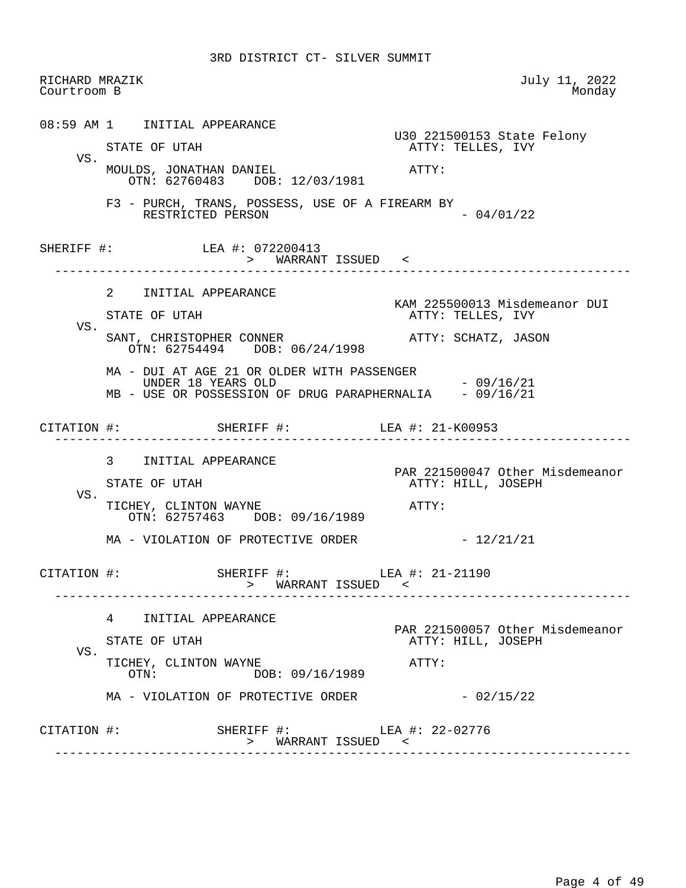3RD DISTRICT CT- SILVER SUMMIT

RICHARD MRAZIK — July 11, 2022
Courtroom B — Monday

---

08:59 AM 1 INITIAL APPEARANCE

U30 221500153 State Felony

STATE OF UTAH — ATTY: TELLES, IVY

VS.

MOULDS, JONATHAN DANIEL — ATTY:
OTN: 62760483 DOB: 12/03/1981

F3 - PURCH, TRANS, POSSESS, USE OF A FIREARM BY RESTRICTED PERSON - 04/01/22

SHERIFF #: LEA #: 072200413

> WARRANT ISSUED <

---

2 INITIAL APPEARANCE

KAM 225500013 Misdemeanor DUI

STATE OF UTAH — ATTY: TELLES, IVY

VS.

SANT, CHRISTOPHER CONNER — ATTY: SCHATZ, JASON
OTN: 62754494 DOB: 06/24/1998

MA - DUI AT AGE 21 OR OLDER WITH PASSENGER UNDER 18 YEARS OLD - 09/16/21
MB - USE OR POSSESSION OF DRUG PARAPHERNALIA - 09/16/21

CITATION #: SHERIFF #: LEA #: 21-K00953

---

3 INITIAL APPEARANCE

PAR 221500047 Other Misdemeanor

STATE OF UTAH — ATTY: HILL, JOSEPH

VS.

TICHEY, CLINTON WAYNE — ATTY:
OTN: 62757463 DOB: 09/16/1989

MA - VIOLATION OF PROTECTIVE ORDER - 12/21/21

CITATION #: SHERIFF #: LEA #: 21-21190

> WARRANT ISSUED <

---

4 INITIAL APPEARANCE

PAR 221500057 Other Misdemeanor

STATE OF UTAH — ATTY: HILL, JOSEPH

VS.

TICHEY, CLINTON WAYNE — ATTY:
OTN: DOB: 09/16/1989

MA - VIOLATION OF PROTECTIVE ORDER - 02/15/22

CITATION #: SHERIFF #: LEA #: 22-02776

> WARRANT ISSUED <

---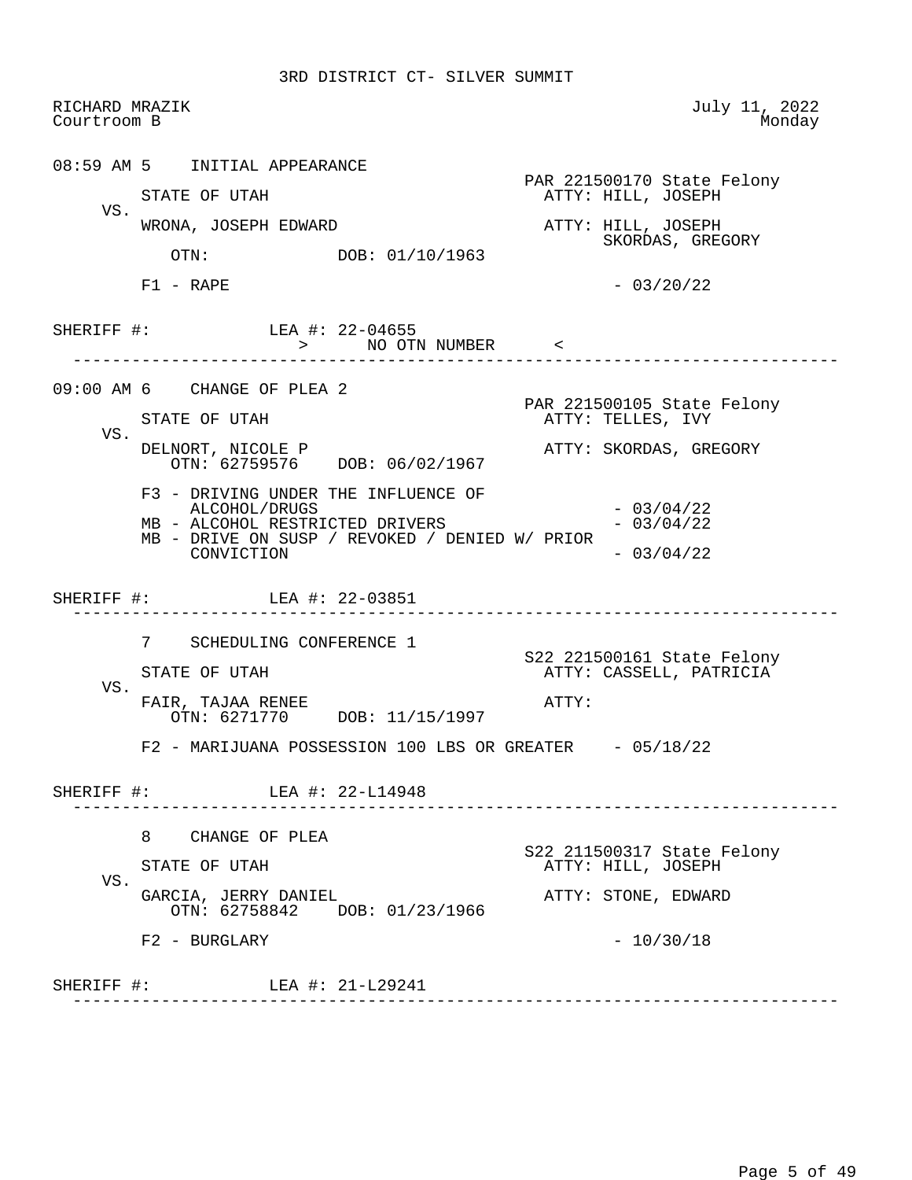3RD DISTRICT CT- SILVER SUMMIT

RICHARD MRAZIK
Courtroom B

July 11, 2022
Monday

---

08:59 AM 5 INITIAL APPEARANCE

PAR 221500170 State Felony

STATE OF UTAH — ATTY: HILL, JOSEPH

VS.

WRONA, JOSEPH EDWARD — ATTY: HILL, JOSEPH; SKORDAS, GREGORY

OTN: DOB: 01/10/1963

F1 - RAPE - 03/20/22

SHERIFF #: LEA #: 22-04655

> NO OTN NUMBER <

---

09:00 AM 6 CHANGE OF PLEA 2

PAR 221500105 State Felony

STATE OF UTAH — ATTY: TELLES, IVY

VS.

DELNORT, NICOLE P — ATTY: SKORDAS, GREGORY

OTN: 62759576 DOB: 06/02/1967

F3 - DRIVING UNDER THE INFLUENCE OF ALCOHOL/DRUGS - 03/04/22
MB - ALCOHOL RESTRICTED DRIVERS - 03/04/22
MB - DRIVE ON SUSP / REVOKED / DENIED W/ PRIOR CONVICTION - 03/04/22

SHERIFF #: LEA #: 22-03851

---

7 SCHEDULING CONFERENCE 1

S22 221500161 State Felony

STATE OF UTAH — ATTY: CASSELL, PATRICIA

VS.

FAIR, TAJAA RENEE — ATTY:

OTN: 6271770 DOB: 11/15/1997

F2 - MARIJUANA POSSESSION 100 LBS OR GREATER - 05/18/22

SHERIFF #: LEA #: 22-L14948

---

8 CHANGE OF PLEA

S22 211500317 State Felony

STATE OF UTAH — ATTY: HILL, JOSEPH

VS.

GARCIA, JERRY DANIEL — ATTY: STONE, EDWARD

OTN: 62758842 DOB: 01/23/1966

F2 - BURGLARY - 10/30/18

SHERIFF #: LEA #: 21-L29241

---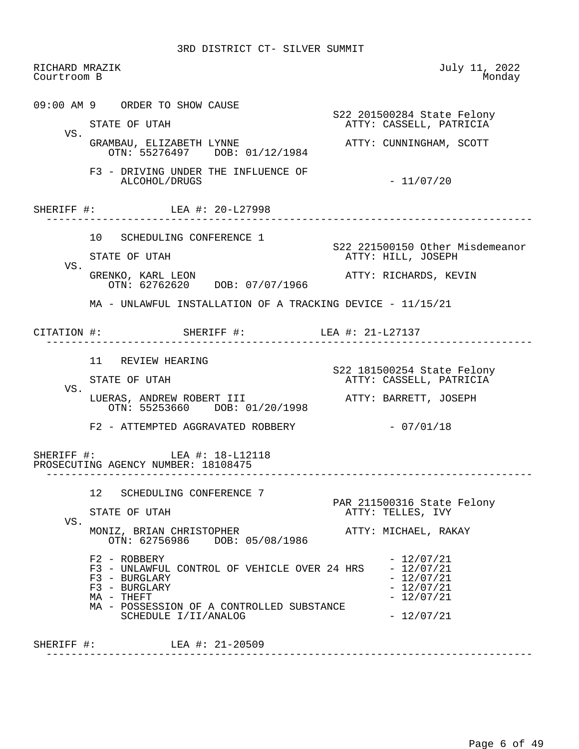# 3RD DISTRICT CT- SILVER SUMMIT

RICHARD MRAZIK
Courtroom B

July 11, 2022
Monday

---

**09:00 AM 9 ORDER TO SHOW CAUSE**

S22 201500284 State Felony

STATE OF UTAH — ATTY: CASSELL, PATRICIA

VS.

GRAMBAU, ELIZABETH LYNNE — ATTY: CUNNINGHAM, SCOTT
OTN: 55276497 DOB: 01/12/1984

F3 - DRIVING UNDER THE INFLUENCE OF ALCOHOL/DRUGS - 11/07/20

SHERIFF #: LEA #: 20-L27998

---

**10 SCHEDULING CONFERENCE 1**

S22 221500150 Other Misdemeanor

STATE OF UTAH — ATTY: HILL, JOSEPH

VS.

GRENKO, KARL LEON — ATTY: RICHARDS, KEVIN
OTN: 62762620 DOB: 07/07/1966

MA - UNLAWFUL INSTALLATION OF A TRACKING DEVICE - 11/15/21

CITATION #: SHERIFF #: LEA #: 21-L27137

---

**11 REVIEW HEARING**

S22 181500254 State Felony

STATE OF UTAH — ATTY: CASSELL, PATRICIA

VS.

LUERAS, ANDREW ROBERT III — ATTY: BARRETT, JOSEPH
OTN: 55253660 DOB: 01/20/1998

F2 - ATTEMPTED AGGRAVATED ROBBERY - 07/01/18

SHERIFF #: LEA #: 18-L12118
PROSECUTING AGENCY NUMBER: 18108475

---

**12 SCHEDULING CONFERENCE 7**

PAR 211500316 State Felony

STATE OF UTAH — ATTY: TELLES, IVY

VS.

MONIZ, BRIAN CHRISTOPHER — ATTY: MICHAEL, RAKAY
OTN: 62756986 DOB: 05/08/1986

F2 - ROBBERY - 12/07/21
F3 - UNLAWFUL CONTROL OF VEHICLE OVER 24 HRS - 12/07/21
F3 - BURGLARY - 12/07/21
F3 - BURGLARY - 12/07/21
MA - THEFT - 12/07/21
MA - POSSESSION OF A CONTROLLED SUBSTANCE SCHEDULE I/II/ANALOG - 12/07/21

SHERIFF #: LEA #: 21-20509

---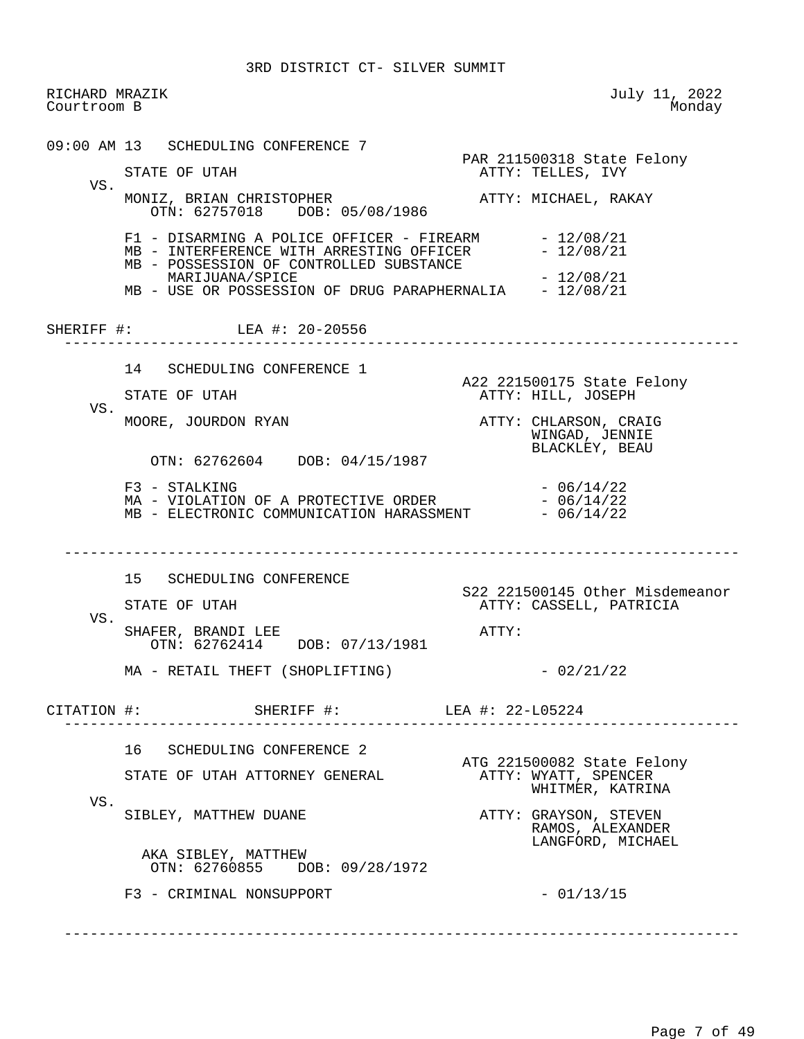3RD DISTRICT CT- SILVER SUMMIT

RICHARD MRAZIK — July 11, 2022
Courtroom B — Monday

---

**09:00 AM 13 SCHEDULING CONFERENCE 7**

PAR 211500318 State Felony

STATE OF UTAH — ATTY: TELLES, IVY

VS.

MONIZ, BRIAN CHRISTOPHER — ATTY: MICHAEL, RAKAY
OTN: 62757018 DOB: 05/08/1986

- F1 - DISARMING A POLICE OFFICER - FIREARM - 12/08/21
- MB - INTERFERENCE WITH ARRESTING OFFICER - 12/08/21
- MB - POSSESSION OF CONTROLLED SUBSTANCE MARIJUANA/SPICE - 12/08/21
- MB - USE OR POSSESSION OF DRUG PARAPHERNALIA - 12/08/21

SHERIFF #: LEA #: 20-20556

---

**14 SCHEDULING CONFERENCE 1**

A22 221500175 State Felony

STATE OF UTAH — ATTY: HILL, JOSEPH

VS.

MOORE, JOURDON RYAN — ATTY: CHLARSON, CRAIG; WINGAD, JENNIE; BLACKLEY, BEAU
OTN: 62762604 DOB: 04/15/1987

- F3 - STALKING - 06/14/22
- MA - VIOLATION OF A PROTECTIVE ORDER - 06/14/22
- MB - ELECTRONIC COMMUNICATION HARASSMENT - 06/14/22

---

**15 SCHEDULING CONFERENCE**

S22 221500145 Other Misdemeanor

STATE OF UTAH — ATTY: CASSELL, PATRICIA

VS.

SHAFER, BRANDI LEE — ATTY:
OTN: 62762414 DOB: 07/13/1981

- MA - RETAIL THEFT (SHOPLIFTING) - 02/21/22

CITATION #: SHERIFF #: LEA #: 22-L05224

---

**16 SCHEDULING CONFERENCE 2**

ATG 221500082 State Felony

STATE OF UTAH ATTORNEY GENERAL — ATTY: WYATT, SPENCER; WHITMER, KATRINA

VS.

SIBLEY, MATTHEW DUANE — ATTY: GRAYSON, STEVEN; RAMOS, ALEXANDER; LANGFORD, MICHAEL
AKA SIBLEY, MATTHEW
OTN: 62760855 DOB: 09/28/1972

- F3 - CRIMINAL NONSUPPORT - 01/13/15

---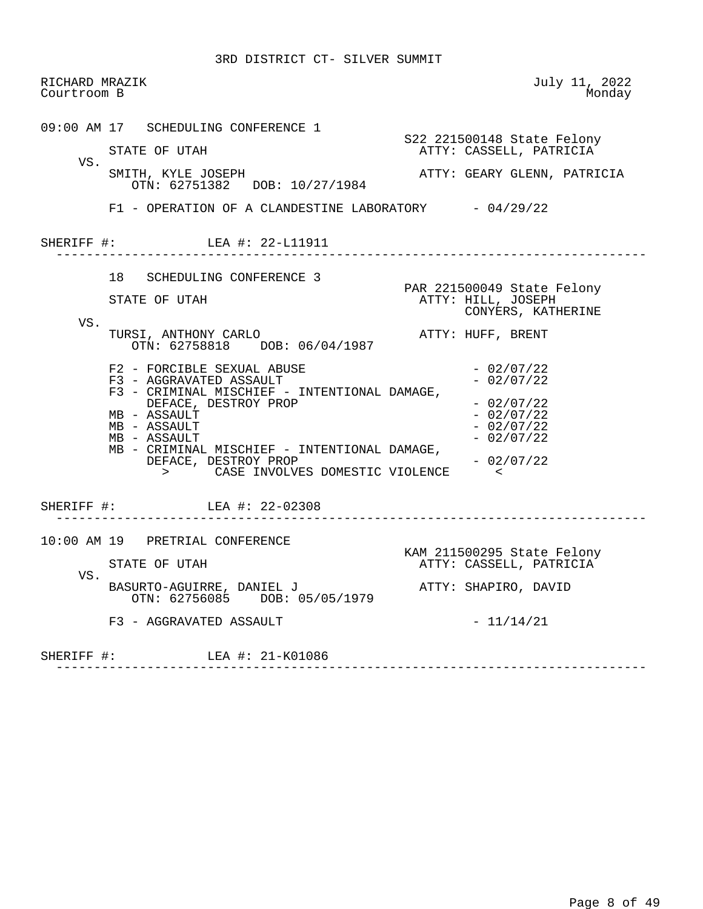# 3RD DISTRICT CT- SILVER SUMMIT

RICHARD MRAZIK
Courtroom B

July 11, 2022
Monday

---

**09:00 AM 17 SCHEDULING CONFERENCE 1**

S22 221500148 State Felony

STATE OF UTAH — ATTY: CASSELL, PATRICIA

VS.

SMITH, KYLE JOSEPH — ATTY: GEARY GLENN, PATRICIA
OTN: 62751382 DOB: 10/27/1984

F1 - OPERATION OF A CLANDESTINE LABORATORY - 04/29/22

SHERIFF #: LEA #: 22-L11911

---

**18 SCHEDULING CONFERENCE 3**

PAR 221500049 State Felony

STATE OF UTAH — ATTY: HILL, JOSEPH
CONYERS, KATHERINE

VS.

TURSI, ANTHONY CARLO — ATTY: HUFF, BRENT
OTN: 62758818 DOB: 06/04/1987

- F2 - FORCIBLE SEXUAL ABUSE - 02/07/22
- F3 - AGGRAVATED ASSAULT - 02/07/22
- F3 - CRIMINAL MISCHIEF - INTENTIONAL DAMAGE, DEFACE, DESTROY PROP - 02/07/22
- MB - ASSAULT - 02/07/22
- MB - ASSAULT - 02/07/22
- MB - ASSAULT - 02/07/22
- MB - CRIMINAL MISCHIEF - INTENTIONAL DAMAGE, DEFACE, DESTROY PROP - 02/07/22

> CASE INVOLVES DOMESTIC VIOLENCE <

SHERIFF #: LEA #: 22-02308

---

**10:00 AM 19 PRETRIAL CONFERENCE**

KAM 211500295 State Felony

STATE OF UTAH — ATTY: CASSELL, PATRICIA

VS.

BASURTO-AGUIRRE, DANIEL J — ATTY: SHAPIRO, DAVID
OTN: 62756085 DOB: 05/05/1979

F3 - AGGRAVATED ASSAULT - 11/14/21

SHERIFF #: LEA #: 21-K01086

---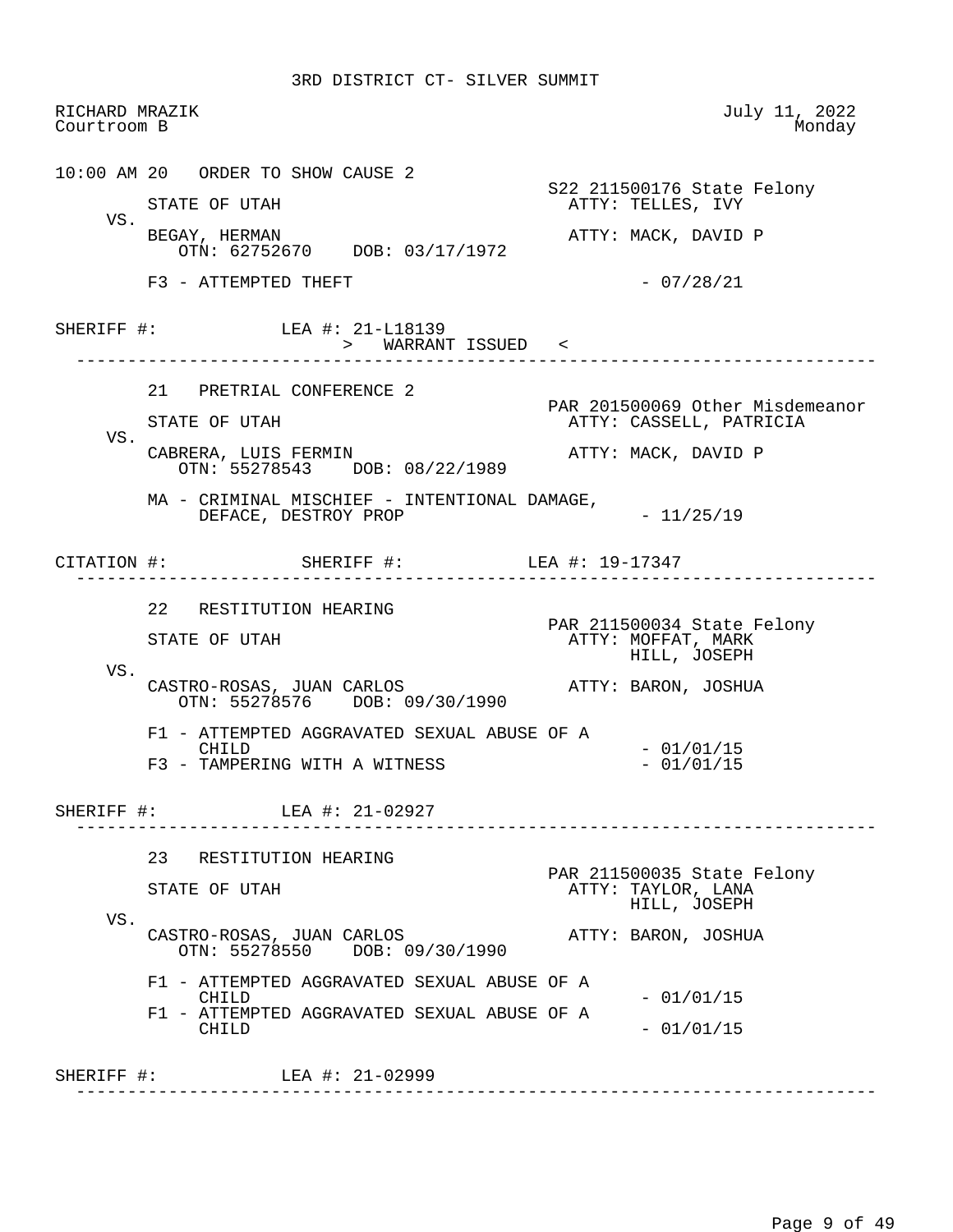3RD DISTRICT CT- SILVER SUMMIT

RICHARD MRAZIK — July 11, 2022
Courtroom B — Monday

---

**10:00 AM 20 ORDER TO SHOW CAUSE 2**

S22 211500176 State Felony

STATE OF UTAH — ATTY: TELLES, IVY

VS.

BEGAY, HERMAN — ATTY: MACK, DAVID P
OTN: 62752670 DOB: 03/17/1972

F3 - ATTEMPTED THEFT - 07/28/21

SHERIFF #: LEA #: 21-L18139
> WARRANT ISSUED <

---

**21 PRETRIAL CONFERENCE 2**

PAR 201500069 Other Misdemeanor

STATE OF UTAH — ATTY: CASSELL, PATRICIA

VS.

CABRERA, LUIS FERMIN — ATTY: MACK, DAVID P
OTN: 55278543 DOB: 08/22/1989

MA - CRIMINAL MISCHIEF - INTENTIONAL DAMAGE, DEFACE, DESTROY PROP - 11/25/19

CITATION #: SHERIFF #: LEA #: 19-17347

---

**22 RESTITUTION HEARING**

PAR 211500034 State Felony

STATE OF UTAH — ATTY: MOFFAT, MARK
HILL, JOSEPH

VS.

CASTRO-ROSAS, JUAN CARLOS — ATTY: BARON, JOSHUA
OTN: 55278576 DOB: 09/30/1990

F1 - ATTEMPTED AGGRAVATED SEXUAL ABUSE OF A CHILD - 01/01/15
F3 - TAMPERING WITH A WITNESS - 01/01/15

SHERIFF #: LEA #: 21-02927

---

**23 RESTITUTION HEARING**

PAR 211500035 State Felony

STATE OF UTAH — ATTY: TAYLOR, LANA
HILL, JOSEPH

VS.

CASTRO-ROSAS, JUAN CARLOS — ATTY: BARON, JOSHUA
OTN: 55278550 DOB: 09/30/1990

F1 - ATTEMPTED AGGRAVATED SEXUAL ABUSE OF A CHILD - 01/01/15
F1 - ATTEMPTED AGGRAVATED SEXUAL ABUSE OF A CHILD - 01/01/15

SHERIFF #: LEA #: 21-02999

---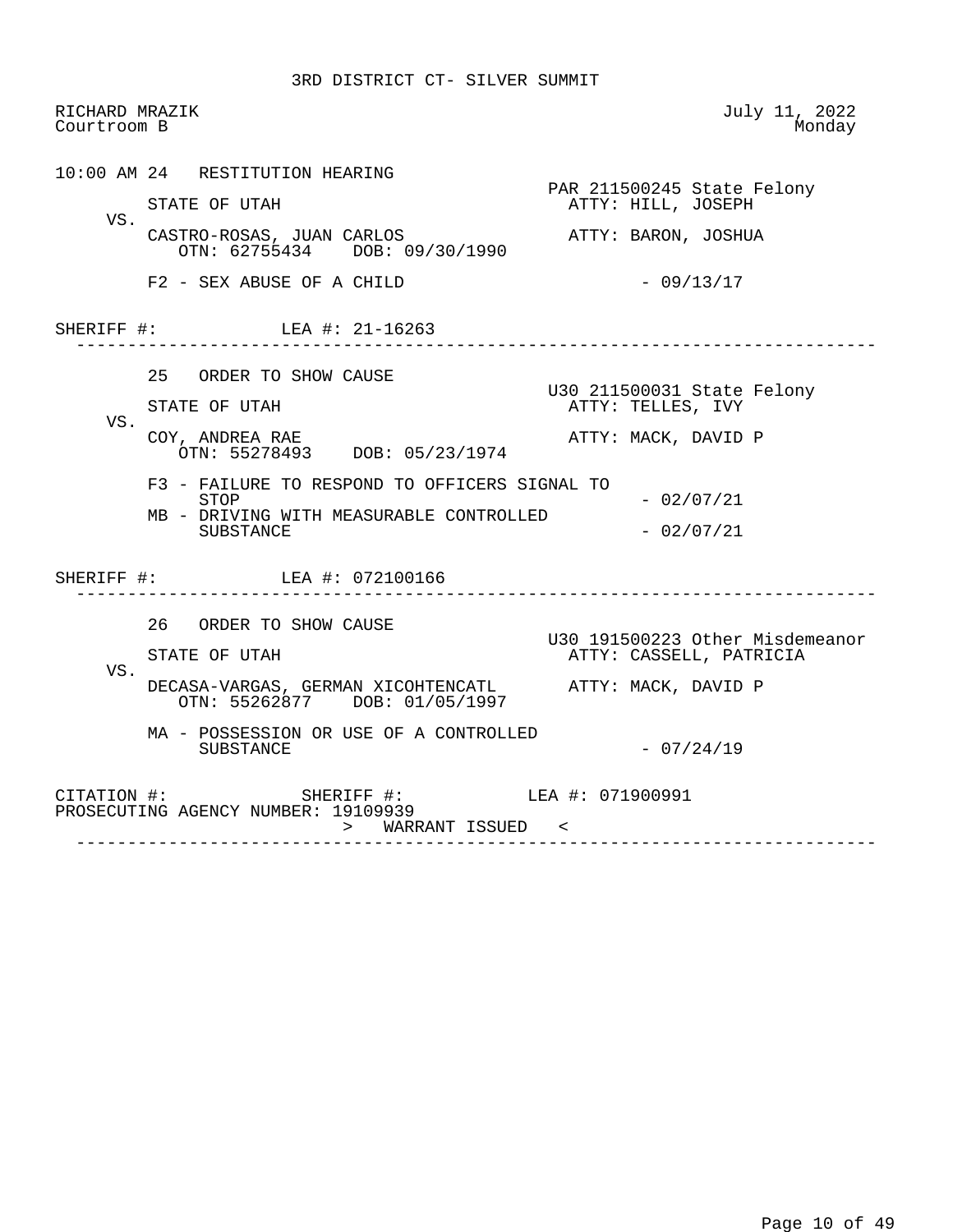3RD DISTRICT CT- SILVER SUMMIT

RICHARD MRAZIK
Courtroom B

July 11, 2022
Monday

10:00 AM 24 RESTITUTION HEARING

PAR 211500245 State Felony

STATE OF UTAH — ATTY: HILL, JOSEPH

VS.

CASTRO-ROSAS, JUAN CARLOS — ATTY: BARON, JOSHUA
OTN: 62755434 DOB: 09/30/1990

F2 - SEX ABUSE OF A CHILD - 09/13/17

SHERIFF #: LEA #: 21-16263

---

25 ORDER TO SHOW CAUSE

U30 211500031 State Felony

STATE OF UTAH — ATTY: TELLES, IVY

VS.

COY, ANDREA RAE — ATTY: MACK, DAVID P
OTN: 55278493 DOB: 05/23/1974

F3 - FAILURE TO RESPOND TO OFFICERS SIGNAL TO STOP - 02/07/21
MB - DRIVING WITH MEASURABLE CONTROLLED SUBSTANCE - 02/07/21

SHERIFF #: LEA #: 072100166

---

26 ORDER TO SHOW CAUSE

U30 191500223 Other Misdemeanor

STATE OF UTAH — ATTY: CASSELL, PATRICIA

VS.

DECASA-VARGAS, GERMAN XICOHTENCATL — ATTY: MACK, DAVID P
OTN: 55262877 DOB: 01/05/1997

MA - POSSESSION OR USE OF A CONTROLLED SUBSTANCE - 07/24/19

CITATION #: SHERIFF #: LEA #: 071900991
PROSECUTING AGENCY NUMBER: 19109939

> WARRANT ISSUED <

---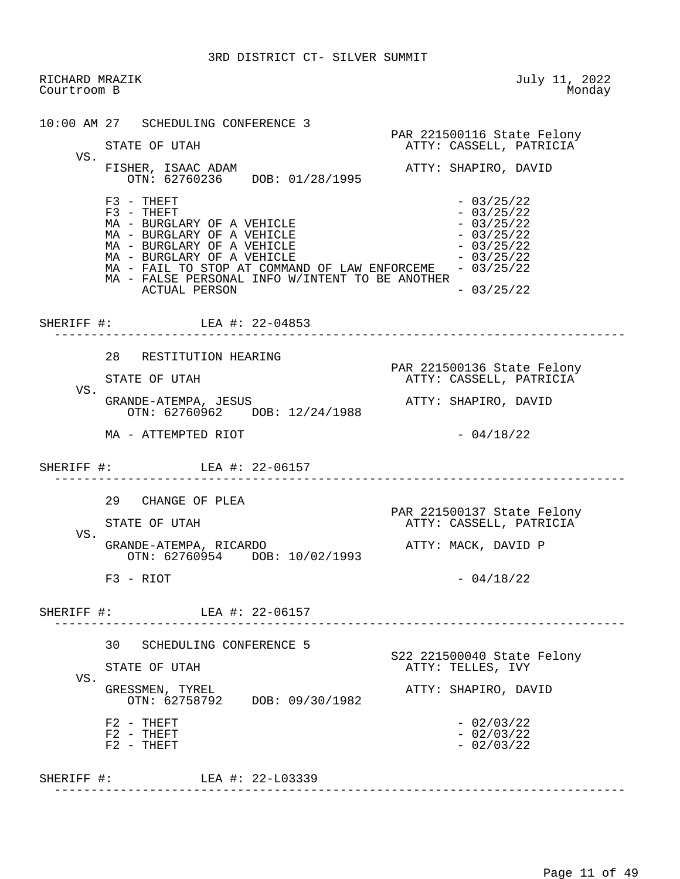3RD DISTRICT CT- SILVER SUMMIT

RICHARD MRAZIK — July 11, 2022
Courtroom B — Monday

---

**10:00 AM 27 SCHEDULING CONFERENCE 3**

PAR 221500116 State Felony

STATE OF UTAH — ATTY: CASSELL, PATRICIA

VS.

FISHER, ISAAC ADAM — ATTY: SHAPIRO, DAVID
OTN: 62760236 DOB: 01/28/1995

- F3 - THEFT - 03/25/22
- F3 - THEFT - 03/25/22
- MA - BURGLARY OF A VEHICLE - 03/25/22
- MA - BURGLARY OF A VEHICLE - 03/25/22
- MA - BURGLARY OF A VEHICLE - 03/25/22
- MA - BURGLARY OF A VEHICLE - 03/25/22
- MA - FAIL TO STOP AT COMMAND OF LAW ENFORCEME - 03/25/22
- MA - FALSE PERSONAL INFO W/INTENT TO BE ANOTHER ACTUAL PERSON - 03/25/22

SHERIFF #: LEA #: 22-04853

---

**28 RESTITUTION HEARING**

PAR 221500136 State Felony

STATE OF UTAH — ATTY: CASSELL, PATRICIA

VS.

GRANDE-ATEMPA, JESUS — ATTY: SHAPIRO, DAVID
OTN: 62760962 DOB: 12/24/1988

- MA - ATTEMPTED RIOT - 04/18/22

SHERIFF #: LEA #: 22-06157

---

**29 CHANGE OF PLEA**

PAR 221500137 State Felony

STATE OF UTAH — ATTY: CASSELL, PATRICIA

VS.

GRANDE-ATEMPA, RICARDO — ATTY: MACK, DAVID P
OTN: 62760954 DOB: 10/02/1993

- F3 - RIOT - 04/18/22

SHERIFF #: LEA #: 22-06157

---

**30 SCHEDULING CONFERENCE 5**

S22 221500040 State Felony

STATE OF UTAH — ATTY: TELLES, IVY

VS.

GRESSMEN, TYREL — ATTY: SHAPIRO, DAVID
OTN: 62758792 DOB: 09/30/1982

- F2 - THEFT - 02/03/22
- F2 - THEFT - 02/03/22
- F2 - THEFT - 02/03/22

SHERIFF #: LEA #: 22-L03339

---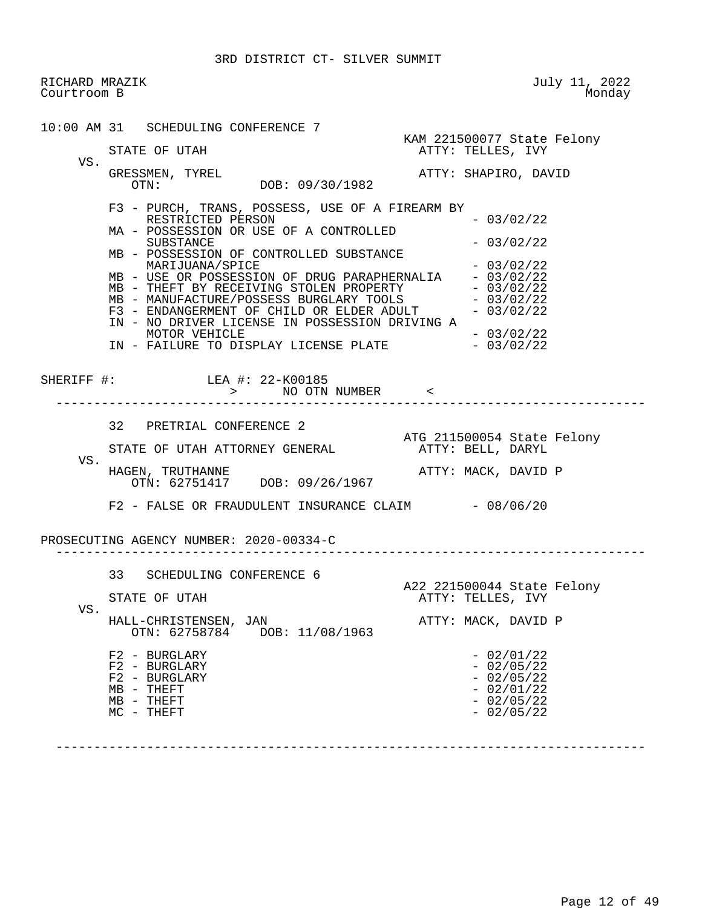3RD DISTRICT CT- SILVER SUMMIT

RICHARD MRAZIK
Courtroom B

July 11, 2022
Monday

10:00 AM 31 SCHEDULING CONFERENCE 7

KAM 221500077 State Felony

STATE OF UTAH — ATTY: TELLES, IVY

VS.

GRESSMEN, TYREL — ATTY: SHAPIRO, DAVID

OTN: DOB: 09/30/1982

- F3 - PURCH, TRANS, POSSESS, USE OF A FIREARM BY RESTRICTED PERSON - 03/02/22
- MA - POSSESSION OR USE OF A CONTROLLED SUBSTANCE - 03/02/22
- MB - POSSESSION OF CONTROLLED SUBSTANCE MARIJUANA/SPICE - 03/02/22
- MB - USE OR POSSESSION OF DRUG PARAPHERNALIA - 03/02/22
- MB - THEFT BY RECEIVING STOLEN PROPERTY - 03/02/22
- MB - MANUFACTURE/POSSESS BURGLARY TOOLS - 03/02/22
- F3 - ENDANGERMENT OF CHILD OR ELDER ADULT - 03/02/22
- IN - NO DRIVER LICENSE IN POSSESSION DRIVING A MOTOR VEHICLE - 03/02/22
- IN - FAILURE TO DISPLAY LICENSE PLATE - 03/02/22

SHERIFF #: LEA #: 22-K00185

> NO OTN NUMBER <

---

32 PRETRIAL CONFERENCE 2

ATG 211500054 State Felony

STATE OF UTAH ATTORNEY GENERAL — ATTY: BELL, DARYL

VS.

HAGEN, TRUTHANNE — ATTY: MACK, DAVID P

OTN: 62751417 DOB: 09/26/1967

- F2 - FALSE OR FRAUDULENT INSURANCE CLAIM - 08/06/20

PROSECUTING AGENCY NUMBER: 2020-00334-C

---

33 SCHEDULING CONFERENCE 6

A22 221500044 State Felony

STATE OF UTAH — ATTY: TELLES, IVY

VS.

HALL-CHRISTENSEN, JAN — ATTY: MACK, DAVID P

OTN: 62758784 DOB: 11/08/1963

- F2 - BURGLARY - 02/01/22
- F2 - BURGLARY - 02/05/22
- F2 - BURGLARY - 02/05/22
- MB - THEFT - 02/01/22
- MB - THEFT - 02/05/22
- MC - THEFT - 02/05/22

---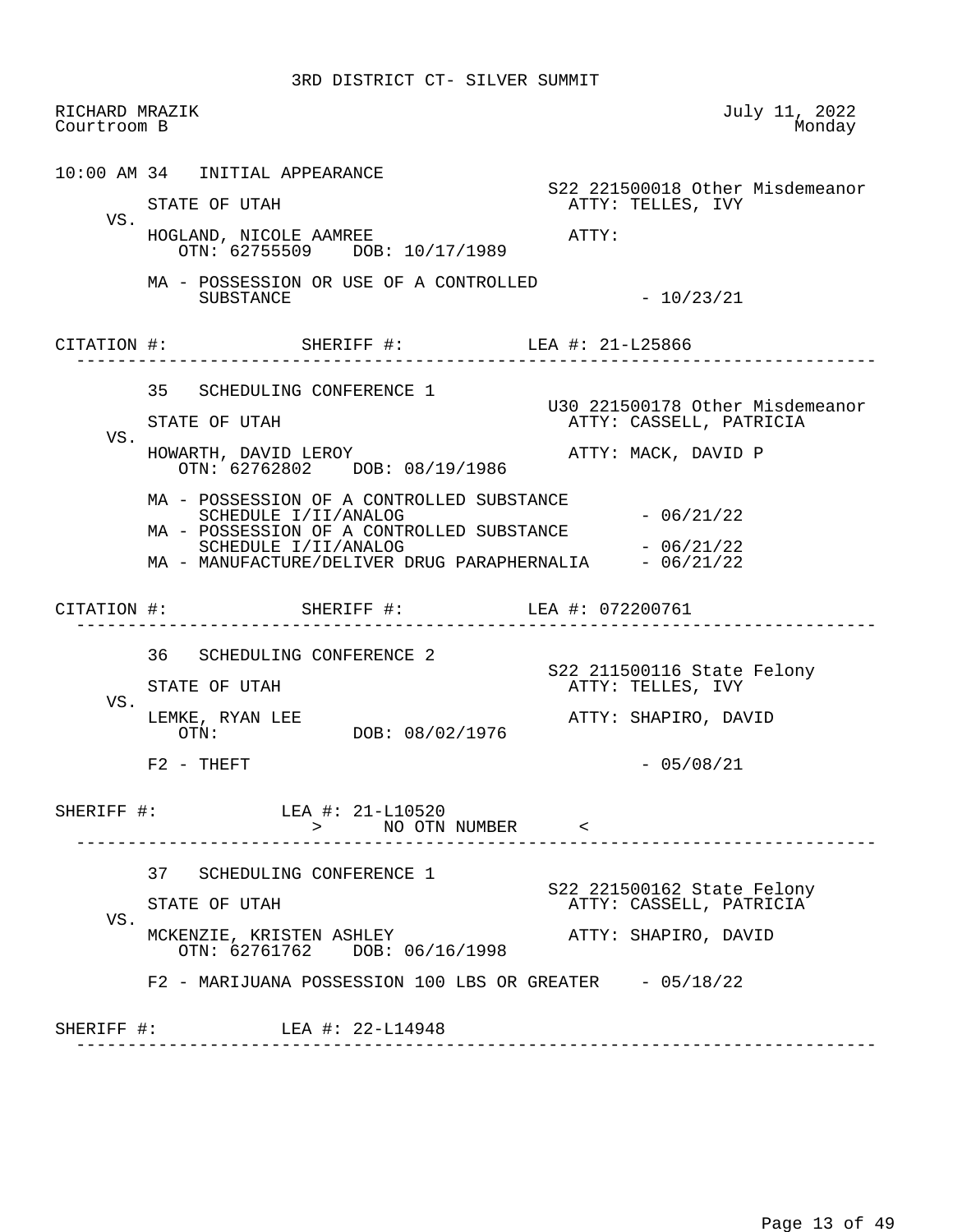3RD DISTRICT CT- SILVER SUMMIT

RICHARD MRAZIK
Courtroom B

July 11, 2022
Monday

---

10:00 AM 34 INITIAL APPEARANCE

S22 221500018 Other Misdemeanor

STATE OF UTAH — ATTY: TELLES, IVY

VS.

HOGLAND, NICOLE AAMREE — ATTY:
OTN: 62755509 DOB: 10/17/1989

MA - POSSESSION OR USE OF A CONTROLLED SUBSTANCE - 10/23/21

CITATION #: SHERIFF #: LEA #: 21-L25866

---

35 SCHEDULING CONFERENCE 1

U30 221500178 Other Misdemeanor

STATE OF UTAH — ATTY: CASSELL, PATRICIA

VS.

HOWARTH, DAVID LEROY — ATTY: MACK, DAVID P
OTN: 62762802 DOB: 08/19/1986

MA - POSSESSION OF A CONTROLLED SUBSTANCE SCHEDULE I/II/ANALOG - 06/21/22
MA - POSSESSION OF A CONTROLLED SUBSTANCE SCHEDULE I/II/ANALOG - 06/21/22
MA - MANUFACTURE/DELIVER DRUG PARAPHERNALIA - 06/21/22

CITATION #: SHERIFF #: LEA #: 072200761

---

36 SCHEDULING CONFERENCE 2

S22 211500116 State Felony

STATE OF UTAH — ATTY: TELLES, IVY

VS.

LEMKE, RYAN LEE — ATTY: SHAPIRO, DAVID
OTN: DOB: 08/02/1976

F2 - THEFT - 05/08/21

SHERIFF #: LEA #: 21-L10520
> NO OTN NUMBER <

---

37 SCHEDULING CONFERENCE 1

S22 221500162 State Felony

STATE OF UTAH — ATTY: CASSELL, PATRICIA

VS.

MCKENZIE, KRISTEN ASHLEY — ATTY: SHAPIRO, DAVID
OTN: 62761762 DOB: 06/16/1998

F2 - MARIJUANA POSSESSION 100 LBS OR GREATER - 05/18/22

SHERIFF #: LEA #: 22-L14948

---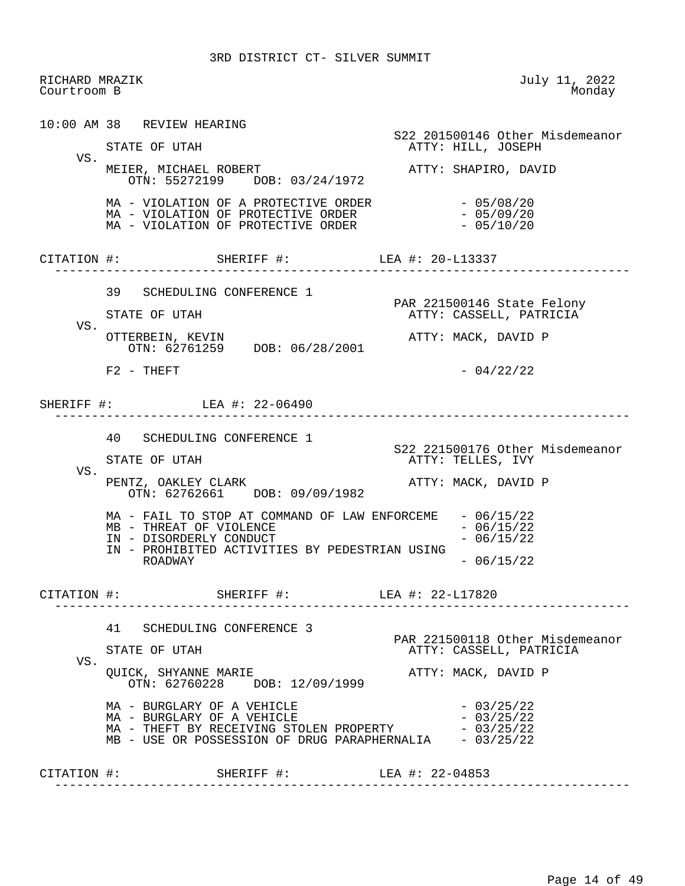3RD DISTRICT CT- SILVER SUMMIT

RICHARD MRAZIK
Courtroom B

July 11, 2022
Monday

---

**10:00 AM 38 REVIEW HEARING**

S22 201500146 Other Misdemeanor

STATE OF UTAH — ATTY: HILL, JOSEPH

VS.

MEIER, MICHAEL ROBERT — ATTY: SHAPIRO, DAVID
OTN: 55272199 DOB: 03/24/1972

- MA - VIOLATION OF A PROTECTIVE ORDER - 05/08/20
- MA - VIOLATION OF PROTECTIVE ORDER - 05/09/20
- MA - VIOLATION OF PROTECTIVE ORDER - 05/10/20

CITATION #: SHERIFF #: LEA #: 20-L13337

---

**39 SCHEDULING CONFERENCE 1**

PAR 221500146 State Felony

STATE OF UTAH — ATTY: CASSELL, PATRICIA

VS.

OTTERBEIN, KEVIN — ATTY: MACK, DAVID P
OTN: 62761259 DOB: 06/28/2001

- F2 - THEFT - 04/22/22

SHERIFF #: LEA #: 22-06490

---

**40 SCHEDULING CONFERENCE 1**

S22 221500176 Other Misdemeanor

STATE OF UTAH — ATTY: TELLES, IVY

VS.

PENTZ, OAKLEY CLARK — ATTY: MACK, DAVID P
OTN: 62762661 DOB: 09/09/1982

- MA - FAIL TO STOP AT COMMAND OF LAW ENFORCEME - 06/15/22
- MB - THREAT OF VIOLENCE - 06/15/22
- IN - DISORDERLY CONDUCT - 06/15/22
- IN - PROHIBITED ACTIVITIES BY PEDESTRIAN USING ROADWAY - 06/15/22

CITATION #: SHERIFF #: LEA #: 22-L17820

---

**41 SCHEDULING CONFERENCE 3**

PAR 221500118 Other Misdemeanor

STATE OF UTAH — ATTY: CASSELL, PATRICIA

VS.

QUICK, SHYANNE MARIE — ATTY: MACK, DAVID P
OTN: 62760228 DOB: 12/09/1999

- MA - BURGLARY OF A VEHICLE - 03/25/22
- MA - BURGLARY OF A VEHICLE - 03/25/22
- MA - THEFT BY RECEIVING STOLEN PROPERTY - 03/25/22
- MB - USE OR POSSESSION OF DRUG PARAPHERNALIA - 03/25/22

CITATION #: SHERIFF #: LEA #: 22-04853

---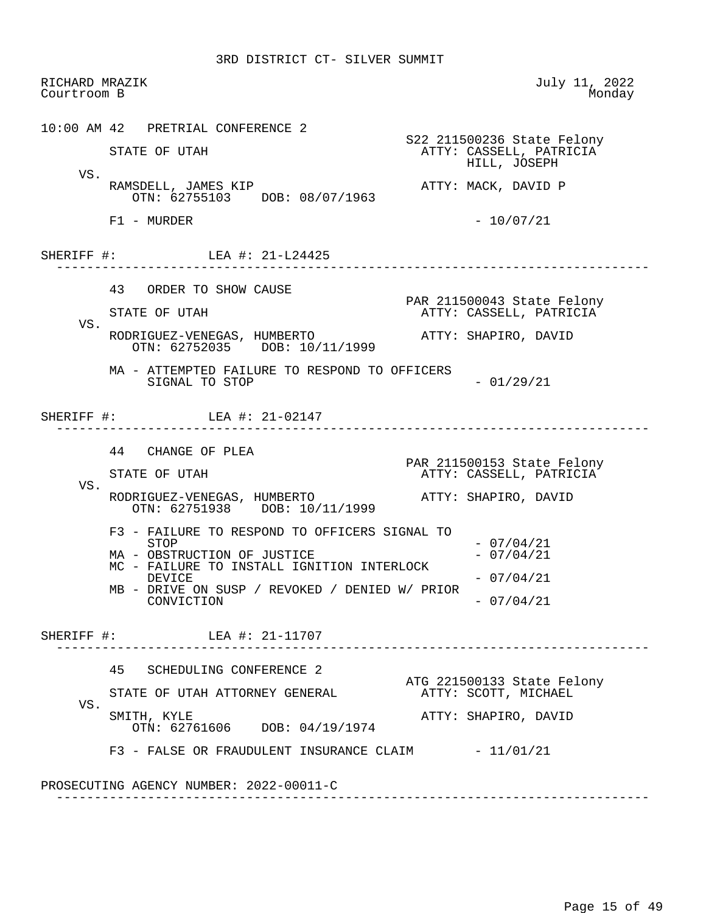3RD DISTRICT CT- SILVER SUMMIT

RICHARD MRAZIK — July 11, 2022
Courtroom B — Monday

---

**10:00 AM 42 PRETRIAL CONFERENCE 2**

S22 211500236 State Felony

STATE OF UTAH — ATTY: CASSELL, PATRICIA; HILL, JOSEPH

VS.

RAMSDELL, JAMES KIP — ATTY: MACK, DAVID P
OTN: 62755103 DOB: 08/07/1963

F1 - MURDER - 10/07/21

SHERIFF #: LEA #: 21-L24425

---

**43 ORDER TO SHOW CAUSE**

PAR 211500043 State Felony

STATE OF UTAH — ATTY: CASSELL, PATRICIA

VS.

RODRIGUEZ-VENEGAS, HUMBERTO — ATTY: SHAPIRO, DAVID
OTN: 62752035 DOB: 10/11/1999

MA - ATTEMPTED FAILURE TO RESPOND TO OFFICERS SIGNAL TO STOP - 01/29/21

SHERIFF #: LEA #: 21-02147

---

**44 CHANGE OF PLEA**

PAR 211500153 State Felony

STATE OF UTAH — ATTY: CASSELL, PATRICIA

VS.

RODRIGUEZ-VENEGAS, HUMBERTO — ATTY: SHAPIRO, DAVID
OTN: 62751938 DOB: 10/11/1999

F3 - FAILURE TO RESPOND TO OFFICERS SIGNAL TO STOP - 07/04/21
MA - OBSTRUCTION OF JUSTICE - 07/04/21
MC - FAILURE TO INSTALL IGNITION INTERLOCK DEVICE - 07/04/21
MB - DRIVE ON SUSP / REVOKED / DENIED W/ PRIOR CONVICTION - 07/04/21

SHERIFF #: LEA #: 21-11707

---

**45 SCHEDULING CONFERENCE 2**

ATG 221500133 State Felony

STATE OF UTAH ATTORNEY GENERAL — ATTY: SCOTT, MICHAEL

VS.

SMITH, KYLE — ATTY: SHAPIRO, DAVID
OTN: 62761606 DOB: 04/19/1974

F3 - FALSE OR FRAUDULENT INSURANCE CLAIM - 11/01/21

PROSECUTING AGENCY NUMBER: 2022-00011-C

---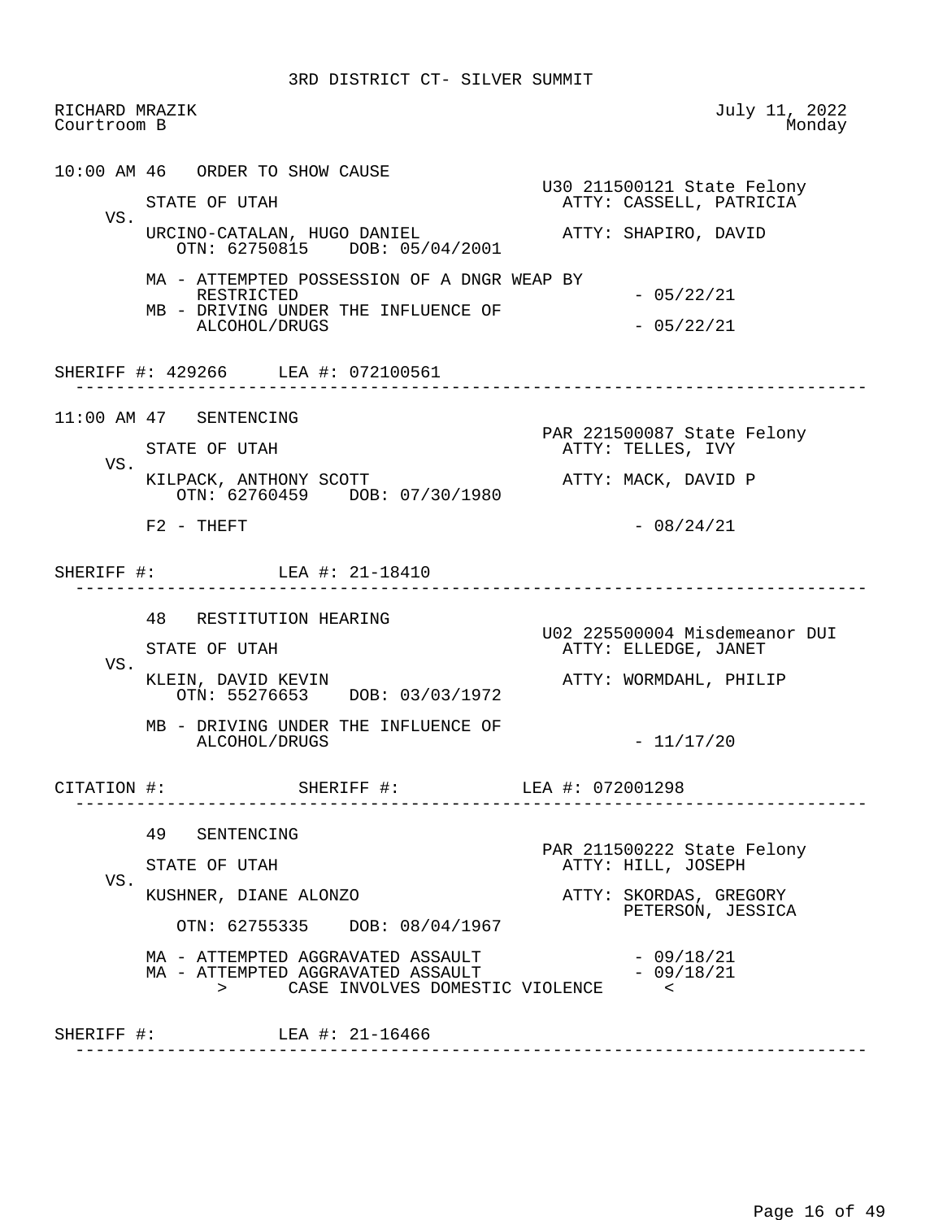3RD DISTRICT CT- SILVER SUMMIT

RICHARD MRAZIK — July 11, 2022
Courtroom B — Monday

---

**10:00 AM 46 ORDER TO SHOW CAUSE**

U30 211500121 State Felony

STATE OF UTAH — ATTY: CASSELL, PATRICIA

VS.

URCINO-CATALAN, HUGO DANIEL — ATTY: SHAPIRO, DAVID
OTN: 62750815 DOB: 05/04/2001

MA - ATTEMPTED POSSESSION OF A DNGR WEAP BY RESTRICTED - 05/22/21
MB - DRIVING UNDER THE INFLUENCE OF ALCOHOL/DRUGS - 05/22/21

SHERIFF #: 429266 LEA #: 072100561

---

**11:00 AM 47 SENTENCING**

PAR 221500087 State Felony

STATE OF UTAH — ATTY: TELLES, IVY

VS.

KILPACK, ANTHONY SCOTT — ATTY: MACK, DAVID P
OTN: 62760459 DOB: 07/30/1980

F2 - THEFT - 08/24/21

SHERIFF #: LEA #: 21-18410

---

**48 RESTITUTION HEARING**

U02 225500004 Misdemeanor DUI

STATE OF UTAH — ATTY: ELLEDGE, JANET

VS.

KLEIN, DAVID KEVIN — ATTY: WORMDAHL, PHILIP
OTN: 55276653 DOB: 03/03/1972

MB - DRIVING UNDER THE INFLUENCE OF ALCOHOL/DRUGS - 11/17/20

CITATION #: SHERIFF #: LEA #: 072001298

---

**49 SENTENCING**

PAR 211500222 State Felony

STATE OF UTAH — ATTY: HILL, JOSEPH

VS.

KUSHNER, DIANE ALONZO — ATTY: SKORDAS, GREGORY; PETERSON, JESSICA
OTN: 62755335 DOB: 08/04/1967

MA - ATTEMPTED AGGRAVATED ASSAULT - 09/18/21
MA - ATTEMPTED AGGRAVATED ASSAULT - 09/18/21
> CASE INVOLVES DOMESTIC VIOLENCE <

SHERIFF #: LEA #: 21-16466

---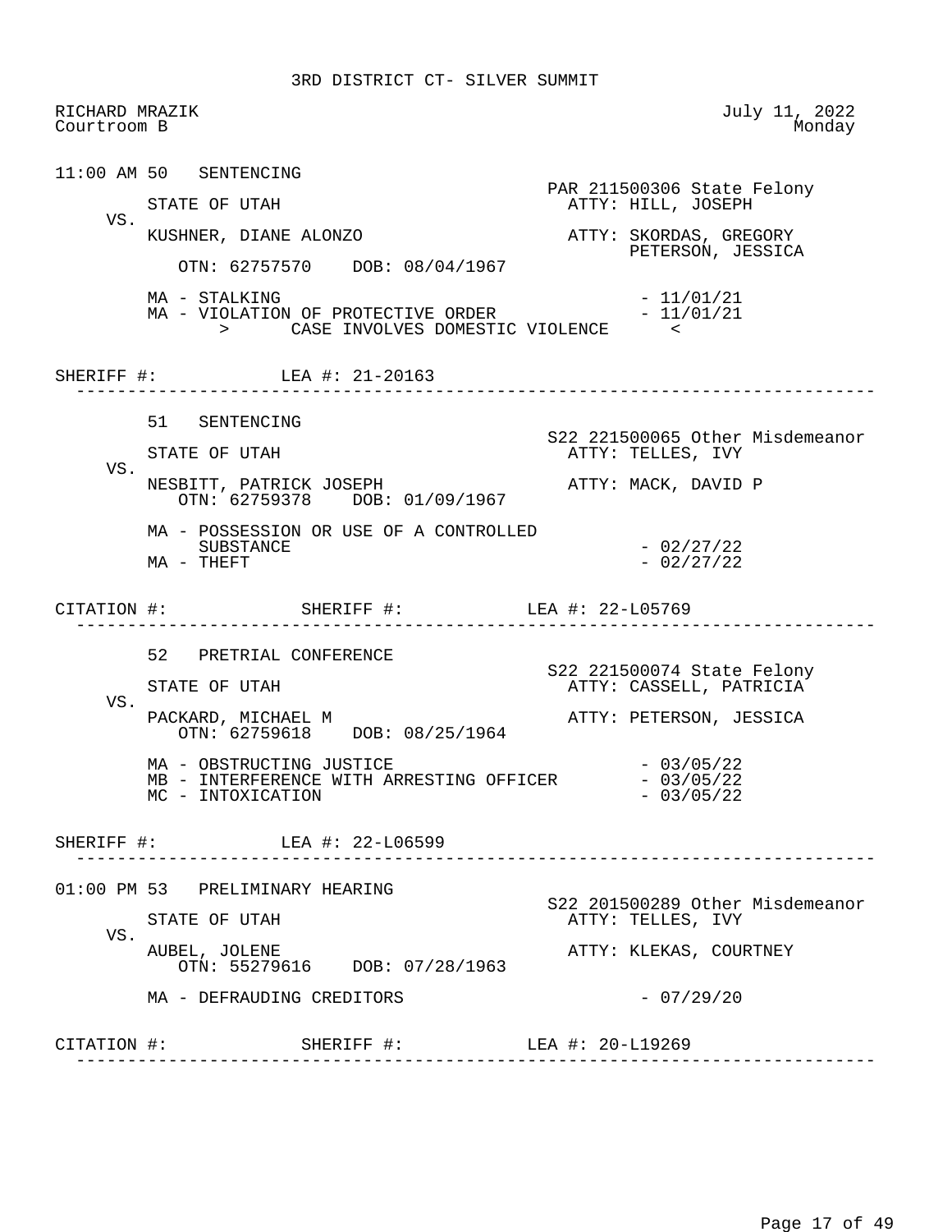# 3RD DISTRICT CT- SILVER SUMMIT

RICHARD MRAZIK
Courtroom B

July 11, 2022
Monday

---

**11:00 AM 50 SENTENCING**

PAR 211500306 State Felony

STATE OF UTAH — ATTY: HILL, JOSEPH

VS.

KUSHNER, DIANE ALONZO — ATTY: SKORDAS, GREGORY; PETERSON, JESSICA

OTN: 62757570 DOB: 08/04/1967

MA - STALKING - 11/01/21
MA - VIOLATION OF PROTECTIVE ORDER - 11/01/21
> CASE INVOLVES DOMESTIC VIOLENCE <

SHERIFF #: LEA #: 21-20163

---

**51 SENTENCING**

S22 221500065 Other Misdemeanor

STATE OF UTAH — ATTY: TELLES, IVY

VS.

NESBITT, PATRICK JOSEPH — ATTY: MACK, DAVID P

OTN: 62759378 DOB: 01/09/1967

MA - POSSESSION OR USE OF A CONTROLLED SUBSTANCE - 02/27/22
MA - THEFT - 02/27/22

CITATION #: SHERIFF #: LEA #: 22-L05769

---

**52 PRETRIAL CONFERENCE**

S22 221500074 State Felony

STATE OF UTAH — ATTY: CASSELL, PATRICIA

VS.

PACKARD, MICHAEL M — ATTY: PETERSON, JESSICA

OTN: 62759618 DOB: 08/25/1964

MA - OBSTRUCTING JUSTICE - 03/05/22
MB - INTERFERENCE WITH ARRESTING OFFICER - 03/05/22
MC - INTOXICATION - 03/05/22

SHERIFF #: LEA #: 22-L06599

---

**01:00 PM 53 PRELIMINARY HEARING**

S22 201500289 Other Misdemeanor

STATE OF UTAH — ATTY: TELLES, IVY

VS.

AUBEL, JOLENE — ATTY: KLEKAS, COURTNEY

OTN: 55279616 DOB: 07/28/1963

MA - DEFRAUDING CREDITORS - 07/29/20

CITATION #: SHERIFF #: LEA #: 20-L19269

---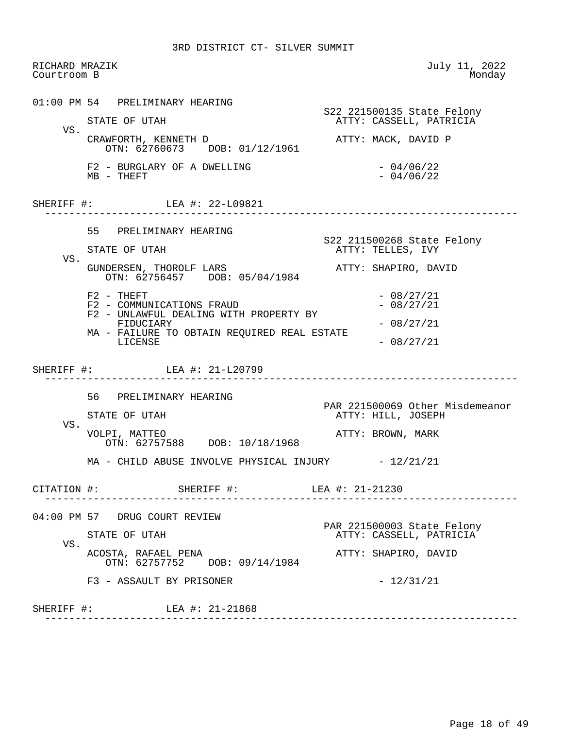3RD DISTRICT CT- SILVER SUMMIT

RICHARD MRAZIK
Courtroom B

July 11, 2022
Monday

---

**01:00 PM 54 PRELIMINARY HEARING**

S22 221500135 State Felony

STATE OF UTAH — ATTY: CASSELL, PATRICIA

VS.

CRAWFORTH, KENNETH D — ATTY: MACK, DAVID P
OTN: 62760673 DOB: 01/12/1961

F2 - BURGLARY OF A DWELLING - 04/06/22
MB - THEFT - 04/06/22

SHERIFF #: LEA #: 22-L09821

---

**55 PRELIMINARY HEARING**

S22 211500268 State Felony

STATE OF UTAH — ATTY: TELLES, IVY

VS.

GUNDERSEN, THOROLF LARS — ATTY: SHAPIRO, DAVID
OTN: 62756457 DOB: 05/04/1984

F2 - THEFT - 08/27/21
F2 - COMMUNICATIONS FRAUD - 08/27/21
F2 - UNLAWFUL DEALING WITH PROPERTY BY FIDUCIARY - 08/27/21
MA - FAILURE TO OBTAIN REQUIRED REAL ESTATE LICENSE - 08/27/21

SHERIFF #: LEA #: 21-L20799

---

**56 PRELIMINARY HEARING**

PAR 221500069 Other Misdemeanor

STATE OF UTAH — ATTY: HILL, JOSEPH

VS.

VOLPI, MATTEO — ATTY: BROWN, MARK
OTN: 62757588 DOB: 10/18/1968

MA - CHILD ABUSE INVOLVE PHYSICAL INJURY - 12/21/21

CITATION #: SHERIFF #: LEA #: 21-21230

---

**04:00 PM 57 DRUG COURT REVIEW**

PAR 221500003 State Felony

STATE OF UTAH — ATTY: CASSELL, PATRICIA

VS.

ACOSTA, RAFAEL PENA — ATTY: SHAPIRO, DAVID
OTN: 62757752 DOB: 09/14/1984

F3 - ASSAULT BY PRISONER - 12/31/21

SHERIFF #: LEA #: 21-21868

---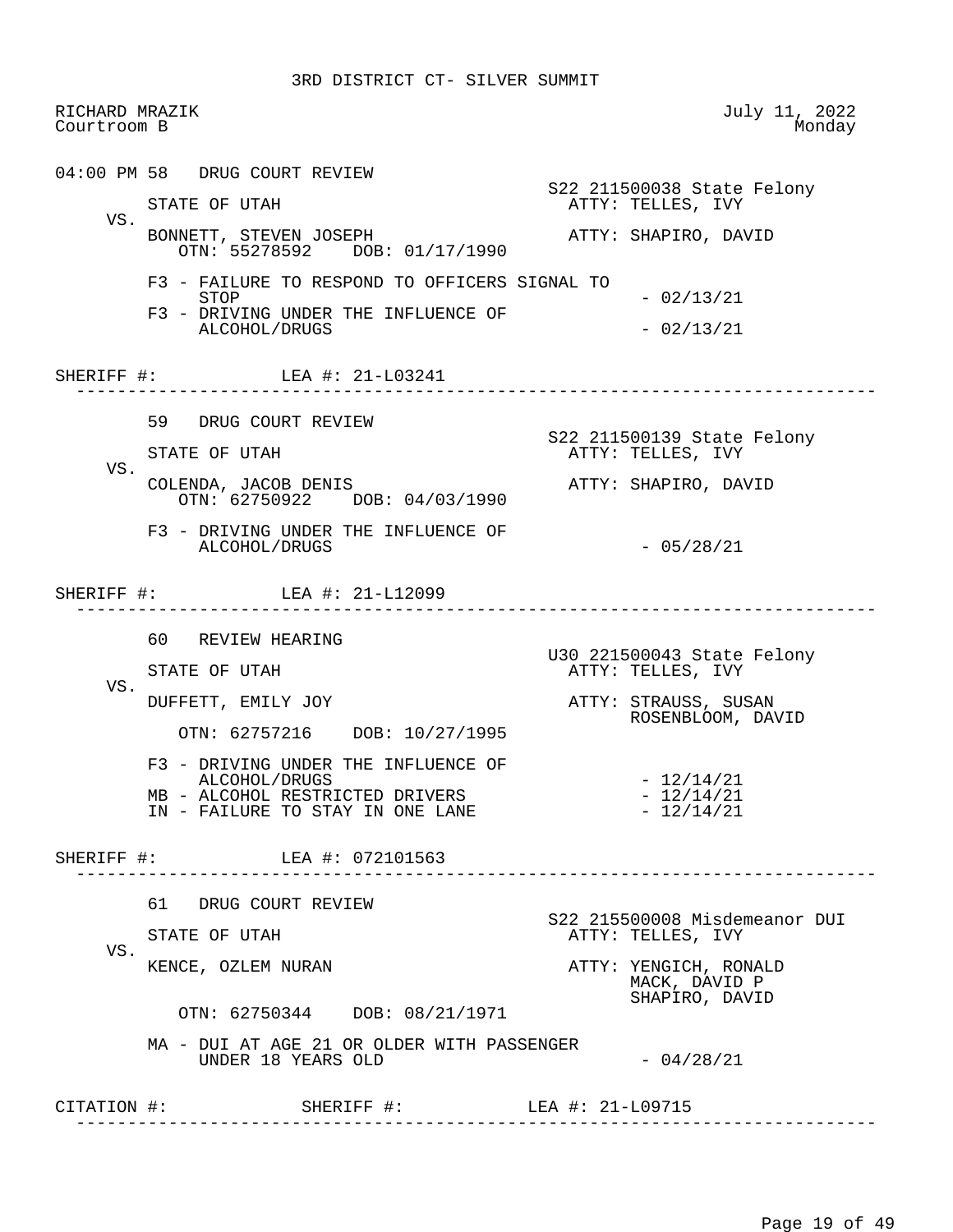3RD DISTRICT CT- SILVER SUMMIT

RICHARD MRAZIK
Courtroom B

July 11, 2022
Monday

```
04:00 PM 58   DRUG COURT REVIEW
                                                         S22 211500038 State Felony
         STATE OF UTAH                                     ATTY: TELLES, IVY
    VS.
         BONNETT, STEVEN JOSEPH                            ATTY: SHAPIRO, DAVID
            OTN: 55278592    DOB: 01/17/1990

         F3 - FAILURE TO RESPOND TO OFFICERS SIGNAL TO
              STOP                                                - 02/13/21
         F3 - DRIVING UNDER THE INFLUENCE OF
              ALCOHOL/DRUGS                                       - 02/13/21

SHERIFF #:             LEA #: 21-L03241
 ------------------------------------------------------------------------------

         59   DRUG COURT REVIEW
                                                         S22 211500139 State Felony
         STATE OF UTAH                                     ATTY: TELLES, IVY
    VS.
         COLENDA, JACOB DENIS                              ATTY: SHAPIRO, DAVID
            OTN: 62750922    DOB: 04/03/1990

         F3 - DRIVING UNDER THE INFLUENCE OF
              ALCOHOL/DRUGS                                       - 05/28/21

SHERIFF #:             LEA #: 21-L12099
 ------------------------------------------------------------------------------

         60   REVIEW HEARING
                                                         U30 221500043 State Felony
         STATE OF UTAH                                     ATTY: TELLES, IVY
    VS.
         DUFFETT, EMILY JOY                                ATTY: STRAUSS, SUSAN
                                                                 ROSENBLOOM, DAVID
            OTN: 62757216    DOB: 10/27/1995

         F3 - DRIVING UNDER THE INFLUENCE OF
              ALCOHOL/DRUGS                                       - 12/14/21
         MB - ALCOHOL RESTRICTED DRIVERS                          - 12/14/21
         IN - FAILURE TO STAY IN ONE LANE                         - 12/14/21

SHERIFF #:             LEA #: 072101563
 ------------------------------------------------------------------------------

         61   DRUG COURT REVIEW
                                                         S22 215500008 Misdemeanor DUI
         STATE OF UTAH                                     ATTY: TELLES, IVY
    VS.
         KENCE, OZLEM NURAN                                ATTY: YENGICH, RONALD
                                                                 MACK, DAVID P
                                                                 SHAPIRO, DAVID
            OTN: 62750344    DOB: 08/21/1971

         MA - DUI AT AGE 21 OR OLDER WITH PASSENGER
              UNDER 18 YEARS OLD                                  - 04/28/21

CITATION #:             SHERIFF #:             LEA #: 21-L09715
 ------------------------------------------------------------------------------
```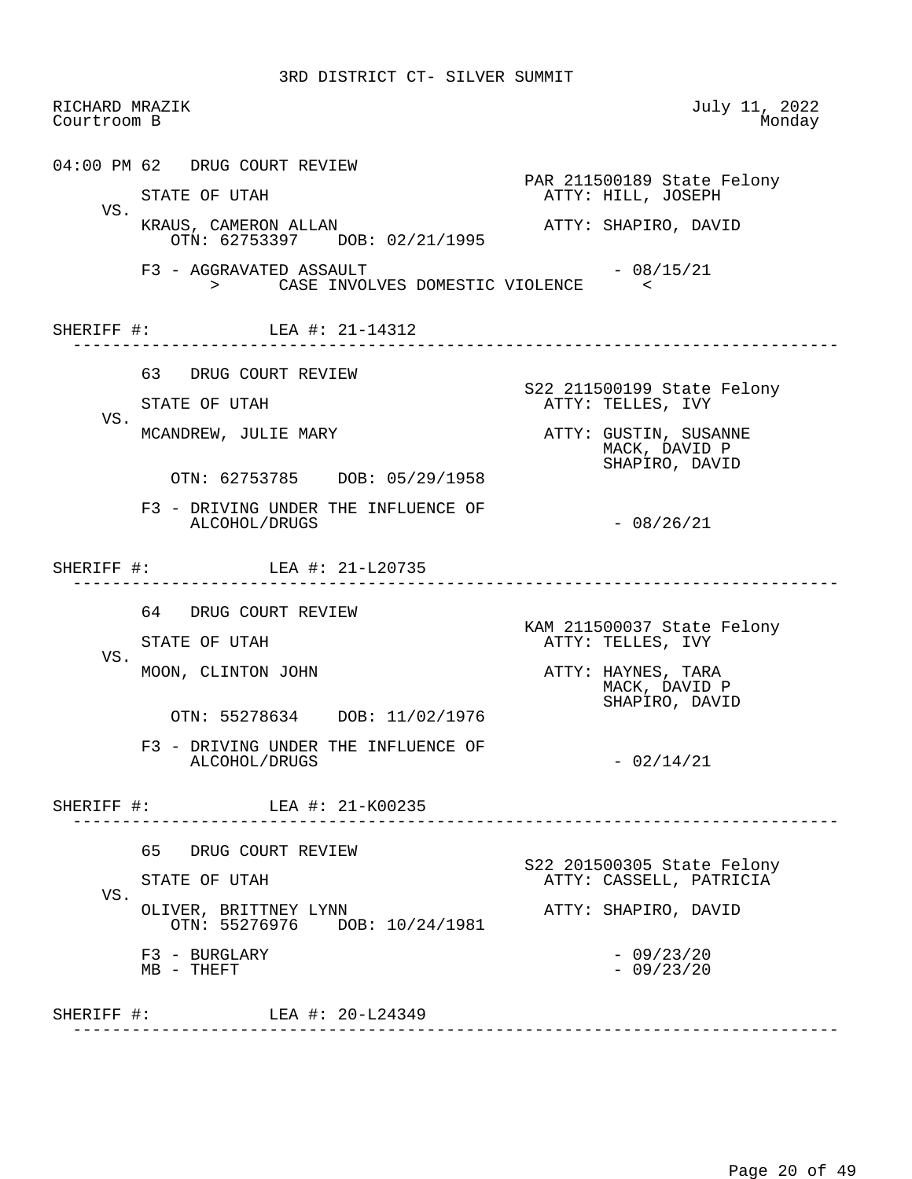3RD DISTRICT CT- SILVER SUMMIT

RICHARD MRAZIK
Courtroom B

July 11, 2022
Monday

---

04:00 PM 62 DRUG COURT REVIEW

PAR 211500189 State Felony

STATE OF UTAH — ATTY: HILL, JOSEPH

VS.

KRAUS, CAMERON ALLAN — ATTY: SHAPIRO, DAVID
OTN: 62753397 DOB: 02/21/1995

F3 - AGGRAVATED ASSAULT - 08/15/21
> CASE INVOLVES DOMESTIC VIOLENCE <

SHERIFF #: LEA #: 21-14312

---

63 DRUG COURT REVIEW

S22 211500199 State Felony

STATE OF UTAH — ATTY: TELLES, IVY

VS.

MCANDREW, JULIE MARY — ATTY: GUSTIN, SUSANNE; MACK, DAVID P; SHAPIRO, DAVID
OTN: 62753785 DOB: 05/29/1958

F3 - DRIVING UNDER THE INFLUENCE OF ALCOHOL/DRUGS - 08/26/21

SHERIFF #: LEA #: 21-L20735

---

64 DRUG COURT REVIEW

KAM 211500037 State Felony

STATE OF UTAH — ATTY: TELLES, IVY

VS.

MOON, CLINTON JOHN — ATTY: HAYNES, TARA; MACK, DAVID P; SHAPIRO, DAVID
OTN: 55278634 DOB: 11/02/1976

F3 - DRIVING UNDER THE INFLUENCE OF ALCOHOL/DRUGS - 02/14/21

SHERIFF #: LEA #: 21-K00235

---

65 DRUG COURT REVIEW

S22 201500305 State Felony

STATE OF UTAH — ATTY: CASSELL, PATRICIA

VS.

OLIVER, BRITTNEY LYNN — ATTY: SHAPIRO, DAVID
OTN: 55276976 DOB: 10/24/1981

F3 - BURGLARY - 09/23/20
MB - THEFT - 09/23/20

SHERIFF #: LEA #: 20-L24349

---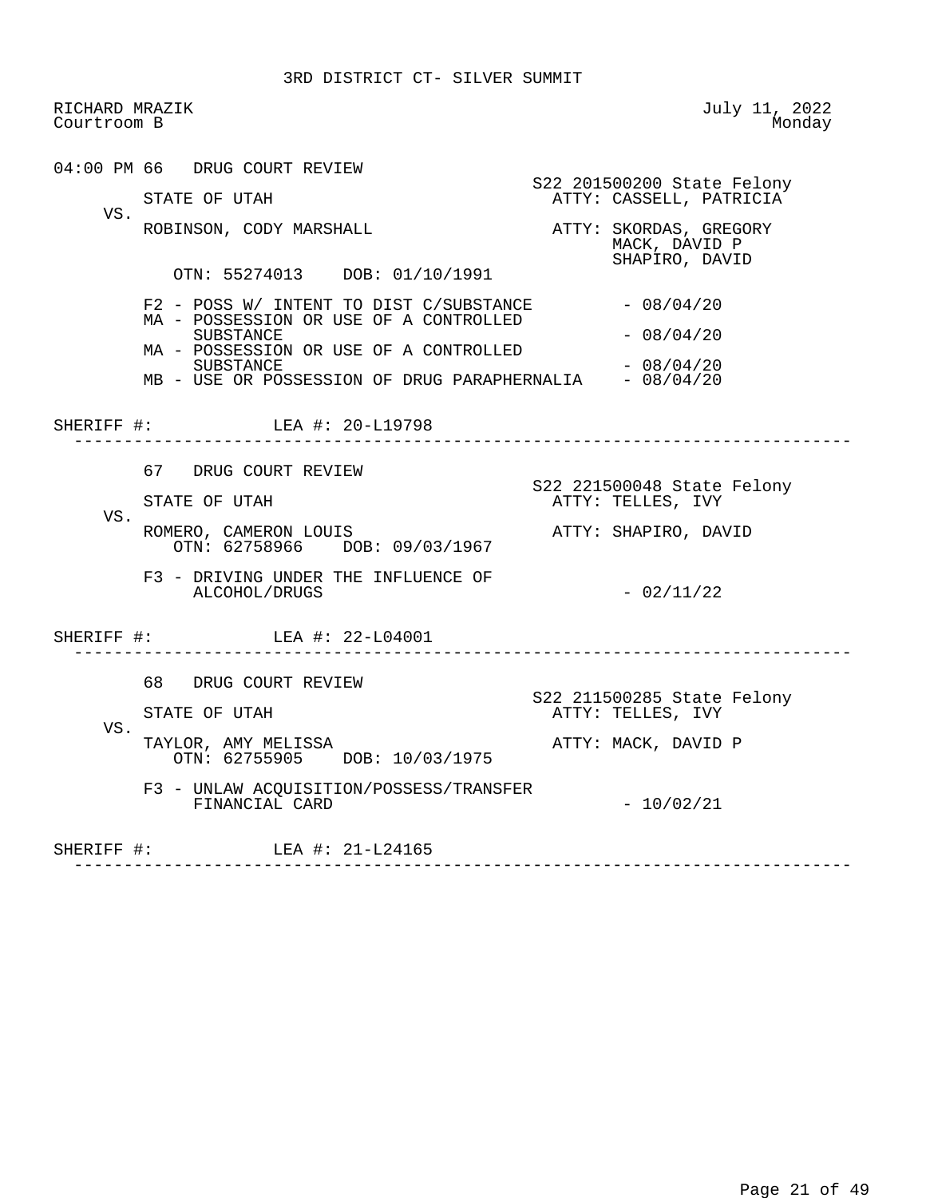3RD DISTRICT CT- SILVER SUMMIT

RICHARD MRAZIK
Courtroom B

July 11, 2022
Monday

---

**04:00 PM 66 DRUG COURT REVIEW**

S22 201500200 State Felony

STATE OF UTAH — ATTY: CASSELL, PATRICIA

VS.

ROBINSON, CODY MARSHALL — ATTY: SKORDAS, GREGORY; MACK, DAVID P; SHAPIRO, DAVID

OTN: 55274013 DOB: 01/10/1991

- F2 - POSS W/ INTENT TO DIST C/SUBSTANCE - 08/04/20
- MA - POSSESSION OR USE OF A CONTROLLED SUBSTANCE - 08/04/20
- MA - POSSESSION OR USE OF A CONTROLLED SUBSTANCE - 08/04/20
- MB - USE OR POSSESSION OF DRUG PARAPHERNALIA - 08/04/20

SHERIFF #: LEA #: 20-L19798

---

**67 DRUG COURT REVIEW**

S22 221500048 State Felony

STATE OF UTAH — ATTY: TELLES, IVY

VS.

ROMERO, CAMERON LOUIS — ATTY: SHAPIRO, DAVID

OTN: 62758966 DOB: 09/03/1967

- F3 - DRIVING UNDER THE INFLUENCE OF ALCOHOL/DRUGS - 02/11/22

SHERIFF #: LEA #: 22-L04001

---

**68 DRUG COURT REVIEW**

S22 211500285 State Felony

STATE OF UTAH — ATTY: TELLES, IVY

VS.

TAYLOR, AMY MELISSA — ATTY: MACK, DAVID P

OTN: 62755905 DOB: 10/03/1975

- F3 - UNLAW ACQUISITION/POSSESS/TRANSFER FINANCIAL CARD - 10/02/21

SHERIFF #: LEA #: 21-L24165

---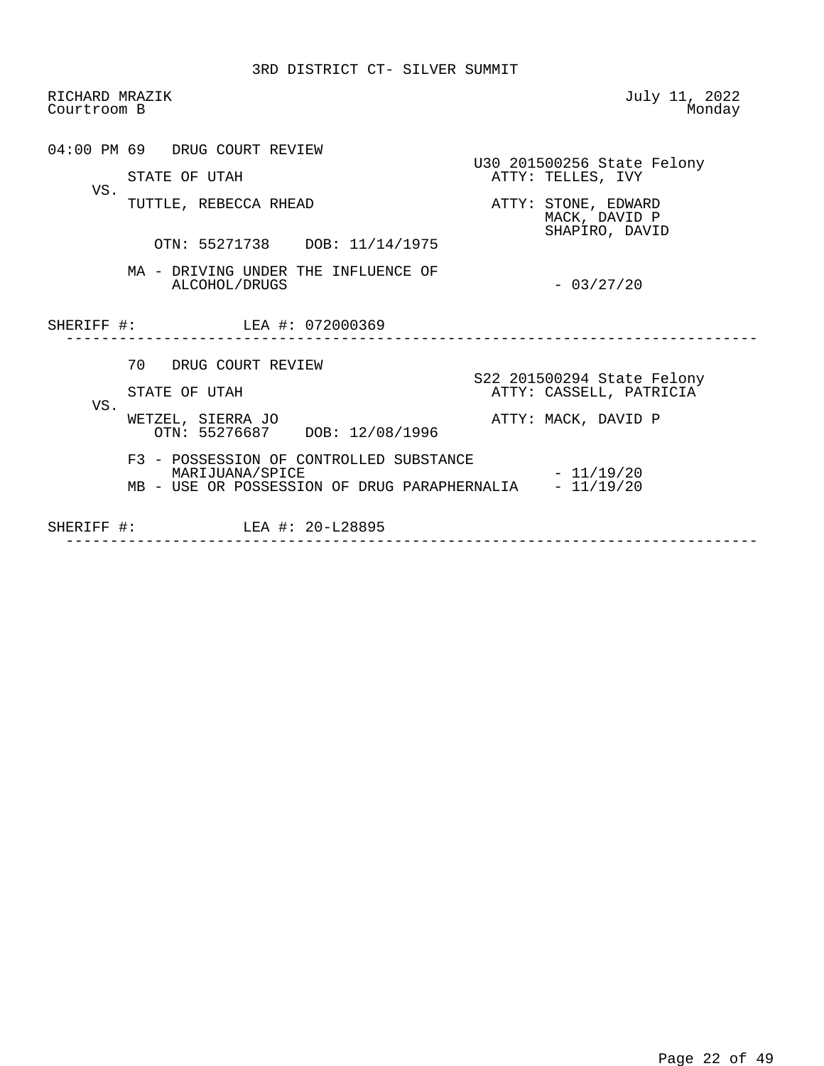3RD DISTRICT CT- SILVER SUMMIT

RICHARD MRAZIK
Courtroom B

July 11, 2022
Monday

04:00 PM 69 DRUG COURT REVIEW

U30 201500256 State Felony

STATE OF UTAH
ATTY: TELLES, IVY

VS.

TUTTLE, REBECCA RHEAD
ATTY: STONE, EDWARD
MACK, DAVID P
SHAPIRO, DAVID

OTN: 55271738 DOB: 11/14/1975

MA - DRIVING UNDER THE INFLUENCE OF ALCOHOL/DRUGS - 03/27/20

SHERIFF #: LEA #: 072000369

---

70 DRUG COURT REVIEW

S22 201500294 State Felony

STATE OF UTAH
ATTY: CASSELL, PATRICIA

VS.

WETZEL, SIERRA JO
ATTY: MACK, DAVID P

OTN: 55276687 DOB: 12/08/1996

F3 - POSSESSION OF CONTROLLED SUBSTANCE MARIJUANA/SPICE - 11/19/20
MB - USE OR POSSESSION OF DRUG PARAPHERNALIA - 11/19/20

SHERIFF #: LEA #: 20-L28895

---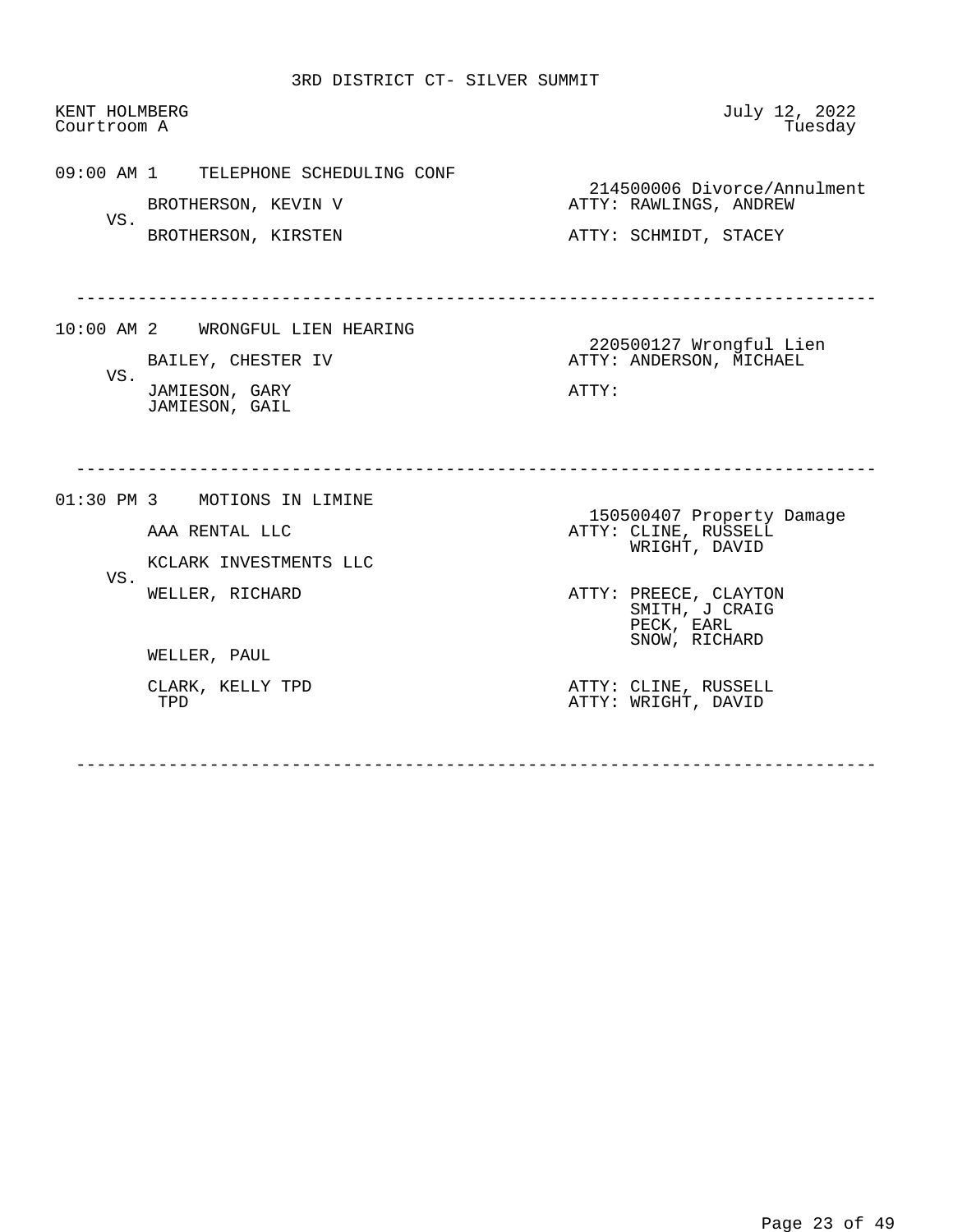3RD DISTRICT CT- SILVER SUMMIT

KENT HOLMBERG
Courtroom A

July 12, 2022
Tuesday

---

**09:00 AM 1** TELEPHONE SCHEDULING CONF

214500006 Divorce/Annulment

BROTHERSON, KEVIN V — ATTY: RAWLINGS, ANDREW

VS.

BROTHERSON, KIRSTEN — ATTY: SCHMIDT, STACEY

---

**10:00 AM 2** WRONGFUL LIEN HEARING

220500127 Wrongful Lien

BAILEY, CHESTER IV — ATTY: ANDERSON, MICHAEL

VS.

JAMIESON, GARY
JAMIESON, GAIL — ATTY:

---

**01:30 PM 3** MOTIONS IN LIMINE

150500407 Property Damage

AAA RENTAL LLC — ATTY: CLINE, RUSSELL
WRIGHT, DAVID

KCLARK INVESTMENTS LLC

VS.

WELLER, RICHARD — ATTY: PREECE, CLAYTON
SMITH, J CRAIG
PECK, EARL
SNOW, RICHARD

WELLER, PAUL

CLARK, KELLY TPD — ATTY: CLINE, RUSSELL
TPD — ATTY: WRIGHT, DAVID

---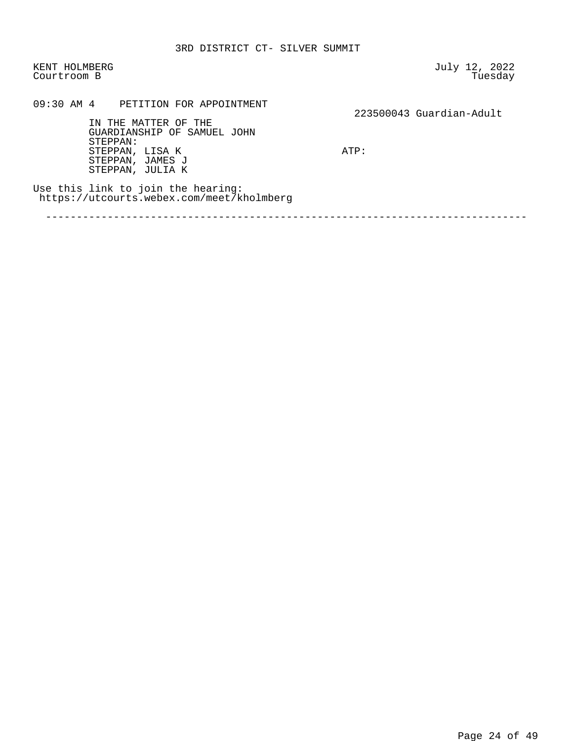3RD DISTRICT CT- SILVER SUMMIT

KENT HOLMBERG
Courtroom B

July 12, 2022
Tuesday

09:30 AM 4    PETITION FOR APPOINTMENT

223500043 Guardian-Adult

IN THE MATTER OF THE
GUARDIANSHIP OF SAMUEL JOHN
STEPPAN:
STEPPAN, LISA K
STEPPAN, JAMES J
STEPPAN, JULIA K

ATP:

Use this link to join the hearing:
https://utcourts.webex.com/meet/kholmberg

---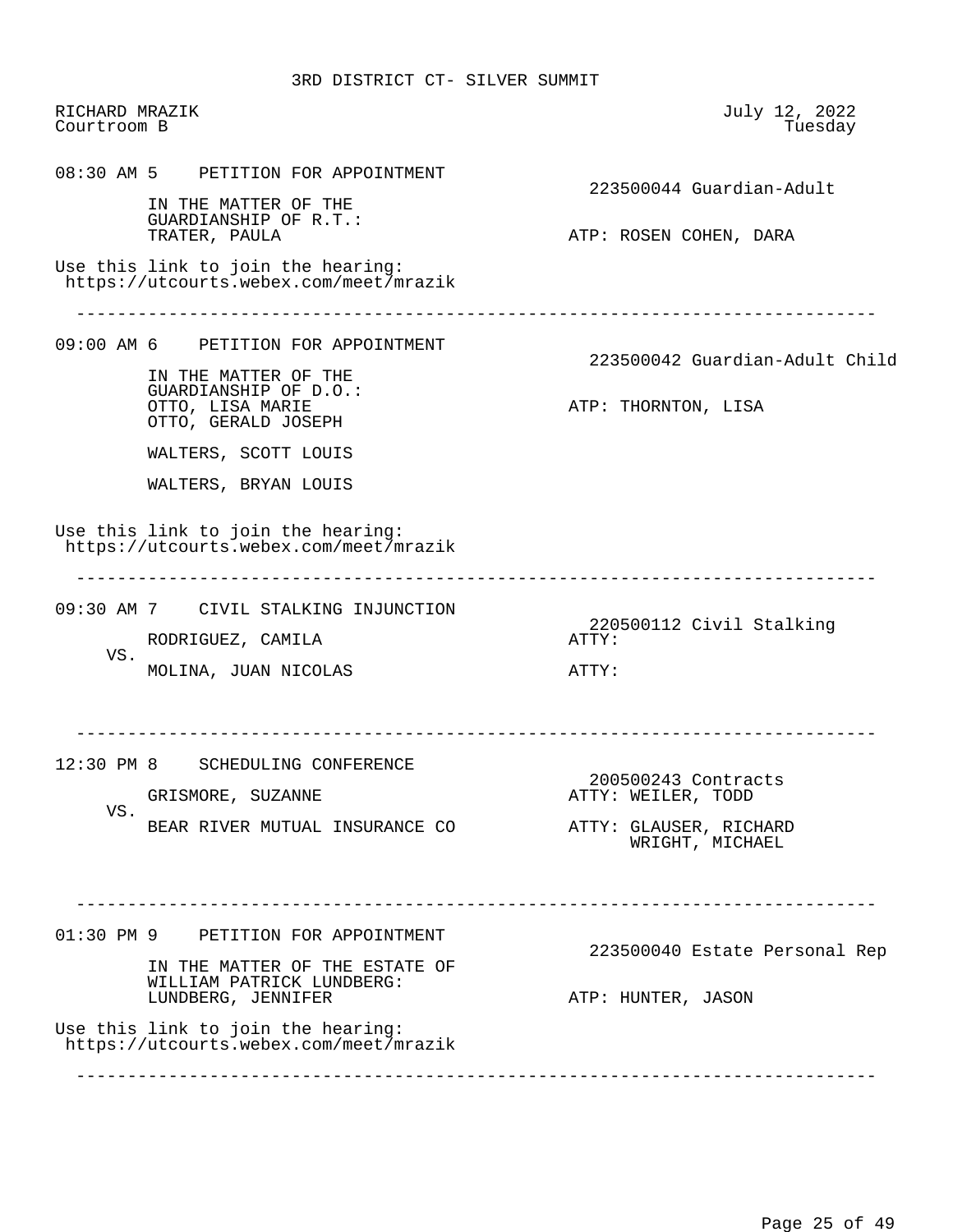# 3RD DISTRICT CT- SILVER SUMMIT

RICHARD MRAZIK
Courtroom B

July 12, 2022
Tuesday

---

**08:30 AM 5 PETITION FOR APPOINTMENT**

223500044 Guardian-Adult

IN THE MATTER OF THE
GUARDIANSHIP OF R.T.:
TRATER, PAULA — ATP: ROSEN COHEN, DARA

Use this link to join the hearing:
https://utcourts.webex.com/meet/mrazik

---

**09:00 AM 6 PETITION FOR APPOINTMENT**

223500042 Guardian-Adult Child

IN THE MATTER OF THE
GUARDIANSHIP OF D.O.:
OTTO, LISA MARIE — ATP: THORNTON, LISA
OTTO, GERALD JOSEPH

WALTERS, SCOTT LOUIS

WALTERS, BRYAN LOUIS

Use this link to join the hearing:
https://utcourts.webex.com/meet/mrazik

---

**09:30 AM 7 CIVIL STALKING INJUNCTION**

220500112 Civil Stalking

RODRIGUEZ, CAMILA — ATTY:
VS.
MOLINA, JUAN NICOLAS — ATTY:

---

**12:30 PM 8 SCHEDULING CONFERENCE**

200500243 Contracts

GRISMORE, SUZANNE — ATTY: WEILER, TODD
VS.
BEAR RIVER MUTUAL INSURANCE CO — ATTY: GLAUSER, RICHARD
WRIGHT, MICHAEL

---

**01:30 PM 9 PETITION FOR APPOINTMENT**

223500040 Estate Personal Rep

IN THE MATTER OF THE ESTATE OF
WILLIAM PATRICK LUNDBERG:
LUNDBERG, JENNIFER — ATP: HUNTER, JASON

Use this link to join the hearing:
https://utcourts.webex.com/meet/mrazik

---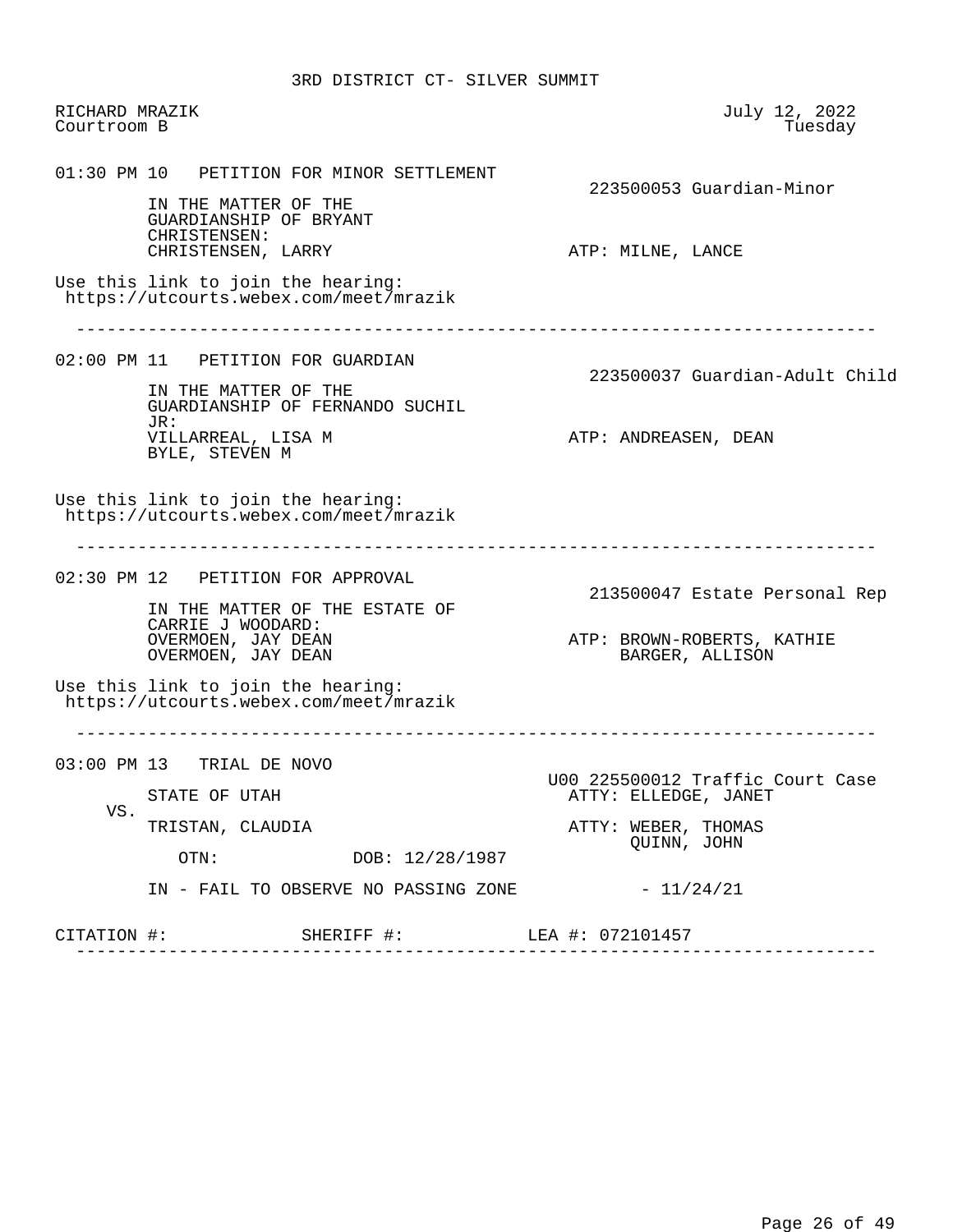3RD DISTRICT CT- SILVER SUMMIT

RICHARD MRAZIK
Courtroom B

July 12, 2022
Tuesday

01:30 PM 10 PETITION FOR MINOR SETTLEMENT

223500053 Guardian-Minor

IN THE MATTER OF THE
GUARDIANSHIP OF BRYANT
CHRISTENSEN:
CHRISTENSEN, LARRY

ATP: MILNE, LANCE

Use this link to join the hearing:
https://utcourts.webex.com/meet/mrazik

---

02:00 PM 11 PETITION FOR GUARDIAN

223500037 Guardian-Adult Child

IN THE MATTER OF THE
GUARDIANSHIP OF FERNANDO SUCHIL
JR:
VILLARREAL, LISA M
BYLE, STEVEN M

ATP: ANDREASEN, DEAN

Use this link to join the hearing:
https://utcourts.webex.com/meet/mrazik

---

02:30 PM 12 PETITION FOR APPROVAL

213500047 Estate Personal Rep

IN THE MATTER OF THE ESTATE OF
CARRIE J WOODARD:
OVERMOEN, JAY DEAN
OVERMOEN, JAY DEAN

ATP: BROWN-ROBERTS, KATHIE
BARGER, ALLISON

Use this link to join the hearing:
https://utcourts.webex.com/meet/mrazik

---

03:00 PM 13 TRIAL DE NOVO

U00 225500012 Traffic Court Case

STATE OF UTAH
VS.
TRISTAN, CLAUDIA

ATTY: ELLEDGE, JANET

ATTY: WEBER, THOMAS
QUINN, JOHN

OTN: DOB: 12/28/1987

IN - FAIL TO OBSERVE NO PASSING ZONE - 11/24/21

CITATION #: SHERIFF #: LEA #: 072101457

---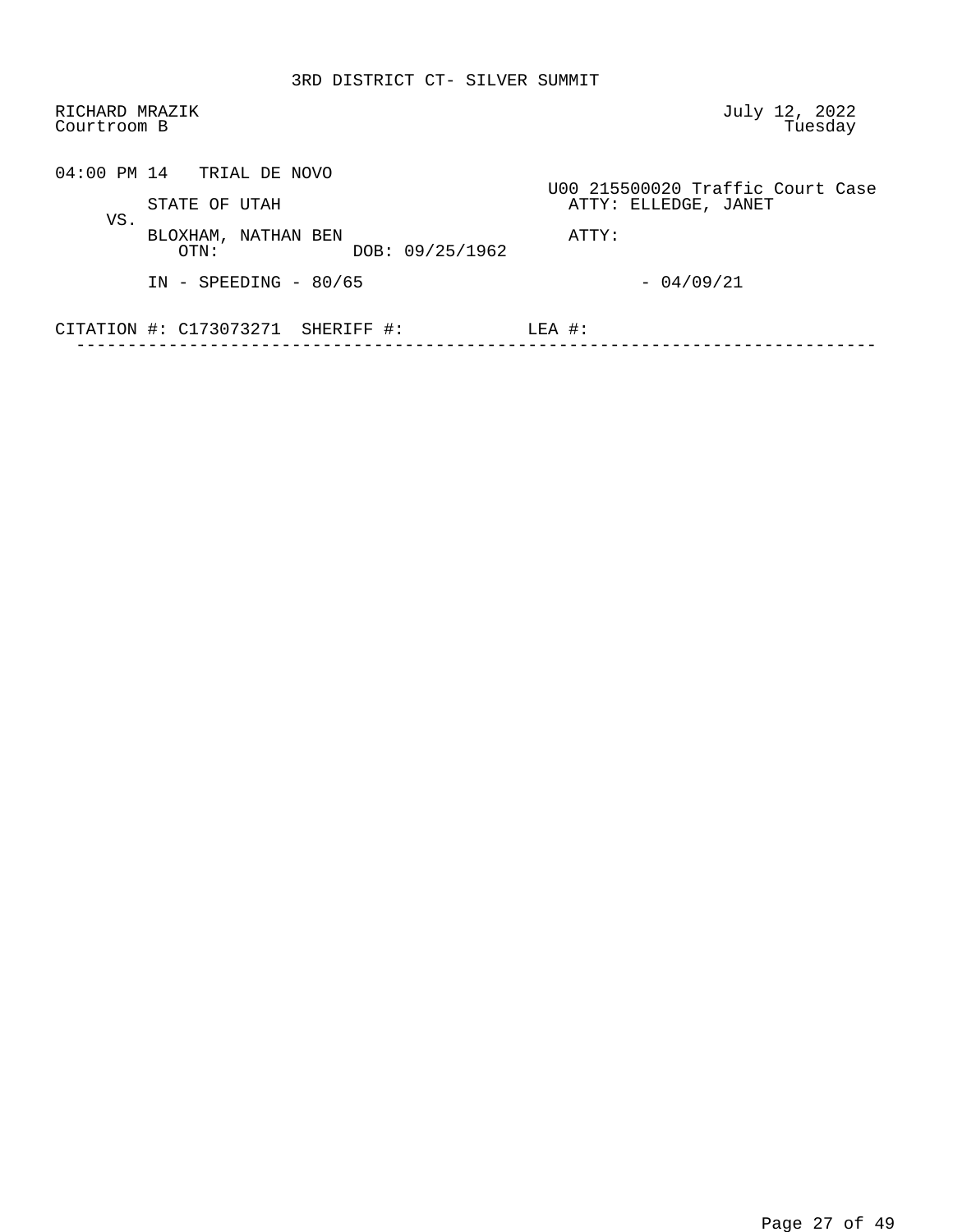3RD DISTRICT CT- SILVER SUMMIT

RICHARD MRAZIK
Courtroom B

July 12, 2022
Tuesday

04:00 PM 14   TRIAL DE NOVO

U00 215500020 Traffic Court Case

STATE OF UTAH                ATTY: ELLEDGE, JANET

VS.

BLOXHAM, NATHAN BEN                ATTY:
OTN:                DOB: 09/25/1962

IN - SPEEDING - 80/65                - 04/09/21

CITATION #: C173073271  SHERIFF #:            LEA #:

---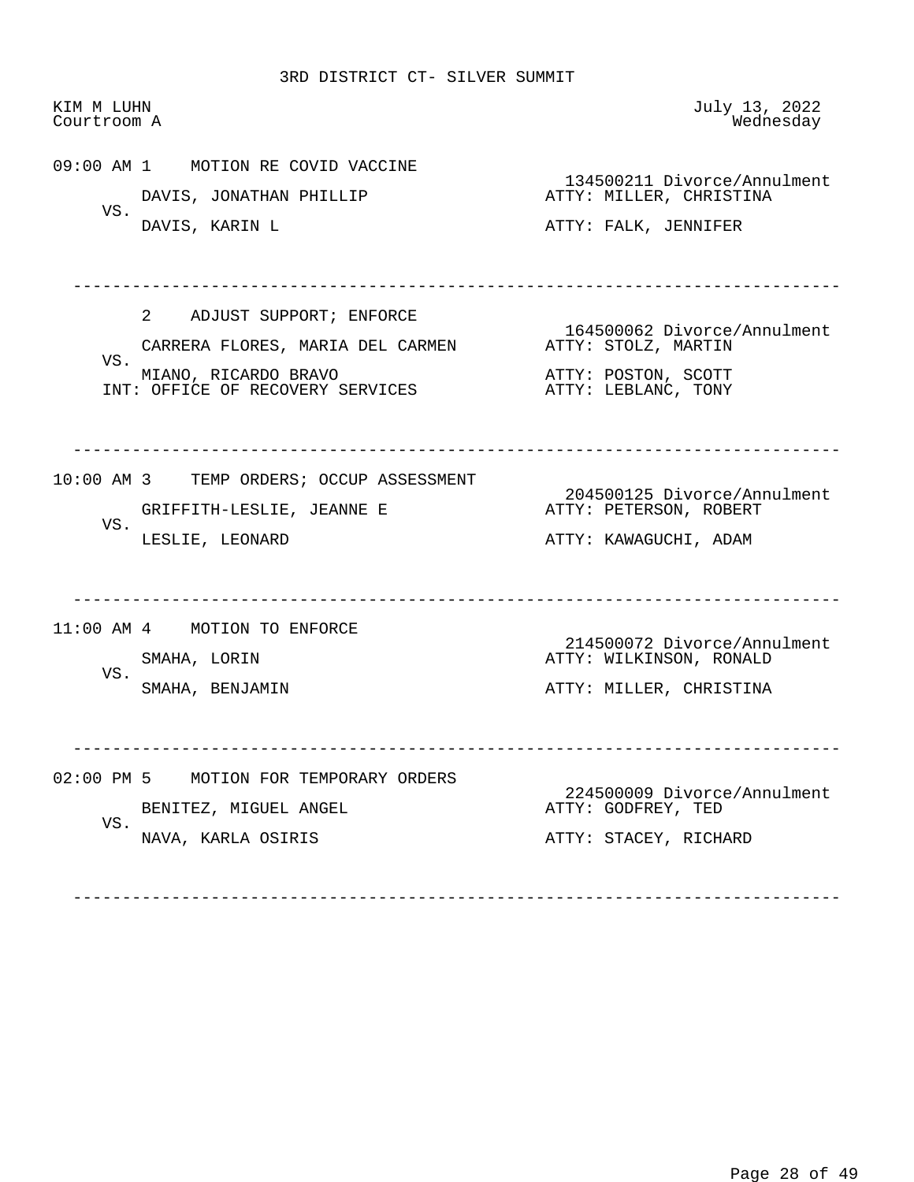# 3RD DISTRICT CT- SILVER SUMMIT

KIM M LUHN
Courtroom A

July 13, 2022
Wednesday

---

**09:00 AM 1** MOTION RE COVID VACCINE

134500211 Divorce/Annulment

DAVIS, JONATHAN PHILLIP — ATTY: MILLER, CHRISTINA

VS.

DAVIS, KARIN L — ATTY: FALK, JENNIFER

---

**2** ADJUST SUPPORT; ENFORCE

164500062 Divorce/Annulment

CARRERA FLORES, MARIA DEL CARMEN — ATTY: STOLZ, MARTIN

VS.

MIANO, RICARDO BRAVO — ATTY: POSTON, SCOTT

INT: OFFICE OF RECOVERY SERVICES — ATTY: LEBLANC, TONY

---

**10:00 AM 3** TEMP ORDERS; OCCUP ASSESSMENT

204500125 Divorce/Annulment

GRIFFITH-LESLIE, JEANNE E — ATTY: PETERSON, ROBERT

VS.

LESLIE, LEONARD — ATTY: KAWAGUCHI, ADAM

---

**11:00 AM 4** MOTION TO ENFORCE

214500072 Divorce/Annulment

SMAHA, LORIN — ATTY: WILKINSON, RONALD

VS.

SMAHA, BENJAMIN — ATTY: MILLER, CHRISTINA

---

**02:00 PM 5** MOTION FOR TEMPORARY ORDERS

224500009 Divorce/Annulment

BENITEZ, MIGUEL ANGEL — ATTY: GODFREY, TED

VS.

NAVA, KARLA OSIRIS — ATTY: STACEY, RICHARD

---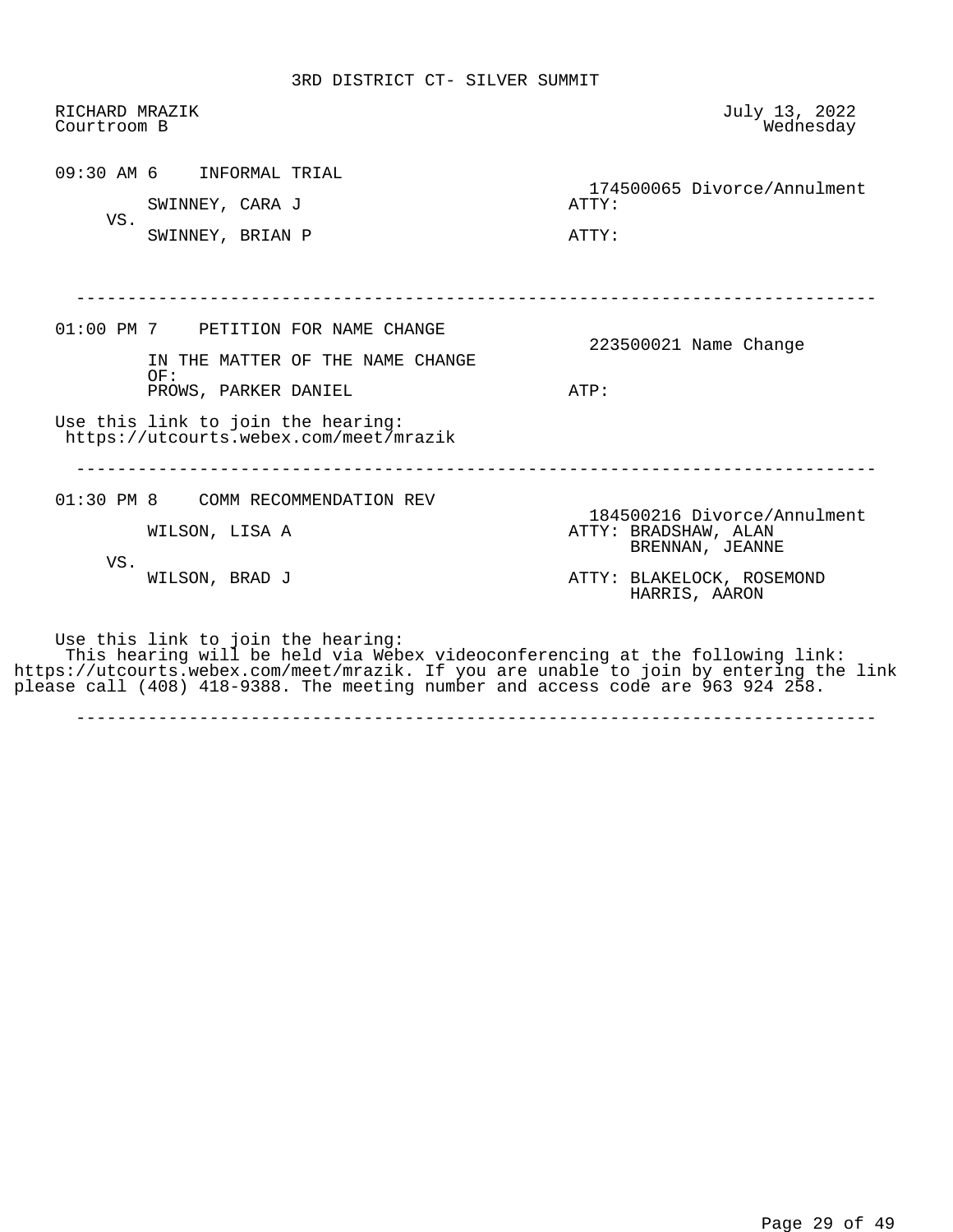3RD DISTRICT CT- SILVER SUMMIT

RICHARD MRAZIK
Courtroom B

July 13, 2022
Wednesday

---

09:30 AM 6    INFORMAL TRIAL

174500065 Divorce/Annulment

SWINNEY, CARA J    ATTY:

VS.

SWINNEY, BRIAN P    ATTY:

---

01:00 PM 7    PETITION FOR NAME CHANGE

223500021 Name Change

IN THE MATTER OF THE NAME CHANGE OF:
PROWS, PARKER DANIEL    ATP:

Use this link to join the hearing:
https://utcourts.webex.com/meet/mrazik

---

01:30 PM 8    COMM RECOMMENDATION REV

184500216 Divorce/Annulment

WILSON, LISA A    ATTY: BRADSHAW, ALAN
BRENNAN, JEANNE

VS.

WILSON, BRAD J    ATTY: BLAKELOCK, ROSEMOND
HARRIS, AARON

Use this link to join the hearing:
This hearing will be held via Webex videoconferencing at the following link: https://utcourts.webex.com/meet/mrazik. If you are unable to join by entering the link please call (408) 418-9388. The meeting number and access code are 963 924 258.

---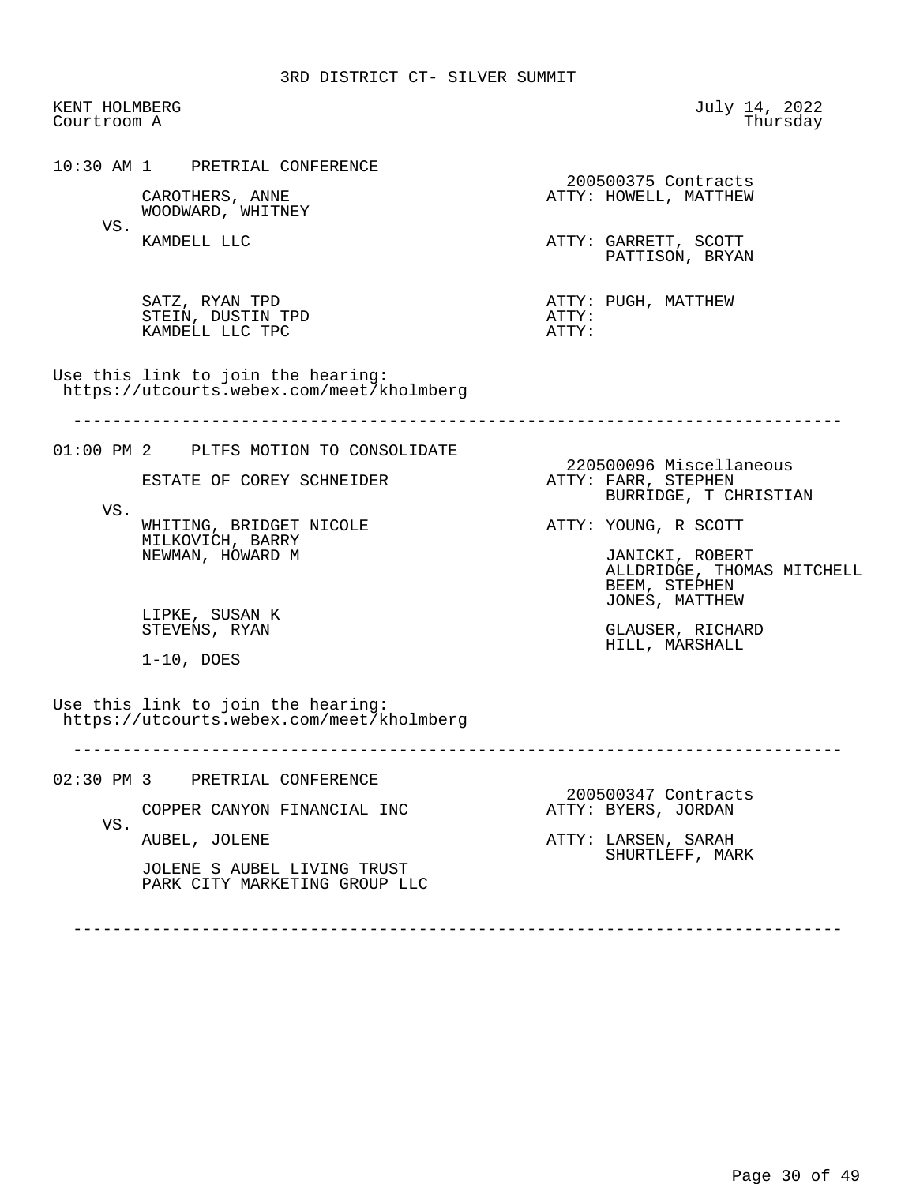# 3RD DISTRICT CT- SILVER SUMMIT

KENT HOLMBERG
Courtroom A

July 14, 2022
Thursday

---

## 10:30 AM 1 PRETRIAL CONFERENCE

200500375 Contracts

CAROTHERS, ANNE — ATTY: HOWELL, MATTHEW
WOODWARD, WHITNEY

VS.

KAMDELL LLC — ATTY: GARRETT, SCOTT
PATTISON, BRYAN

SATZ, RYAN TPD — ATTY: PUGH, MATTHEW
STEIN, DUSTIN TPD — ATTY:
KAMDELL LLC TPC — ATTY:

Use this link to join the hearing:
https://utcourts.webex.com/meet/kholmberg

---

## 01:00 PM 2 PLTFS MOTION TO CONSOLIDATE

220500096 Miscellaneous

ESTATE OF COREY SCHNEIDER — ATTY: FARR, STEPHEN
BURRIDGE, T CHRISTIAN

VS.

WHITING, BRIDGET NICOLE — ATTY: YOUNG, R SCOTT
MILKOVICH, BARRY
NEWMAN, HOWARD M — JANICKI, ROBERT
ALLDRIDGE, THOMAS MITCHELL
BEEM, STEPHEN
JONES, MATTHEW

LIPKE, SUSAN K
STEVENS, RYAN — GLAUSER, RICHARD
HILL, MARSHALL

1-10, DOES

Use this link to join the hearing:
https://utcourts.webex.com/meet/kholmberg

---

## 02:30 PM 3 PRETRIAL CONFERENCE

200500347 Contracts

COPPER CANYON FINANCIAL INC — ATTY: BYERS, JORDAN

VS.

AUBEL, JOLENE — ATTY: LARSEN, SARAH
SHURTLEFF, MARK

JOLENE S AUBEL LIVING TRUST
PARK CITY MARKETING GROUP LLC

---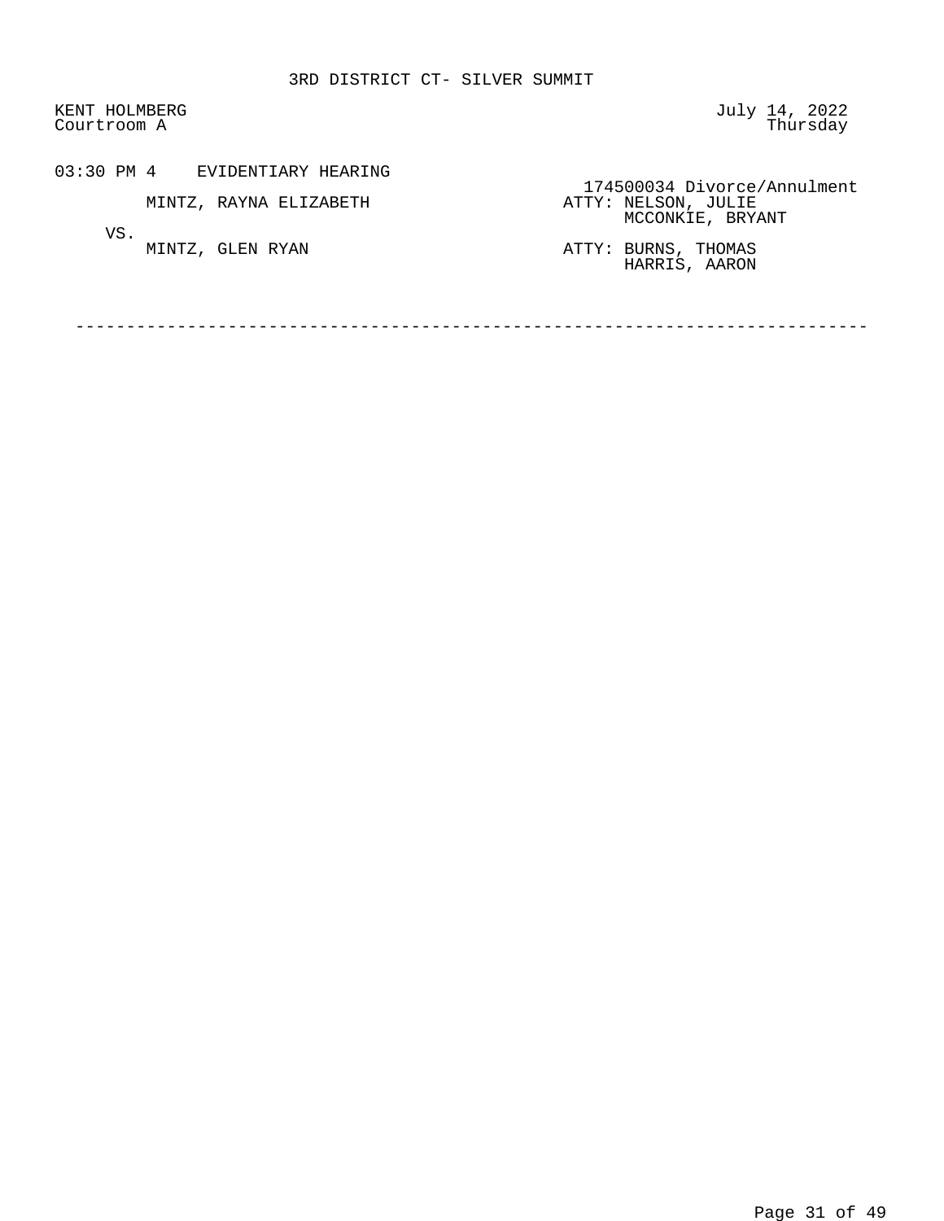3RD DISTRICT CT- SILVER SUMMIT

KENT HOLMBERG
Courtroom A

July 14, 2022
Thursday

03:30 PM 4 EVIDENTIARY HEARING

174500034 Divorce/Annulment

MINTZ, RAYNA ELIZABETH — ATTY: NELSON, JULIE
MCCONKIE, BRYANT

VS.

MINTZ, GLEN RYAN — ATTY: BURNS, THOMAS
HARRIS, AARON

---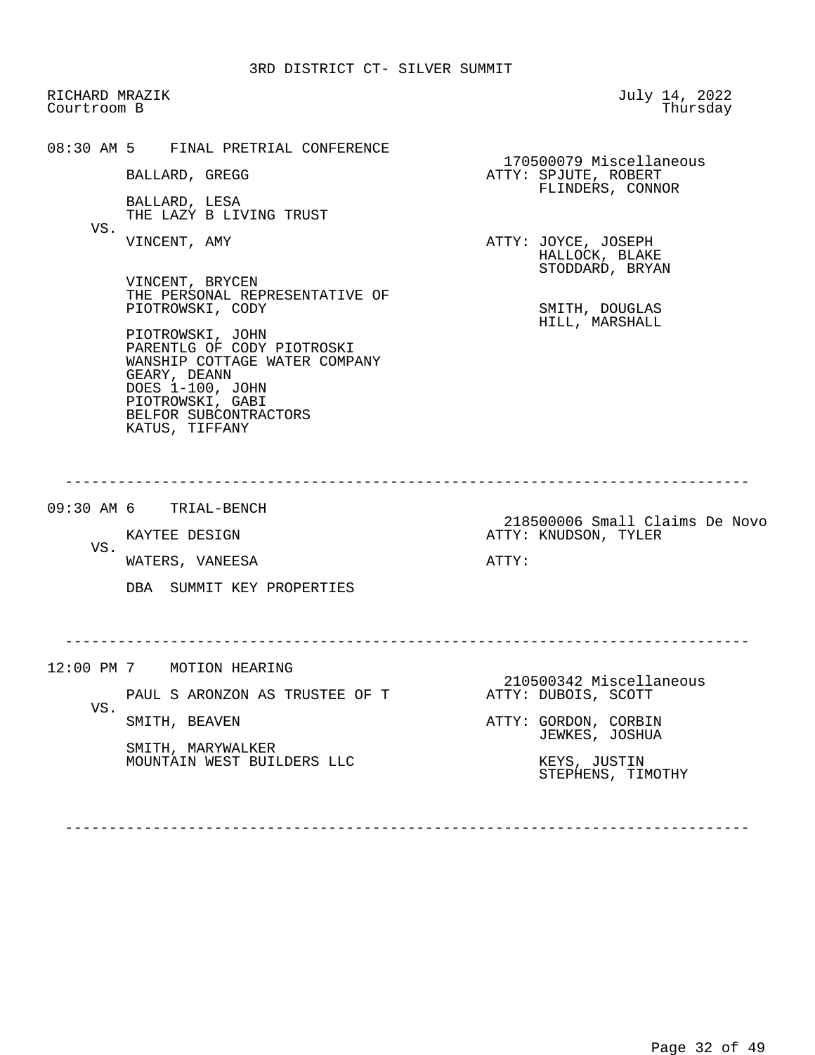3RD DISTRICT CT- SILVER SUMMIT

RICHARD MRAZIK
Courtroom B

July 14, 2022
Thursday

---

**08:30 AM 5 FINAL PRETRIAL CONFERENCE**

170500079 Miscellaneous

BALLARD, GREGG — ATTY: SPJUTE, ROBERT; FLINDERS, CONNOR

BALLARD, LESA
THE LAZY B LIVING TRUST

VS.

VINCENT, AMY — ATTY: JOYCE, JOSEPH; HALLOCK, BLAKE; STODDARD, BRYAN

VINCENT, BRYCEN
THE PERSONAL REPRESENTATIVE OF
PIOTROWSKI, CODY — SMITH, DOUGLAS; HILL, MARSHALL

PIOTROWSKI, JOHN
PARENTLG OF CODY PIOTROSKI
WANSHIP COTTAGE WATER COMPANY
GEARY, DEANN
DOES 1-100, JOHN
PIOTROWSKI, GABI
BELFOR SUBCONTRACTORS
KATUS, TIFFANY

---

**09:30 AM 6 TRIAL-BENCH**

218500006 Small Claims De Novo

KAYTEE DESIGN — ATTY: KNUDSON, TYLER

VS.

WATERS, VANEESA — ATTY:

DBA SUMMIT KEY PROPERTIES

---

**12:00 PM 7 MOTION HEARING**

210500342 Miscellaneous

PAUL S ARONZON AS TRUSTEE OF T — ATTY: DUBOIS, SCOTT

VS.

SMITH, BEAVEN — ATTY: GORDON, CORBIN; JEWKES, JOSHUA

SMITH, MARYWALKER
MOUNTAIN WEST BUILDERS LLC — KEYS, JUSTIN; STEPHENS, TIMOTHY

---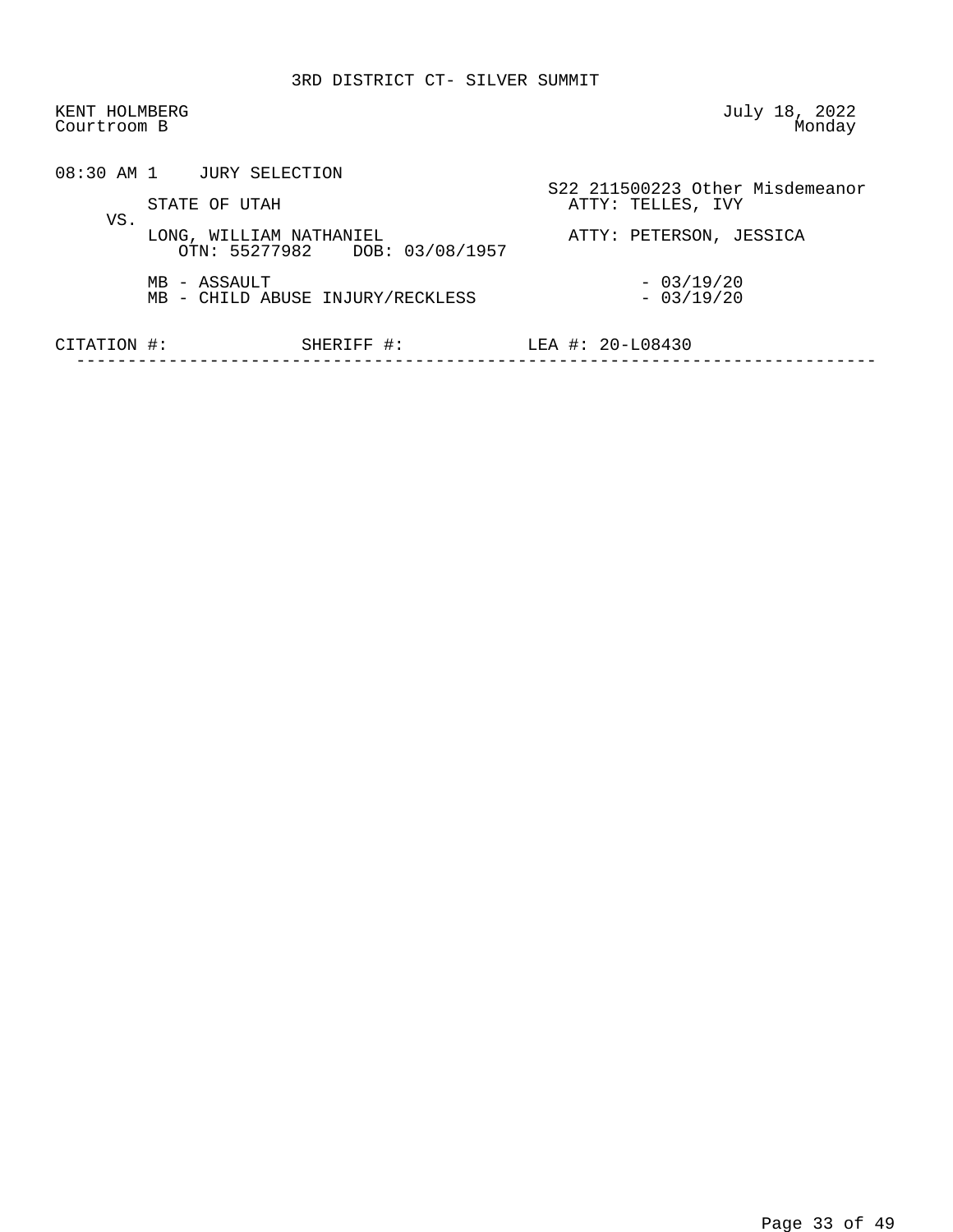3RD DISTRICT CT- SILVER SUMMIT

KENT HOLMBERG
Courtroom B

July 18, 2022
Monday

08:30 AM 1 JURY SELECTION

S22 211500223 Other Misdemeanor

STATE OF UTAH — ATTY: TELLES, IVY

VS.

LONG, WILLIAM NATHANIEL — ATTY: PETERSON, JESSICA
OTN: 55277982 DOB: 03/08/1957

MB - ASSAULT - 03/19/20
MB - CHILD ABUSE INJURY/RECKLESS - 03/19/20

CITATION #: SHERIFF #: LEA #: 20-L08430

---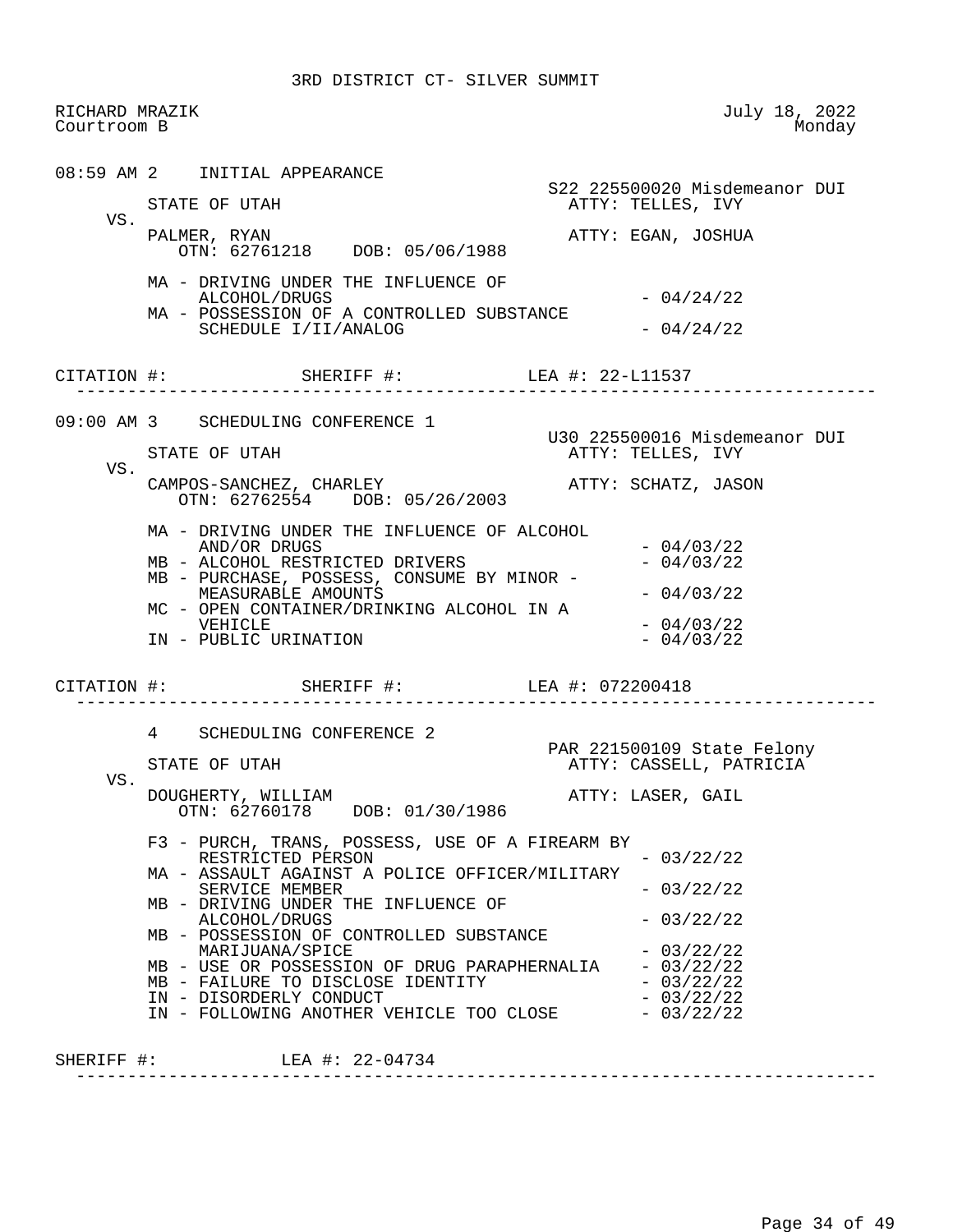3RD DISTRICT CT- SILVER SUMMIT

RICHARD MRAZIK — July 18, 2022
Courtroom B — Monday

---

**08:59 AM 2 INITIAL APPEARANCE**

S22 225500020 Misdemeanor DUI

STATE OF UTAH — ATTY: TELLES, IVY

VS.

PALMER, RYAN — ATTY: EGAN, JOSHUA
OTN: 62761218 DOB: 05/06/1988

- MA - DRIVING UNDER THE INFLUENCE OF ALCOHOL/DRUGS - 04/24/22
- MA - POSSESSION OF A CONTROLLED SUBSTANCE SCHEDULE I/II/ANALOG - 04/24/22

CITATION #: SHERIFF #: LEA #: 22-L11537

---

**09:00 AM 3 SCHEDULING CONFERENCE 1**

U30 225500016 Misdemeanor DUI

STATE OF UTAH — ATTY: TELLES, IVY

VS.

CAMPOS-SANCHEZ, CHARLEY — ATTY: SCHATZ, JASON
OTN: 62762554 DOB: 05/26/2003

- MA - DRIVING UNDER THE INFLUENCE OF ALCOHOL AND/OR DRUGS - 04/03/22
- MB - ALCOHOL RESTRICTED DRIVERS - 04/03/22
- MB - PURCHASE, POSSESS, CONSUME BY MINOR - MEASURABLE AMOUNTS - 04/03/22
- MC - OPEN CONTAINER/DRINKING ALCOHOL IN A VEHICLE - 04/03/22
- IN - PUBLIC URINATION - 04/03/22

CITATION #: SHERIFF #: LEA #: 072200418

---

**4 SCHEDULING CONFERENCE 2**

PAR 221500109 State Felony

STATE OF UTAH — ATTY: CASSELL, PATRICIA

VS.

DOUGHERTY, WILLIAM — ATTY: LASER, GAIL
OTN: 62760178 DOB: 01/30/1986

- F3 - PURCH, TRANS, POSSESS, USE OF A FIREARM BY RESTRICTED PERSON - 03/22/22
- MA - ASSAULT AGAINST A POLICE OFFICER/MILITARY SERVICE MEMBER - 03/22/22
- MB - DRIVING UNDER THE INFLUENCE OF ALCOHOL/DRUGS - 03/22/22
- MB - POSSESSION OF CONTROLLED SUBSTANCE MARIJUANA/SPICE - 03/22/22
- MB - USE OR POSSESSION OF DRUG PARAPHERNALIA - 03/22/22
- MB - FAILURE TO DISCLOSE IDENTITY - 03/22/22
- IN - DISORDERLY CONDUCT - 03/22/22
- IN - FOLLOWING ANOTHER VEHICLE TOO CLOSE - 03/22/22

SHERIFF #: LEA #: 22-04734

---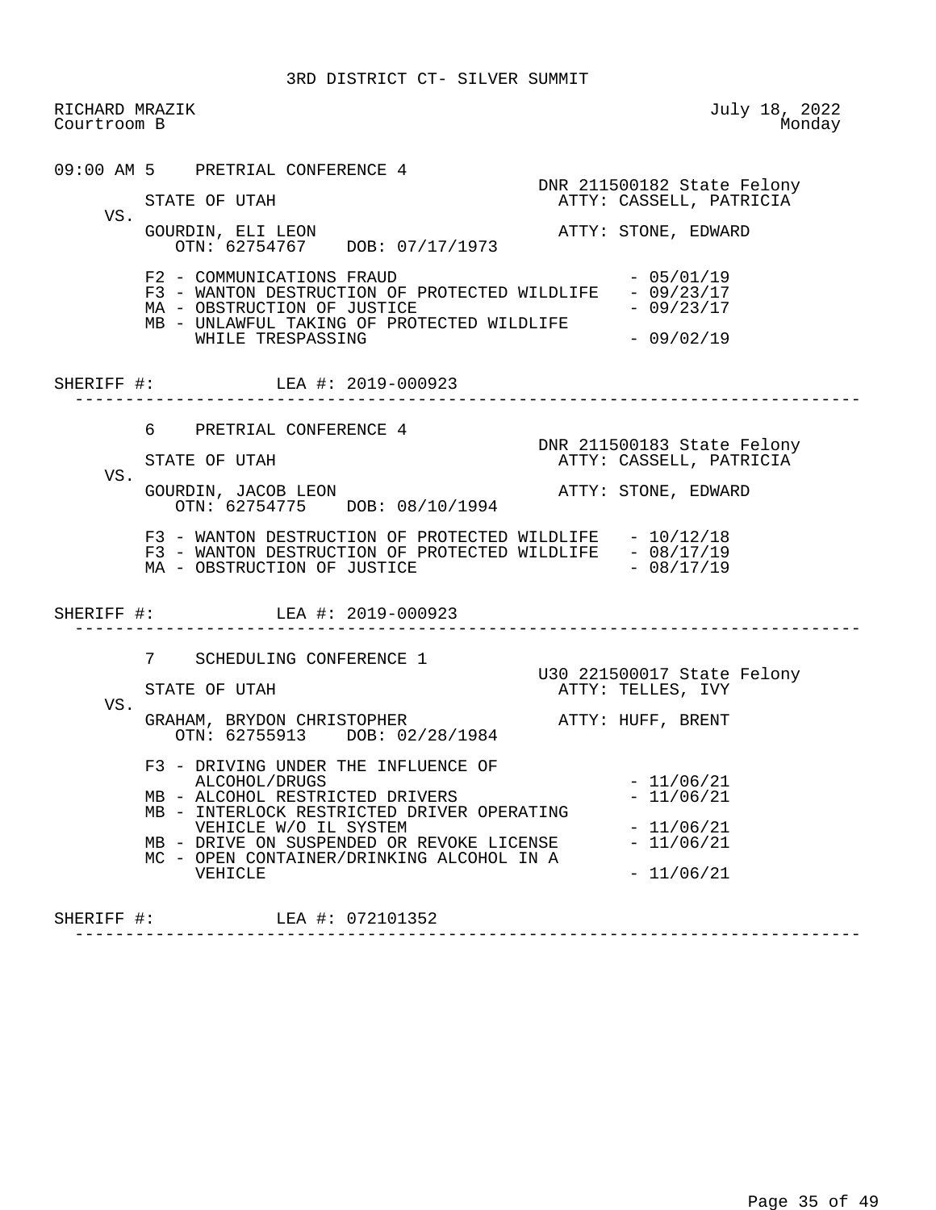3RD DISTRICT CT- SILVER SUMMIT

RICHARD MRAZIK
Courtroom B

July 18, 2022
Monday

```
09:00 AM 5    PRETRIAL CONFERENCE 4
                                                   DNR 211500182 State Felony
        STATE OF UTAH                                ATTY: CASSELL, PATRICIA
   VS.
        GOURDIN, ELI LEON                            ATTY: STONE, EDWARD
           OTN: 62754767    DOB: 07/17/1973

        F2 - COMMUNICATIONS FRAUD                               - 05/01/19
        F3 - WANTON DESTRUCTION OF PROTECTED WILDLIFE   - 09/23/17
        MA - OBSTRUCTION OF JUSTICE                             - 09/23/17
        MB - UNLAWFUL TAKING OF PROTECTED WILDLIFE
             WHILE TRESPASSING                                  - 09/02/19

SHERIFF #:            LEA #: 2019-000923
-------------------------------------------------------------------------------

        6    PRETRIAL CONFERENCE 4
                                                   DNR 211500183 State Felony
        STATE OF UTAH                                ATTY: CASSELL, PATRICIA
   VS.
        GOURDIN, JACOB LEON                          ATTY: STONE, EDWARD
           OTN: 62754775    DOB: 08/10/1994

        F3 - WANTON DESTRUCTION OF PROTECTED WILDLIFE   - 10/12/18
        F3 - WANTON DESTRUCTION OF PROTECTED WILDLIFE   - 08/17/19
        MA - OBSTRUCTION OF JUSTICE                             - 08/17/19

SHERIFF #:            LEA #: 2019-000923
-------------------------------------------------------------------------------

        7    SCHEDULING CONFERENCE 1
                                                   U30 221500017 State Felony
        STATE OF UTAH                                ATTY: TELLES, IVY
   VS.
        GRAHAM, BRYDON CHRISTOPHER                   ATTY: HUFF, BRENT
           OTN: 62755913    DOB: 02/28/1984

        F3 - DRIVING UNDER THE INFLUENCE OF
             ALCOHOL/DRUGS                                      - 11/06/21
        MB - ALCOHOL RESTRICTED DRIVERS                         - 11/06/21
        MB - INTERLOCK RESTRICTED DRIVER OPERATING
             VEHICLE W/O IL SYSTEM                              - 11/06/21
        MB - DRIVE ON SUSPENDED OR REVOKE LICENSE               - 11/06/21
        MC - OPEN CONTAINER/DRINKING ALCOHOL IN A
             VEHICLE                                            - 11/06/21

SHERIFF #:            LEA #: 072101352
-------------------------------------------------------------------------------
```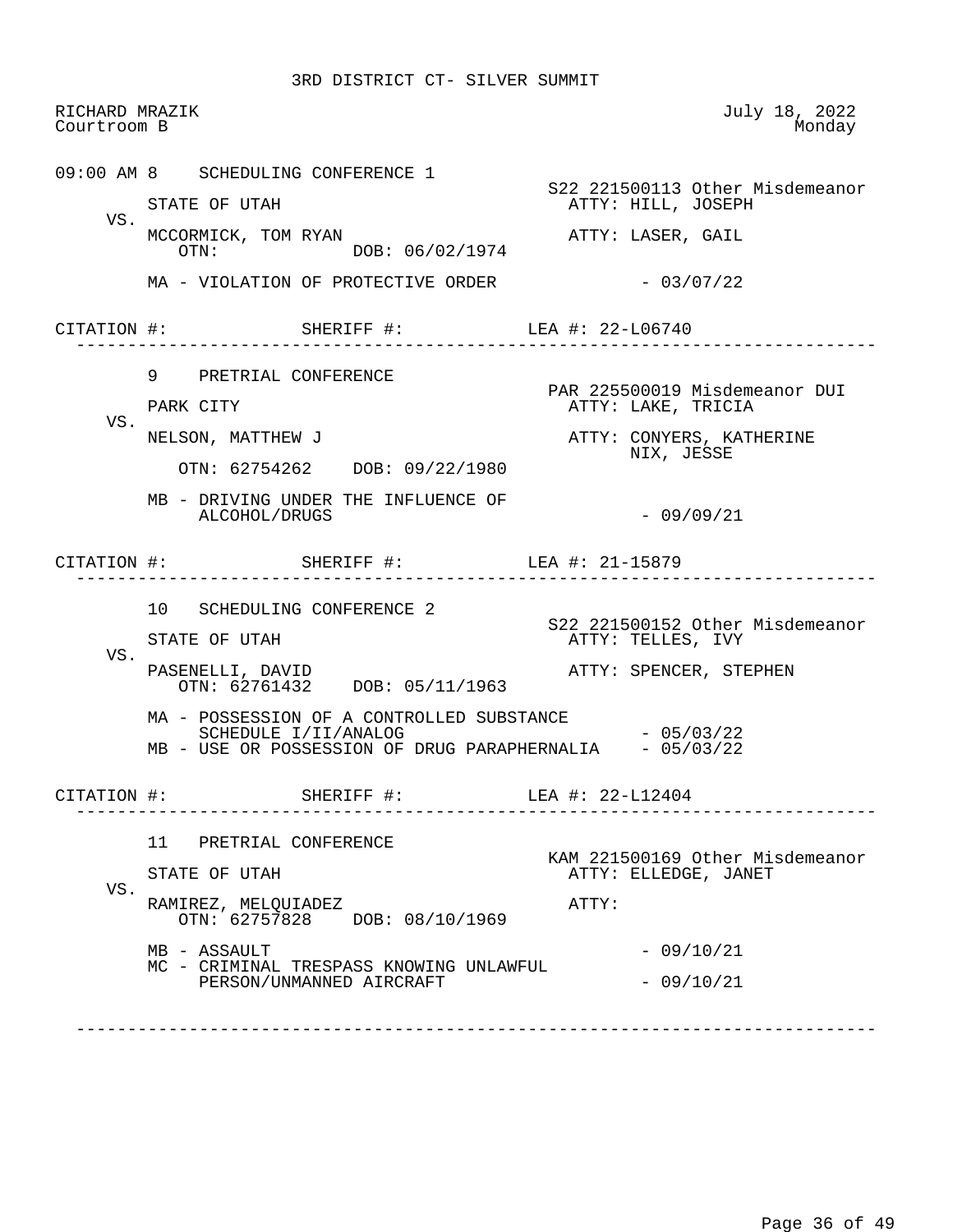# 3RD DISTRICT CT- SILVER SUMMIT

RICHARD MRAZIK
Courtroom B

July 18, 2022
Monday

---

**09:00 AM 8 SCHEDULING CONFERENCE 1**

S22 221500113 Other Misdemeanor

STATE OF UTAH — ATTY: HILL, JOSEPH

VS.

MCCORMICK, TOM RYAN — ATTY: LASER, GAIL
OTN: DOB: 06/02/1974

MA - VIOLATION OF PROTECTIVE ORDER - 03/07/22

CITATION #: SHERIFF #: LEA #: 22-L06740

---

**9 PRETRIAL CONFERENCE**

PAR 225500019 Misdemeanor DUI

PARK CITY — ATTY: LAKE, TRICIA

VS.

NELSON, MATTHEW J — ATTY: CONYERS, KATHERINE
NIX, JESSE

OTN: 62754262 DOB: 09/22/1980

MB - DRIVING UNDER THE INFLUENCE OF ALCOHOL/DRUGS - 09/09/21

CITATION #: SHERIFF #: LEA #: 21-15879

---

**10 SCHEDULING CONFERENCE 2**

S22 221500152 Other Misdemeanor

STATE OF UTAH — ATTY: TELLES, IVY

VS.

PASENELLI, DAVID — ATTY: SPENCER, STEPHEN
OTN: 62761432 DOB: 05/11/1963

MA - POSSESSION OF A CONTROLLED SUBSTANCE SCHEDULE I/II/ANALOG - 05/03/22
MB - USE OR POSSESSION OF DRUG PARAPHERNALIA - 05/03/22

CITATION #: SHERIFF #: LEA #: 22-L12404

---

**11 PRETRIAL CONFERENCE**

KAM 221500169 Other Misdemeanor

STATE OF UTAH — ATTY: ELLEDGE, JANET

VS.

RAMIREZ, MELQUIADEZ — ATTY:
OTN: 62757828 DOB: 08/10/1969

MB - ASSAULT - 09/10/21
MC - CRIMINAL TRESPASS KNOWING UNLAWFUL PERSON/UNMANNED AIRCRAFT - 09/10/21

---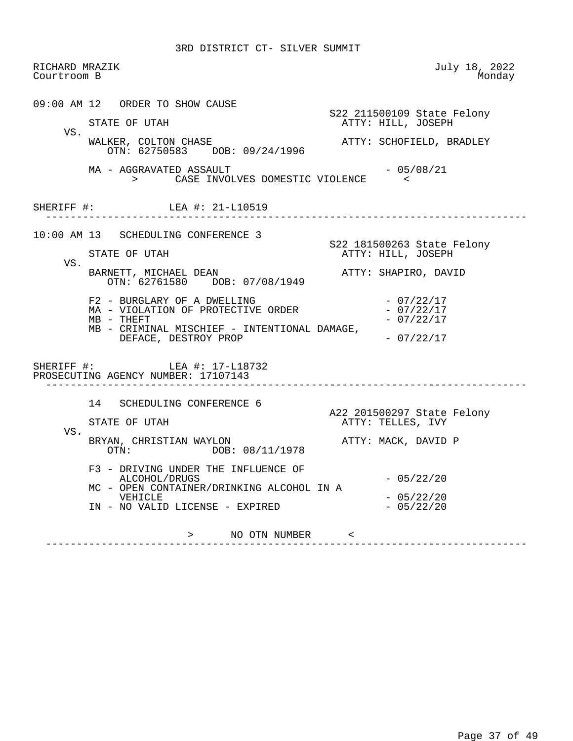3RD DISTRICT CT- SILVER SUMMIT

RICHARD MRAZIK — Courtroom B — July 18, 2022 — Monday

---

**09:00 AM 12 ORDER TO SHOW CAUSE**

S22 211500109 State Felony

STATE OF UTAH — ATTY: HILL, JOSEPH

VS.

WALKER, COLTON CHASE — ATTY: SCHOFIELD, BRADLEY
OTN: 62750583 DOB: 09/24/1996

MA - AGGRAVATED ASSAULT - 05/08/21
> CASE INVOLVES DOMESTIC VIOLENCE <

SHERIFF #: LEA #: 21-L10519

---

**10:00 AM 13 SCHEDULING CONFERENCE 3**

S22 181500263 State Felony

STATE OF UTAH — ATTY: HILL, JOSEPH

VS.

BARNETT, MICHAEL DEAN — ATTY: SHAPIRO, DAVID
OTN: 62761580 DOB: 07/08/1949

F2 - BURGLARY OF A DWELLING - 07/22/17
MA - VIOLATION OF PROTECTIVE ORDER - 07/22/17
MB - THEFT - 07/22/17
MB - CRIMINAL MISCHIEF - INTENTIONAL DAMAGE, DEFACE, DESTROY PROP - 07/22/17

SHERIFF #: LEA #: 17-L18732
PROSECUTING AGENCY NUMBER: 17107143

---

**14 SCHEDULING CONFERENCE 6**

A22 201500297 State Felony

STATE OF UTAH — ATTY: TELLES, IVY

VS.

BRYAN, CHRISTIAN WAYLON — ATTY: MACK, DAVID P
OTN: DOB: 08/11/1978

F3 - DRIVING UNDER THE INFLUENCE OF ALCOHOL/DRUGS - 05/22/20
MC - OPEN CONTAINER/DRINKING ALCOHOL IN A VEHICLE - 05/22/20
IN - NO VALID LICENSE - EXPIRED - 05/22/20

> NO OTN NUMBER <

---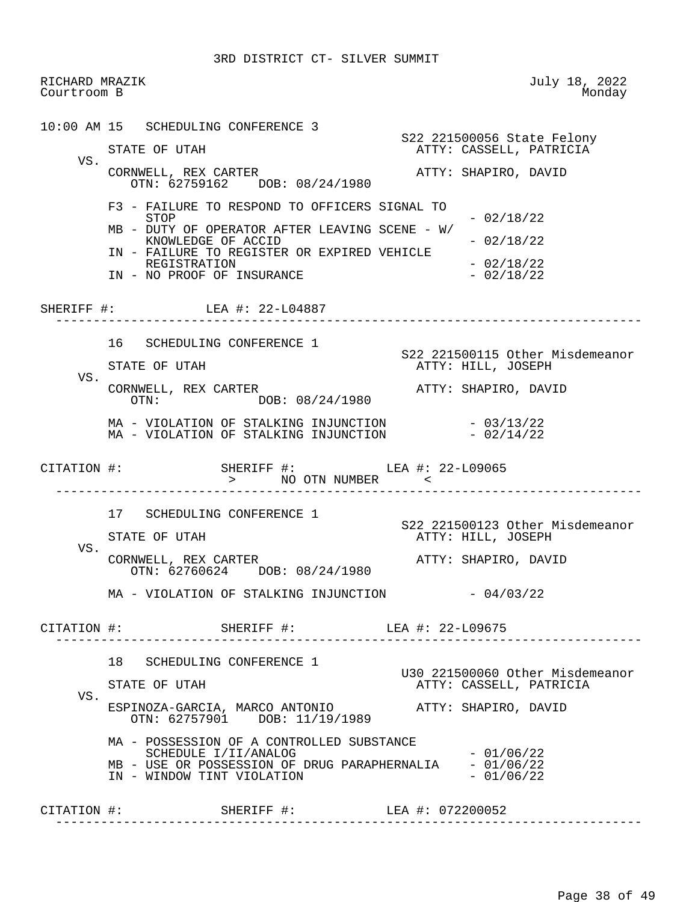3RD DISTRICT CT- SILVER SUMMIT

RICHARD MRAZIK
Courtroom B

July 18, 2022
Monday

---

**10:00 AM 15 SCHEDULING CONFERENCE 3**

S22 221500056 State Felony

STATE OF UTAH — ATTY: CASSELL, PATRICIA

VS.

CORNWELL, REX CARTER — ATTY: SHAPIRO, DAVID
OTN: 62759162 DOB: 08/24/1980

- F3 - FAILURE TO RESPOND TO OFFICERS SIGNAL TO STOP - 02/18/22
- MB - DUTY OF OPERATOR AFTER LEAVING SCENE - W/ KNOWLEDGE OF ACCID - 02/18/22
- IN - FAILURE TO REGISTER OR EXPIRED VEHICLE REGISTRATION - 02/18/22
- IN - NO PROOF OF INSURANCE - 02/18/22

SHERIFF #: LEA #: 22-L04887

---

**16 SCHEDULING CONFERENCE 1**

S22 221500115 Other Misdemeanor

STATE OF UTAH — ATTY: HILL, JOSEPH

VS.

CORNWELL, REX CARTER — ATTY: SHAPIRO, DAVID
OTN: DOB: 08/24/1980

- MA - VIOLATION OF STALKING INJUNCTION - 03/13/22
- MA - VIOLATION OF STALKING INJUNCTION - 02/14/22

CITATION #: SHERIFF #: LEA #: 22-L09065
> NO OTN NUMBER <

---

**17 SCHEDULING CONFERENCE 1**

S22 221500123 Other Misdemeanor

STATE OF UTAH — ATTY: HILL, JOSEPH

VS.

CORNWELL, REX CARTER — ATTY: SHAPIRO, DAVID
OTN: 62760624 DOB: 08/24/1980

- MA - VIOLATION OF STALKING INJUNCTION - 04/03/22

CITATION #: SHERIFF #: LEA #: 22-L09675

---

**18 SCHEDULING CONFERENCE 1**

U30 221500060 Other Misdemeanor

STATE OF UTAH — ATTY: CASSELL, PATRICIA

VS.

ESPINOZA-GARCIA, MARCO ANTONIO — ATTY: SHAPIRO, DAVID
OTN: 62757901 DOB: 11/19/1989

- MA - POSSESSION OF A CONTROLLED SUBSTANCE SCHEDULE I/II/ANALOG - 01/06/22
- MB - USE OR POSSESSION OF DRUG PARAPHERNALIA - 01/06/22
- IN - WINDOW TINT VIOLATION - 01/06/22

CITATION #: SHERIFF #: LEA #: 072200052

---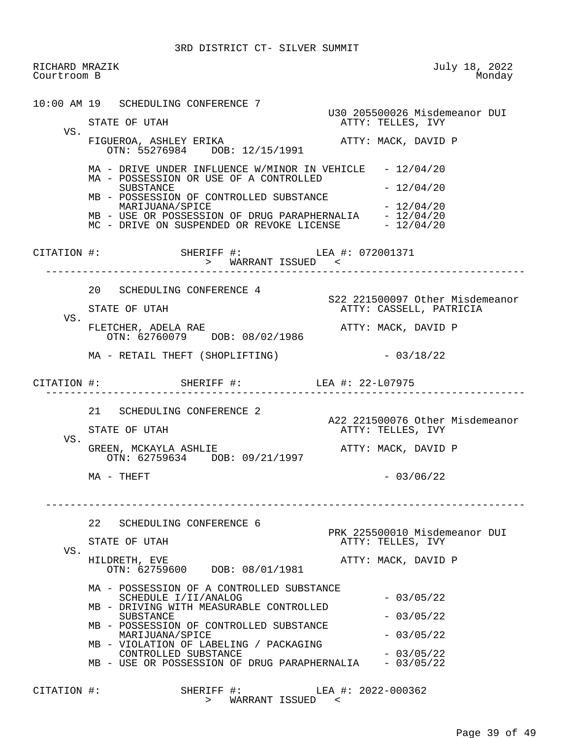3RD DISTRICT CT- SILVER SUMMIT

RICHARD MRAZIK
Courtroom B

July 18, 2022
Monday

---

10:00 AM 19 SCHEDULING CONFERENCE 7

U30 205500026 Misdemeanor DUI

STATE OF UTAH — ATTY: TELLES, IVY

VS.

FIGUEROA, ASHLEY ERIKA — ATTY: MACK, DAVID P
OTN: 55276984 DOB: 12/15/1991

- MA - DRIVE UNDER INFLUENCE W/MINOR IN VEHICLE - 12/04/20
- MA - POSSESSION OR USE OF A CONTROLLED SUBSTANCE - 12/04/20
- MB - POSSESSION OF CONTROLLED SUBSTANCE MARIJUANA/SPICE - 12/04/20
- MB - USE OR POSSESSION OF DRUG PARAPHERNALIA - 12/04/20
- MC - DRIVE ON SUSPENDED OR REVOKE LICENSE - 12/04/20

CITATION #: SHERIFF #: LEA #: 072001371

> WARRANT ISSUED <

---

20 SCHEDULING CONFERENCE 4

S22 221500097 Other Misdemeanor

STATE OF UTAH — ATTY: CASSELL, PATRICIA

VS.

FLETCHER, ADELA RAE — ATTY: MACK, DAVID P
OTN: 62760079 DOB: 08/02/1986

- MA - RETAIL THEFT (SHOPLIFTING) - 03/18/22

CITATION #: SHERIFF #: LEA #: 22-L07975

---

21 SCHEDULING CONFERENCE 2

A22 221500076 Other Misdemeanor

STATE OF UTAH — ATTY: TELLES, IVY

VS.

GREEN, MCKAYLA ASHLIE — ATTY: MACK, DAVID P
OTN: 62759634 DOB: 09/21/1997

- MA - THEFT - 03/06/22

---

22 SCHEDULING CONFERENCE 6

PRK 225500010 Misdemeanor DUI

STATE OF UTAH — ATTY: TELLES, IVY

VS.

HILDRETH, EVE — ATTY: MACK, DAVID P
OTN: 62759600 DOB: 08/01/1981

- MA - POSSESSION OF A CONTROLLED SUBSTANCE SCHEDULE I/II/ANALOG - 03/05/22
- MB - DRIVING WITH MEASURABLE CONTROLLED SUBSTANCE - 03/05/22
- MB - POSSESSION OF CONTROLLED SUBSTANCE MARIJUANA/SPICE - 03/05/22
- MB - VIOLATION OF LABELING / PACKAGING CONTROLLED SUBSTANCE - 03/05/22
- MB - USE OR POSSESSION OF DRUG PARAPHERNALIA - 03/05/22

CITATION #: SHERIFF #: LEA #: 2022-000362

> WARRANT ISSUED <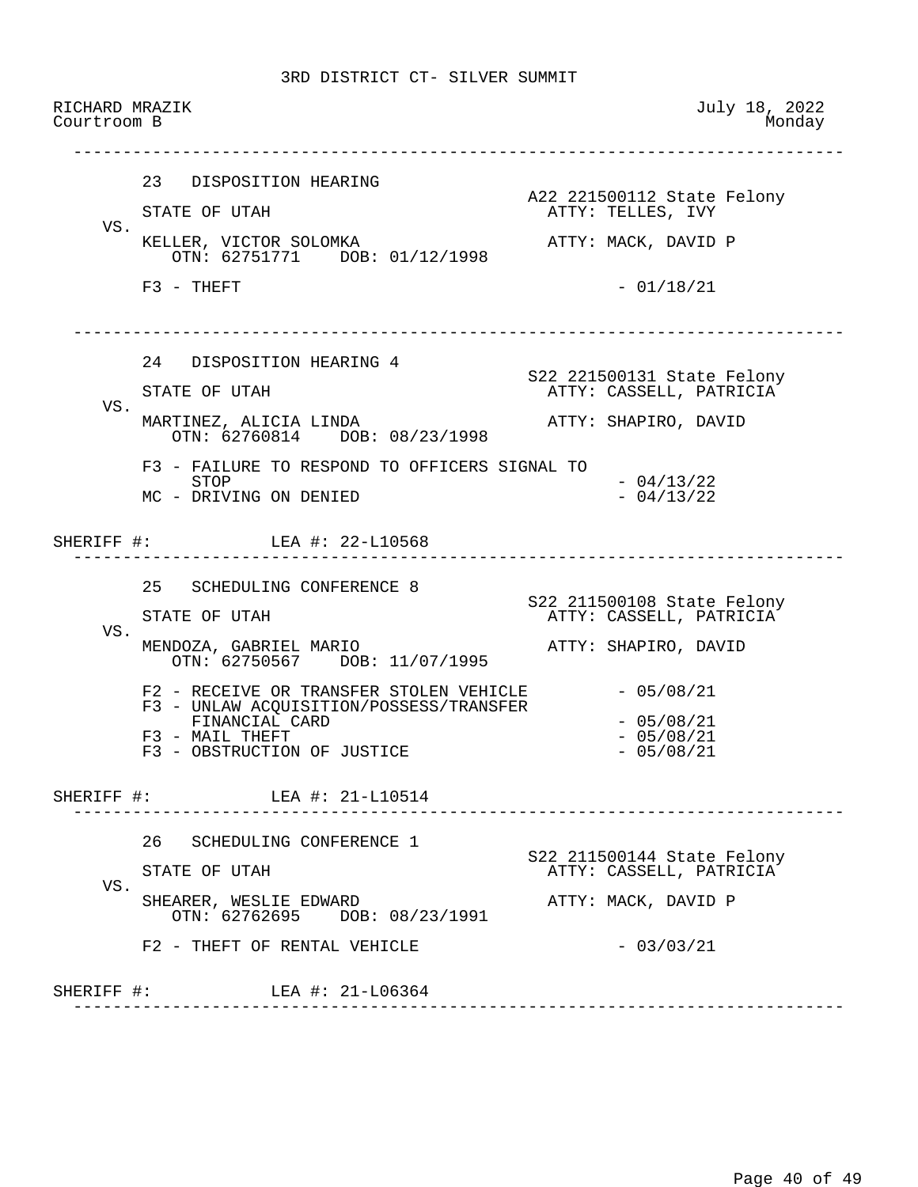# 3RD DISTRICT CT- SILVER SUMMIT

RICHARD MRAZIK
Courtroom B

July 18, 2022
Monday

---

**23 DISPOSITION HEARING**

A22 221500112 State Felony

STATE OF UTAH — ATTY: TELLES, IVY

VS.

KELLER, VICTOR SOLOMKA — ATTY: MACK, DAVID P
OTN: 62751771 DOB: 01/12/1998

F3 - THEFT - 01/18/21

---

**24 DISPOSITION HEARING 4**

S22 221500131 State Felony

STATE OF UTAH — ATTY: CASSELL, PATRICIA

VS.

MARTINEZ, ALICIA LINDA — ATTY: SHAPIRO, DAVID
OTN: 62760814 DOB: 08/23/1998

F3 - FAILURE TO RESPOND TO OFFICERS SIGNAL TO STOP - 04/13/22
MC - DRIVING ON DENIED - 04/13/22

SHERIFF #: LEA #: 22-L10568

---

**25 SCHEDULING CONFERENCE 8**

S22 211500108 State Felony

STATE OF UTAH — ATTY: CASSELL, PATRICIA

VS.

MENDOZA, GABRIEL MARIO — ATTY: SHAPIRO, DAVID
OTN: 62750567 DOB: 11/07/1995

F2 - RECEIVE OR TRANSFER STOLEN VEHICLE - 05/08/21
F3 - UNLAW ACQUISITION/POSSESS/TRANSFER FINANCIAL CARD - 05/08/21
F3 - MAIL THEFT - 05/08/21
F3 - OBSTRUCTION OF JUSTICE - 05/08/21

SHERIFF #: LEA #: 21-L10514

---

**26 SCHEDULING CONFERENCE 1**

S22 211500144 State Felony

STATE OF UTAH — ATTY: CASSELL, PATRICIA

VS.

SHEARER, WESLIE EDWARD — ATTY: MACK, DAVID P
OTN: 62762695 DOB: 08/23/1991

F2 - THEFT OF RENTAL VEHICLE - 03/03/21

SHERIFF #: LEA #: 21-L06364

---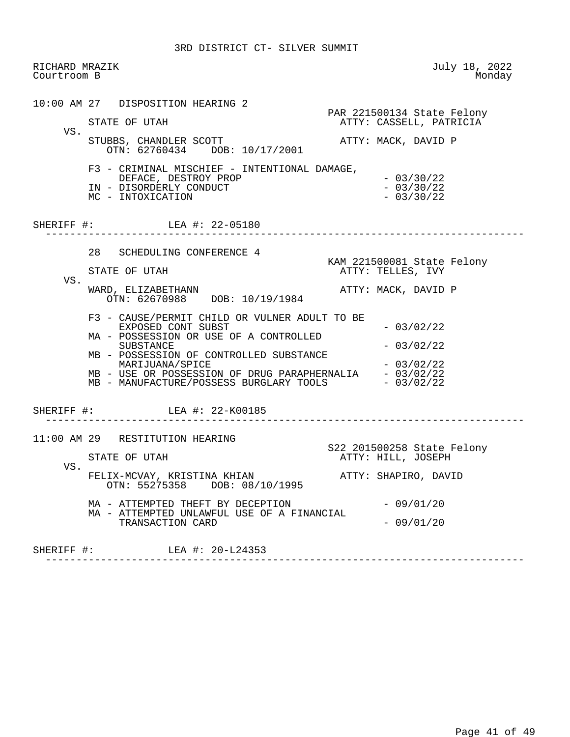3RD DISTRICT CT- SILVER SUMMIT

RICHARD MRAZIK
Courtroom B

July 18, 2022
Monday

```
10:00 AM 27   DISPOSITION HEARING 2
                                                  PAR 221500134 State Felony
        STATE OF UTAH                               ATTY: CASSELL, PATRICIA
   VS.
        STUBBS, CHANDLER SCOTT                      ATTY: MACK, DAVID P
           OTN: 62760434    DOB: 10/17/2001

        F3 - CRIMINAL MISCHIEF - INTENTIONAL DAMAGE,
             DEFACE, DESTROY PROP                          - 03/30/22
        IN - DISORDERLY CONDUCT                            - 03/30/22
        MC - INTOXICATION                                  - 03/30/22

SHERIFF #:            LEA #: 22-05180
-------------------------------------------------------------------------------

        28   SCHEDULING CONFERENCE 4
                                                  KAM 221500081 State Felony
        STATE OF UTAH                               ATTY: TELLES, IVY
   VS.
        WARD, ELIZABETHANN                          ATTY: MACK, DAVID P
           OTN: 62670988    DOB: 10/19/1984

        F3 - CAUSE/PERMIT CHILD OR VULNER ADULT TO BE
             EXPOSED CONT SUBST                            - 03/02/22
        MA - POSSESSION OR USE OF A CONTROLLED
             SUBSTANCE                                     - 03/02/22
        MB - POSSESSION OF CONTROLLED SUBSTANCE
             MARIJUANA/SPICE                               - 03/02/22
        MB - USE OR POSSESSION OF DRUG PARAPHERNALIA       - 03/02/22
        MB - MANUFACTURE/POSSESS BURGLARY TOOLS            - 03/02/22

SHERIFF #:            LEA #: 22-K00185
-------------------------------------------------------------------------------

11:00 AM 29   RESTITUTION HEARING
                                                  S22 201500258 State Felony
        STATE OF UTAH                               ATTY: HILL, JOSEPH
   VS.
        FELIX-MCVAY, KRISTINA KHIAN                 ATTY: SHAPIRO, DAVID
           OTN: 55275358    DOB: 08/10/1995

        MA - ATTEMPTED THEFT BY DECEPTION                  - 09/01/20
        MA - ATTEMPTED UNLAWFUL USE OF A FINANCIAL
             TRANSACTION CARD                              - 09/01/20

SHERIFF #:            LEA #: 20-L24353
-------------------------------------------------------------------------------
```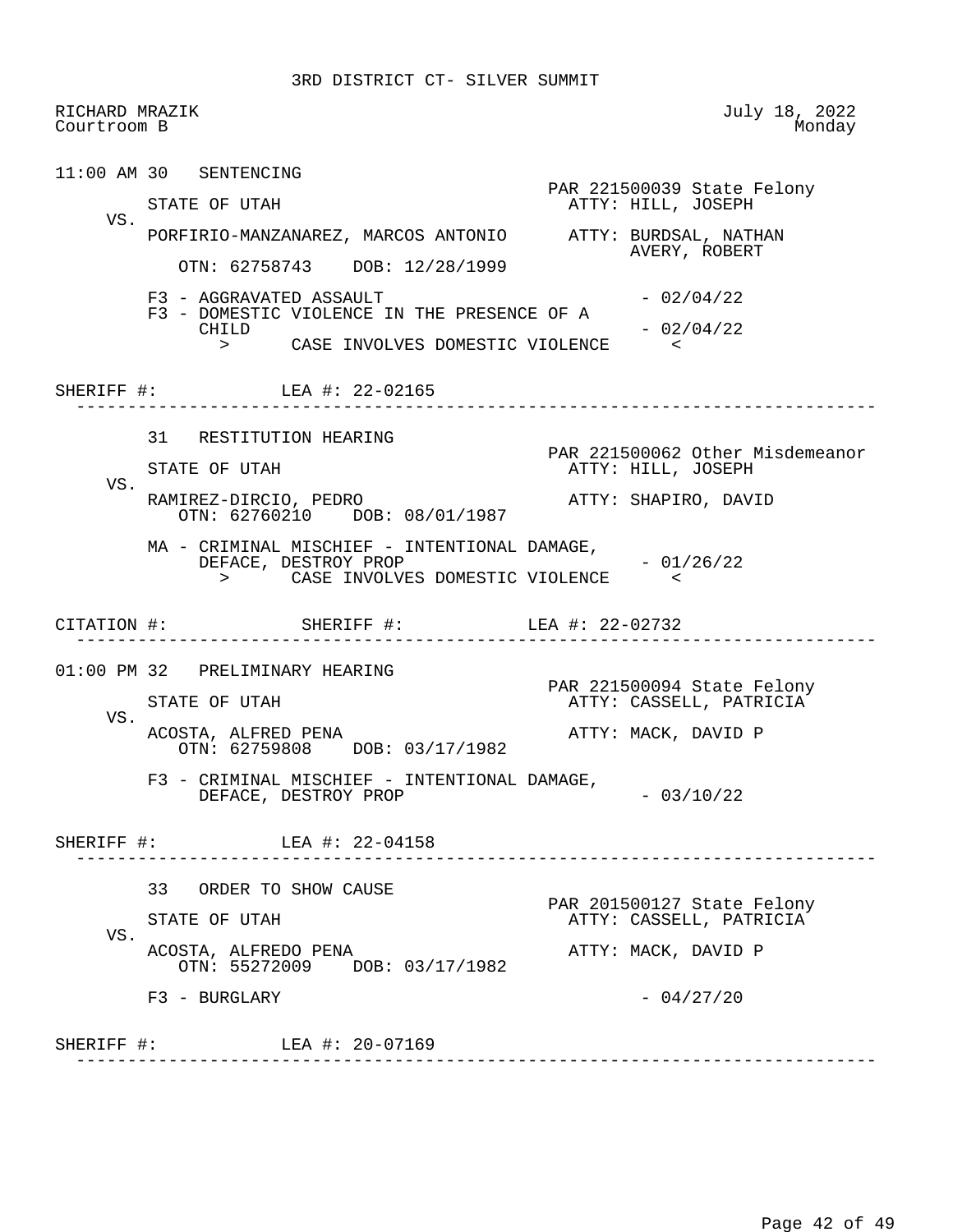3RD DISTRICT CT- SILVER SUMMIT

RICHARD MRAZIK — July 18, 2022
Courtroom B — Monday

---

**11:00 AM 30 SENTENCING**

PAR 221500039 State Felony

STATE OF UTAH — ATTY: HILL, JOSEPH

VS.

PORFIRIO-MANZANAREZ, MARCOS ANTONIO — ATTY: BURDSAL, NATHAN; AVERY, ROBERT

OTN: 62758743 DOB: 12/28/1999

F3 - AGGRAVATED ASSAULT - 02/04/22
F3 - DOMESTIC VIOLENCE IN THE PRESENCE OF A CHILD - 02/04/22
> CASE INVOLVES DOMESTIC VIOLENCE <

SHERIFF #: LEA #: 22-02165

---

**31 RESTITUTION HEARING**

PAR 221500062 Other Misdemeanor

STATE OF UTAH — ATTY: HILL, JOSEPH

VS.

RAMIREZ-DIRCIO, PEDRO — ATTY: SHAPIRO, DAVID

OTN: 62760210 DOB: 08/01/1987

MA - CRIMINAL MISCHIEF - INTENTIONAL DAMAGE, DEFACE, DESTROY PROP - 01/26/22
> CASE INVOLVES DOMESTIC VIOLENCE <

CITATION #: SHERIFF #: LEA #: 22-02732

---

**01:00 PM 32 PRELIMINARY HEARING**

PAR 221500094 State Felony

STATE OF UTAH — ATTY: CASSELL, PATRICIA

VS.

ACOSTA, ALFRED PENA — ATTY: MACK, DAVID P

OTN: 62759808 DOB: 03/17/1982

F3 - CRIMINAL MISCHIEF - INTENTIONAL DAMAGE, DEFACE, DESTROY PROP - 03/10/22

SHERIFF #: LEA #: 22-04158

---

**33 ORDER TO SHOW CAUSE**

PAR 201500127 State Felony

STATE OF UTAH — ATTY: CASSELL, PATRICIA

VS.

ACOSTA, ALFREDO PENA — ATTY: MACK, DAVID P

OTN: 55272009 DOB: 03/17/1982

F3 - BURGLARY - 04/27/20

SHERIFF #: LEA #: 20-07169

---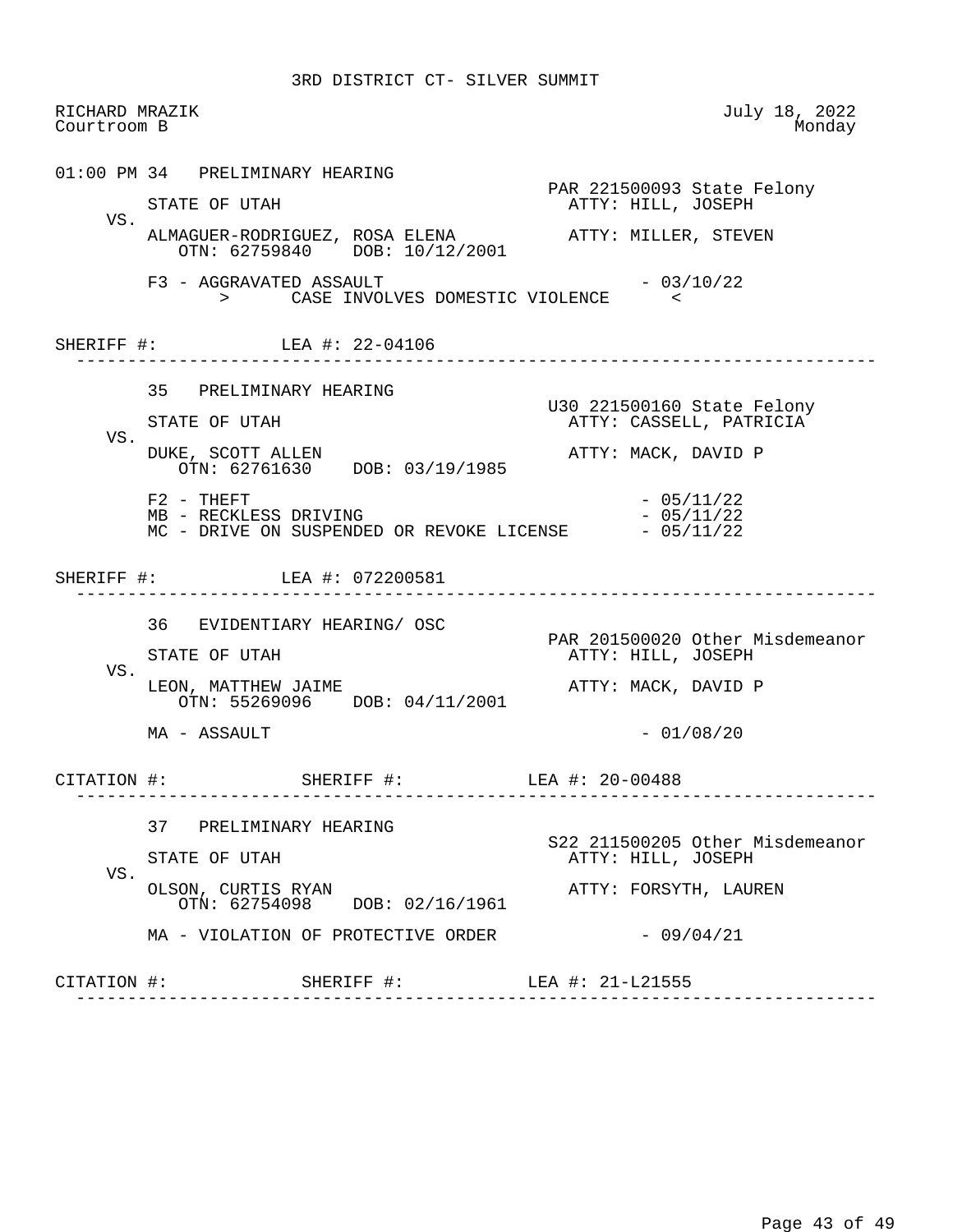3RD DISTRICT CT- SILVER SUMMIT

RICHARD MRAZIK — July 18, 2022
Courtroom B — Monday

---

**01:00 PM 34 PRELIMINARY HEARING**

PAR 221500093 State Felony

STATE OF UTAH — ATTY: HILL, JOSEPH

VS.

ALMAGUER-RODRIGUEZ, ROSA ELENA — ATTY: MILLER, STEVEN
OTN: 62759840 DOB: 10/12/2001

F3 - AGGRAVATED ASSAULT - 03/10/22
> CASE INVOLVES DOMESTIC VIOLENCE <

SHERIFF #: LEA #: 22-04106

---

**35 PRELIMINARY HEARING**

U30 221500160 State Felony

STATE OF UTAH — ATTY: CASSELL, PATRICIA

VS.

DUKE, SCOTT ALLEN — ATTY: MACK, DAVID P
OTN: 62761630 DOB: 03/19/1985

F2 - THEFT - 05/11/22
MB - RECKLESS DRIVING - 05/11/22
MC - DRIVE ON SUSPENDED OR REVOKE LICENSE - 05/11/22

SHERIFF #: LEA #: 072200581

---

**36 EVIDENTIARY HEARING/ OSC**

PAR 201500020 Other Misdemeanor

STATE OF UTAH — ATTY: HILL, JOSEPH

VS.

LEON, MATTHEW JAIME — ATTY: MACK, DAVID P
OTN: 55269096 DOB: 04/11/2001

MA - ASSAULT - 01/08/20

CITATION #: SHERIFF #: LEA #: 20-00488

---

**37 PRELIMINARY HEARING**

S22 211500205 Other Misdemeanor

STATE OF UTAH — ATTY: HILL, JOSEPH

VS.

OLSON, CURTIS RYAN — ATTY: FORSYTH, LAUREN
OTN: 62754098 DOB: 02/16/1961

MA - VIOLATION OF PROTECTIVE ORDER - 09/04/21

CITATION #: SHERIFF #: LEA #: 21-L21555

---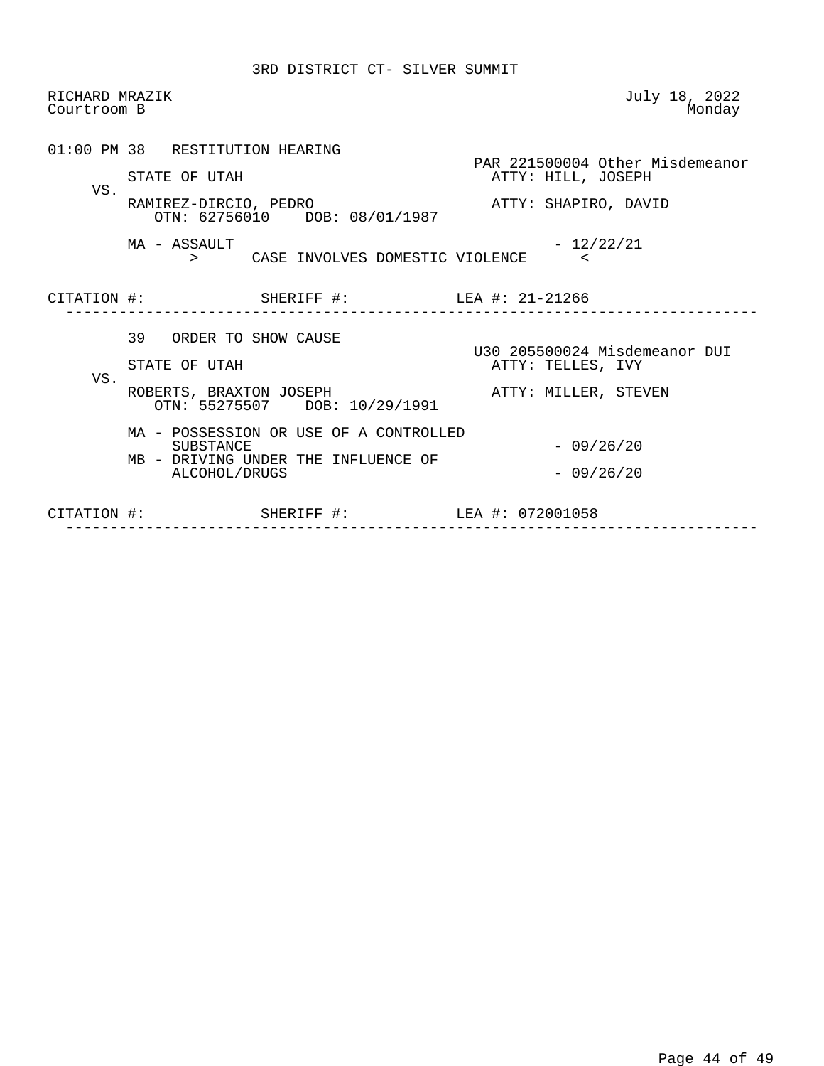3RD DISTRICT CT- SILVER SUMMIT

RICHARD MRAZIK
Courtroom B

July 18, 2022
Monday

01:00 PM 38 RESTITUTION HEARING

PAR 221500004 Other Misdemeanor

STATE OF UTAH — ATTY: HILL, JOSEPH

VS.

RAMIREZ-DIRCIO, PEDRO — ATTY: SHAPIRO, DAVID
OTN: 62756010 DOB: 08/01/1987

MA - ASSAULT - 12/22/21
> CASE INVOLVES DOMESTIC VIOLENCE <

CITATION #: SHERIFF #: LEA #: 21-21266

---

39 ORDER TO SHOW CAUSE

U30 205500024 Misdemeanor DUI

STATE OF UTAH — ATTY: TELLES, IVY

VS.

ROBERTS, BRAXTON JOSEPH — ATTY: MILLER, STEVEN
OTN: 55275507 DOB: 10/29/1991

MA - POSSESSION OR USE OF A CONTROLLED SUBSTANCE - 09/26/20
MB - DRIVING UNDER THE INFLUENCE OF ALCOHOL/DRUGS - 09/26/20

CITATION #: SHERIFF #: LEA #: 072001058

---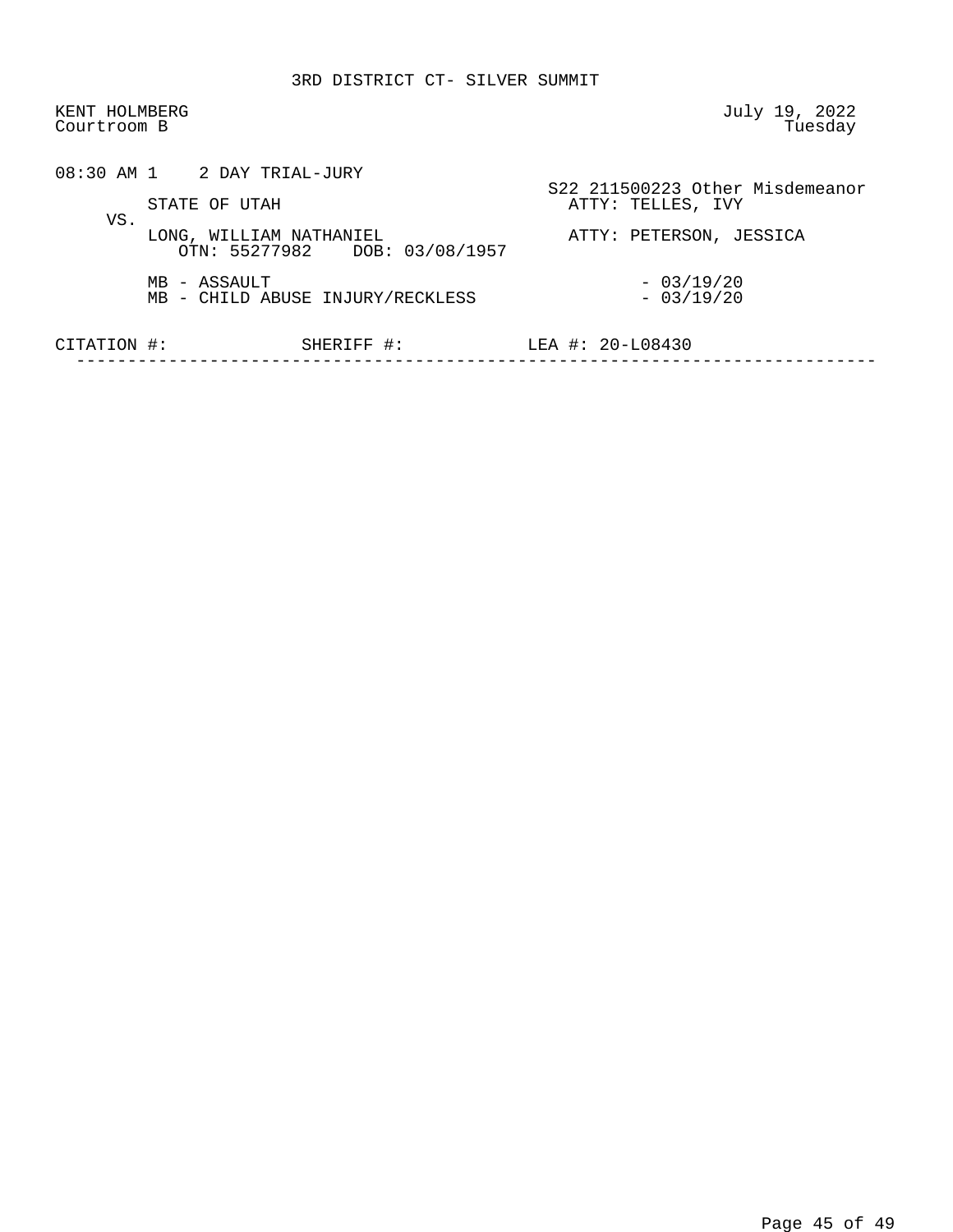3RD DISTRICT CT- SILVER SUMMIT

KENT HOLMBERG
Courtroom B

July 19, 2022
Tuesday

08:30 AM 1 2 DAY TRIAL-JURY

S22 211500223 Other Misdemeanor

STATE OF UTAH ATTY: TELLES, IVY

VS.

LONG, WILLIAM NATHANIEL ATTY: PETERSON, JESSICA
OTN: 55277982 DOB: 03/08/1957

MB - ASSAULT - 03/19/20
MB - CHILD ABUSE INJURY/RECKLESS - 03/19/20

CITATION #: SHERIFF #: LEA #: 20-L08430

---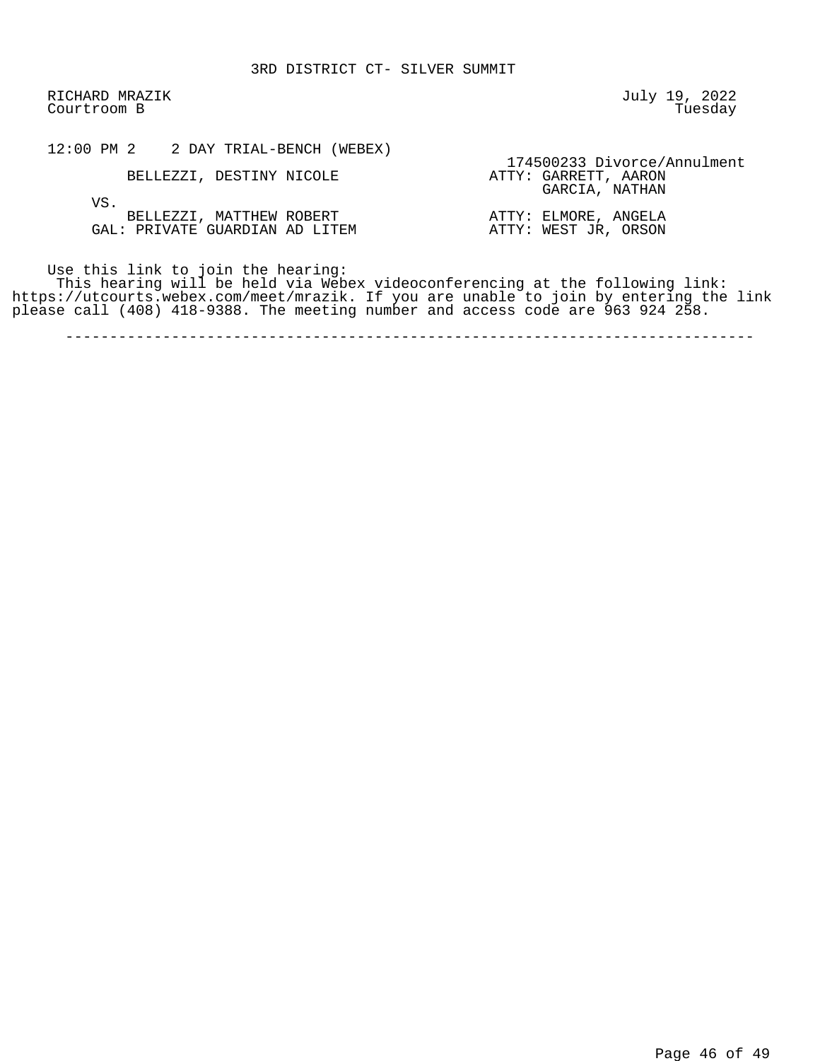3RD DISTRICT CT- SILVER SUMMIT

RICHARD MRAZIK
Courtroom B

July 19, 2022
Tuesday

12:00 PM 2    2 DAY TRIAL-BENCH (WEBEX)

174500233 Divorce/Annulment

BELLEZZI, DESTINY NICOLE — ATTY: GARRETT, AARON; GARCIA, NATHAN

VS.

BELLEZZI, MATTHEW ROBERT — ATTY: ELMORE, ANGELA

GAL: PRIVATE GUARDIAN AD LITEM — ATTY: WEST JR, ORSON

Use this link to join the hearing:
This hearing will be held via Webex videoconferencing at the following link: https://utcourts.webex.com/meet/mrazik. If you are unable to join by entering the link please call (408) 418-9388. The meeting number and access code are 963 924 258.

---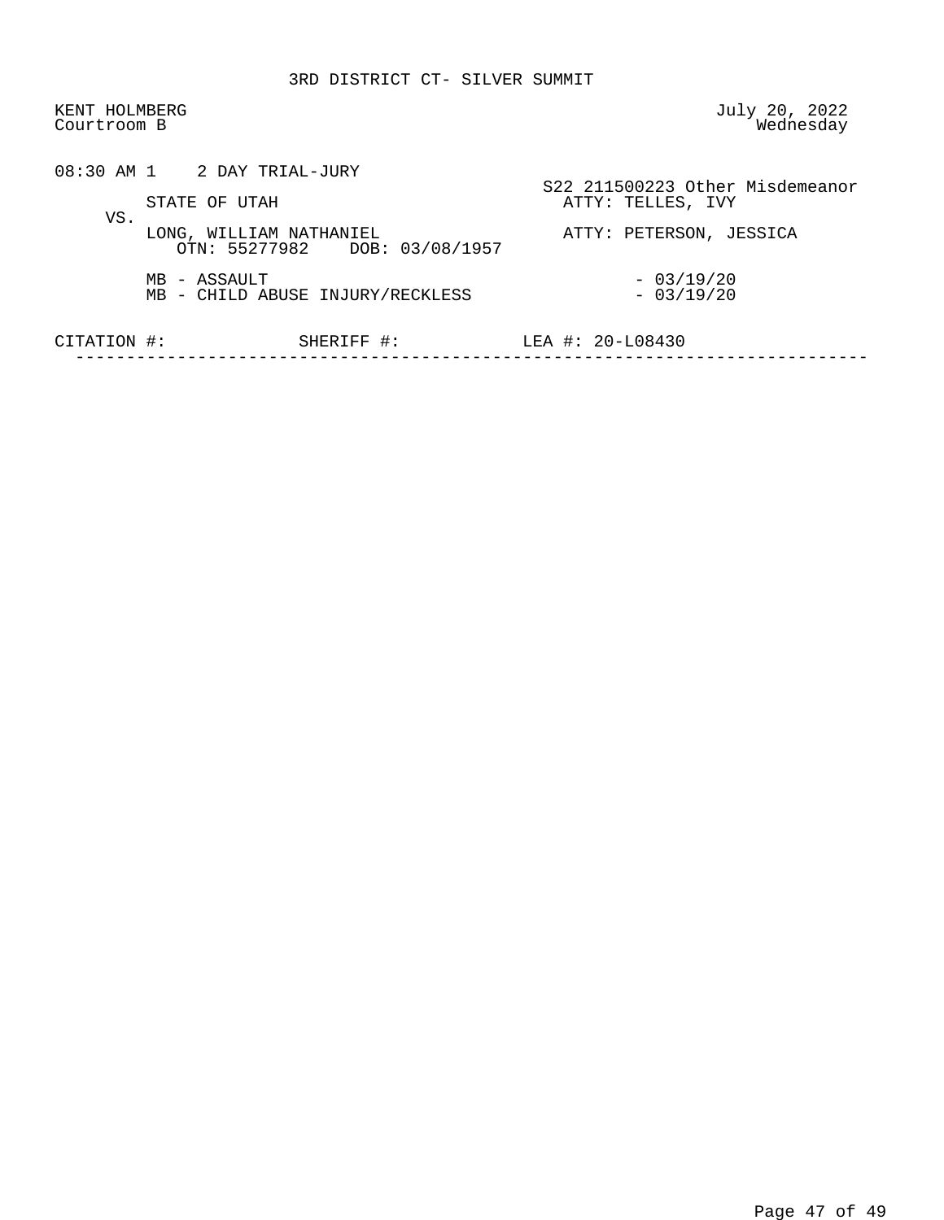3RD DISTRICT CT- SILVER SUMMIT

KENT HOLMBERG
Courtroom B

July 20, 2022
Wednesday

08:30 AM 1    2 DAY TRIAL-JURY

S22 211500223 Other Misdemeanor

STATE OF UTAH    ATTY: TELLES, IVY

VS.

LONG, WILLIAM NATHANIEL    ATTY: PETERSON, JESSICA
OTN: 55277982    DOB: 03/08/1957

MB - ASSAULT    - 03/19/20
MB - CHILD ABUSE INJURY/RECKLESS    - 03/19/20

CITATION #:    SHERIFF #:    LEA #: 20-L08430

---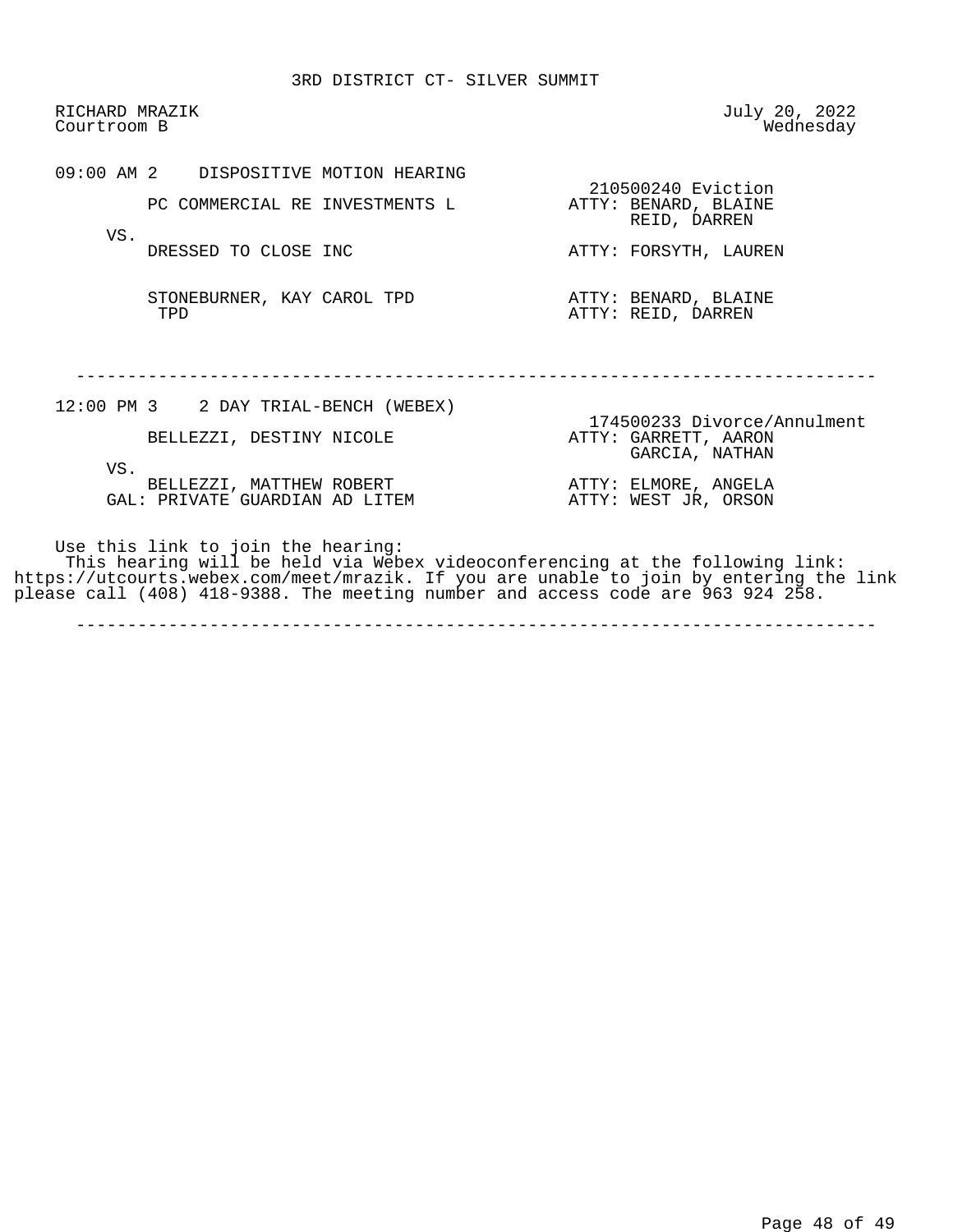3RD DISTRICT CT- SILVER SUMMIT

RICHARD MRAZIK — July 20, 2022
Courtroom B — Wednesday

**09:00 AM 2 DISPOSITIVE MOTION HEARING**

210500240 Eviction

| Party | Attorney |
|---|---|
| PC COMMERCIAL RE INVESTMENTS L | ATTY: BENARD, BLAINE<br>REID, DARREN |
| VS. | |
| DRESSED TO CLOSE INC | ATTY: FORSYTH, LAUREN |
| STONEBURNER, KAY CAROL TPD<br>TPD | ATTY: BENARD, BLAINE<br>ATTY: REID, DARREN |

---

**12:00 PM 3 2 DAY TRIAL-BENCH (WEBEX)**

174500233 Divorce/Annulment

| Party | Attorney |
|---|---|
| BELLEZZI, DESTINY NICOLE | ATTY: GARRETT, AARON<br>GARCIA, NATHAN |
| VS. | |
| BELLEZZI, MATTHEW ROBERT | ATTY: ELMORE, ANGELA |
| GAL: PRIVATE GUARDIAN AD LITEM | ATTY: WEST JR, ORSON |

Use this link to join the hearing:
This hearing will be held via Webex videoconferencing at the following link: https://utcourts.webex.com/meet/mrazik. If you are unable to join by entering the link please call (408) 418-9388. The meeting number and access code are 963 924 258.

---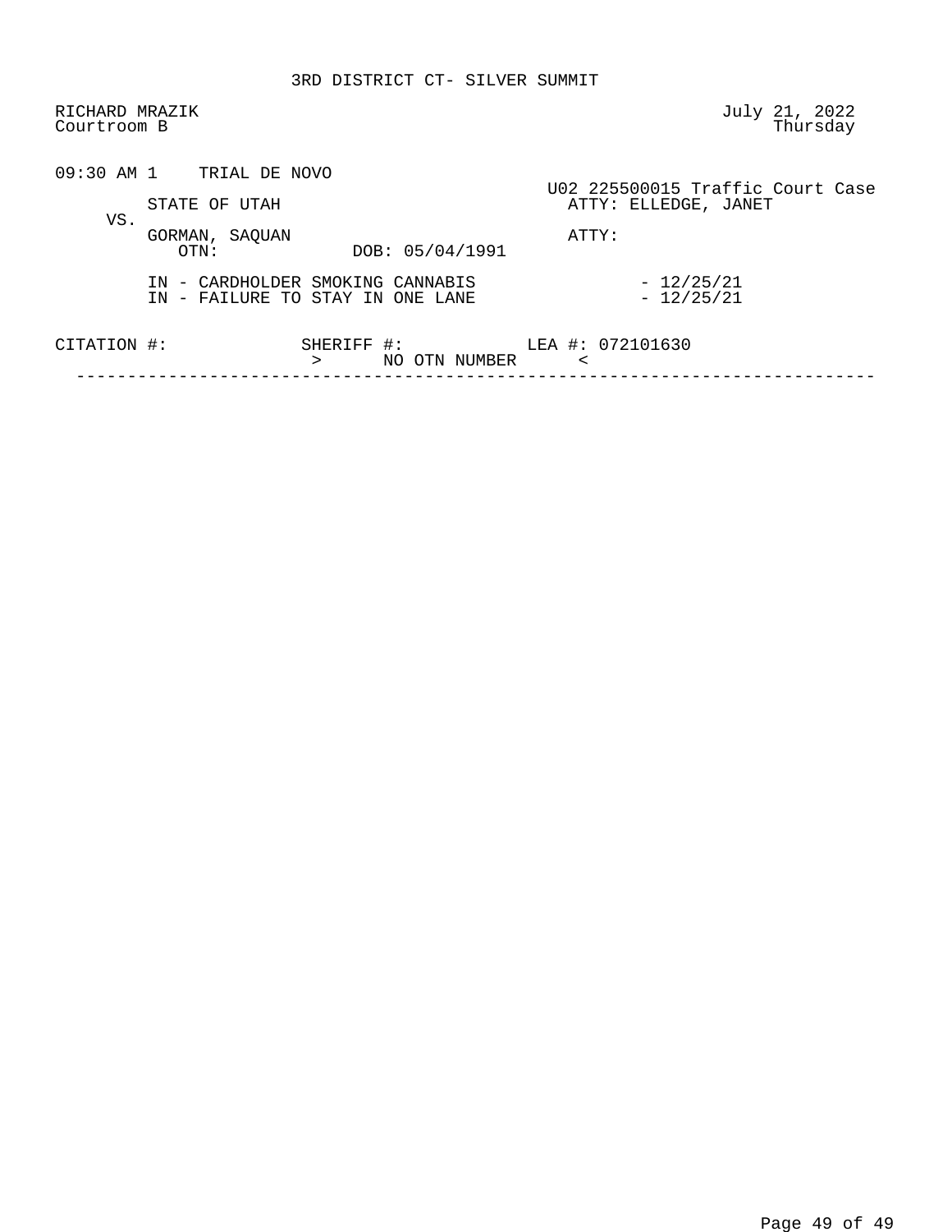3RD DISTRICT CT- SILVER SUMMIT

RICHARD MRAZIK
Courtroom B

July 21, 2022
Thursday

09:30 AM 1    TRIAL DE NOVO

U02 225500015 Traffic Court Case

STATE OF UTAH
ATTY: ELLEDGE, JANET

VS.

GORMAN, SAQUAN
ATTY:
OTN:    DOB: 05/04/1991

IN - CARDHOLDER SMOKING CANNABIS - 12/25/21
IN - FAILURE TO STAY IN ONE LANE - 12/25/21

CITATION #:    SHERIFF #:    LEA #: 072101630
> NO OTN NUMBER <

---